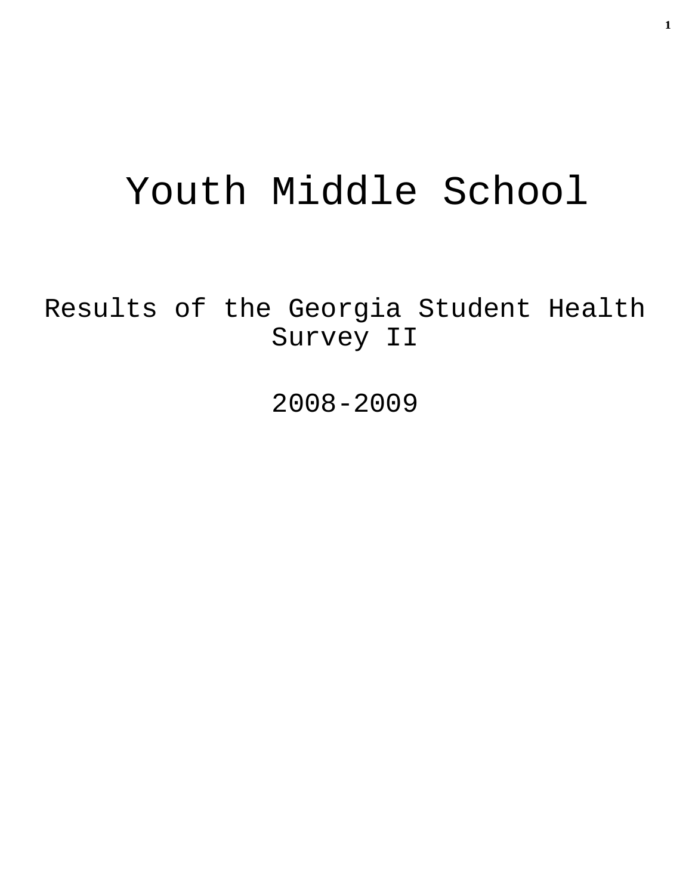# Youth Middle School

Results of the Georgia Student Health Survey II

2008-2009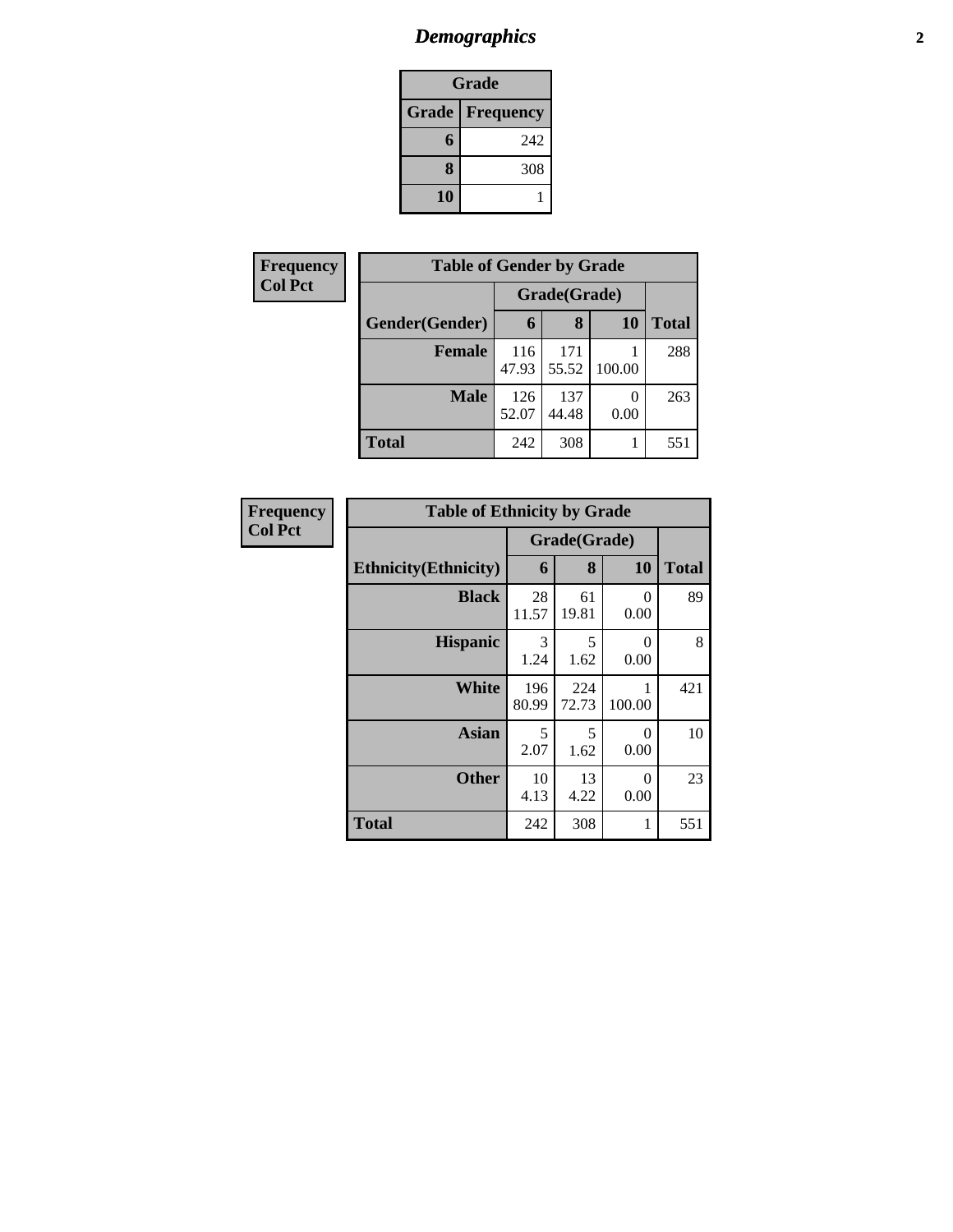# Demographics

| Grade | |
|---|---|
| **Grade** | **Frequency** |
| 6 | 242 |
| 8 | 308 |
| 10 | 1 |

**Frequency**
**Col Pct**

| Table of Gender by Grade | | | | |
|---|---|---|---|---|
| | Grade(Grade) | | | |
| **Gender(Gender)** | **6** | **8** | **10** | **Total** |
| **Female** | 116<br>47.93 | 171<br>55.52 | 1<br>100.00 | 288 |
| **Male** | 126<br>52.07 | 137<br>44.48 | 0<br>0.00 | 263 |
| **Total** | 242 | 308 | 1 | 551 |

**Frequency**
**Col Pct**

| Table of Ethnicity by Grade | | | | |
|---|---|---|---|---|
| | Grade(Grade) | | | |
| **Ethnicity(Ethnicity)** | **6** | **8** | **10** | **Total** |
| **Black** | 28<br>11.57 | 61<br>19.81 | 0<br>0.00 | 89 |
| **Hispanic** | 3<br>1.24 | 5<br>1.62 | 0<br>0.00 | 8 |
| **White** | 196<br>80.99 | 224<br>72.73 | 1<br>100.00 | 421 |
| **Asian** | 5<br>2.07 | 5<br>1.62 | 0<br>0.00 | 10 |
| **Other** | 10<br>4.13 | 13<br>4.22 | 0<br>0.00 | 23 |
| **Total** | 242 | 308 | 1 | 551 |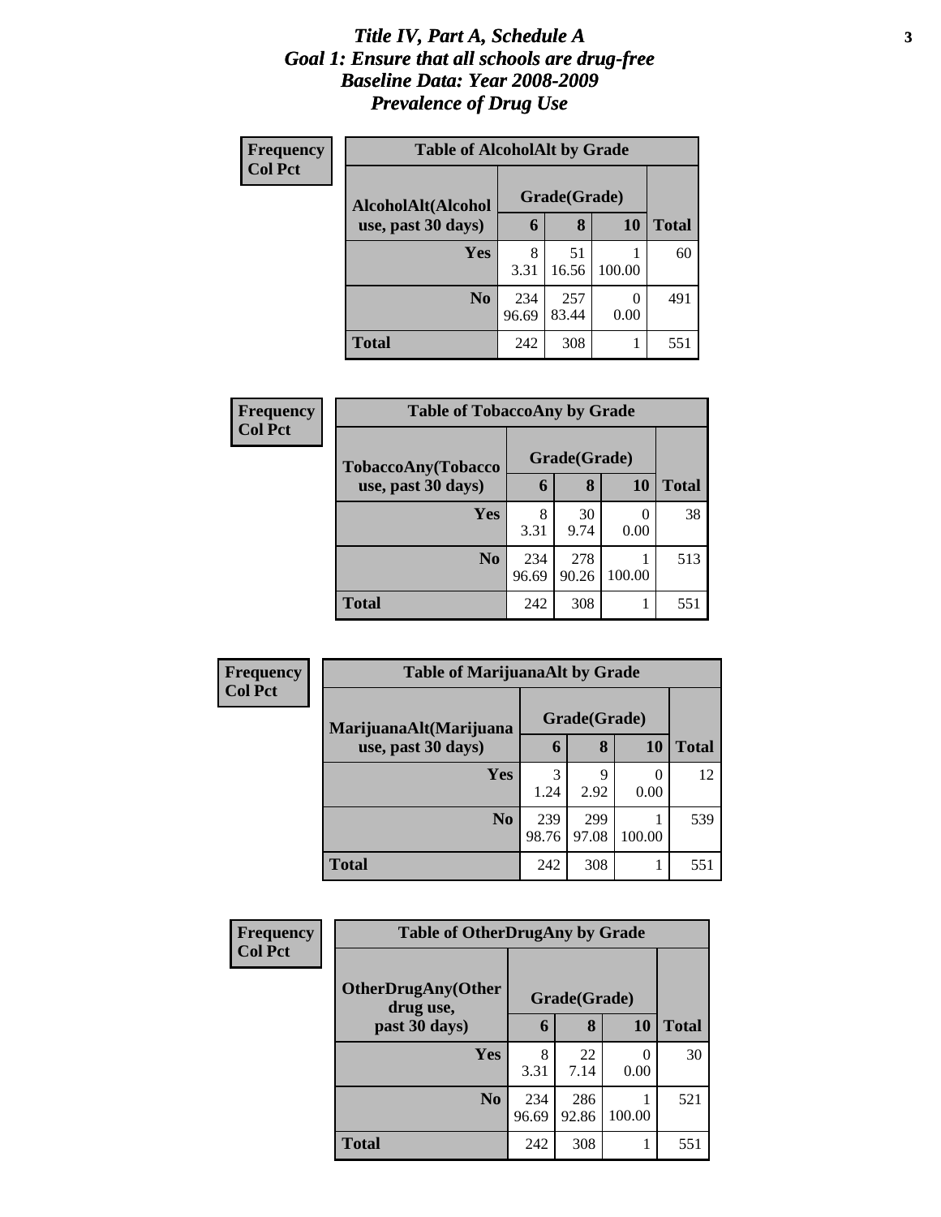# *Title IV, Part A, Schedule A*
# *Goal 1: Ensure that all schools are drug-free*
# *Baseline Data: Year 2008-2009*
# *Prevalence of Drug Use*

**Frequency**
**Col Pct**

**Table of AlcoholAlt by Grade**

| AlcoholAlt(Alcohol use, past 30 days) | Grade(Grade) | | | Total |
|---|---|---|---|---|
| | 6 | 8 | 10 | |
| **Yes** | 8<br>3.31 | 51<br>16.56 | 1<br>100.00 | 60 |
| **No** | 234<br>96.69 | 257<br>83.44 | 0<br>0.00 | 491 |
| **Total** | 242 | 308 | 1 | 551 |

**Frequency**
**Col Pct**

**Table of TobaccoAny by Grade**

| TobaccoAny(Tobacco use, past 30 days) | Grade(Grade) | | | Total |
|---|---|---|---|---|
| | 6 | 8 | 10 | |
| **Yes** | 8<br>3.31 | 30<br>9.74 | 0<br>0.00 | 38 |
| **No** | 234<br>96.69 | 278<br>90.26 | 1<br>100.00 | 513 |
| **Total** | 242 | 308 | 1 | 551 |

**Frequency**
**Col Pct**

**Table of MarijuanaAlt by Grade**

| MarijuanaAlt(Marijuana use, past 30 days) | Grade(Grade) | | | Total |
|---|---|---|---|---|
| | 6 | 8 | 10 | |
| **Yes** | 3<br>1.24 | 9<br>2.92 | 0<br>0.00 | 12 |
| **No** | 239<br>98.76 | 299<br>97.08 | 1<br>100.00 | 539 |
| **Total** | 242 | 308 | 1 | 551 |

**Frequency**
**Col Pct**

**Table of OtherDrugAny by Grade**

| OtherDrugAny(Other drug use, past 30 days) | Grade(Grade) | | | Total |
|---|---|---|---|---|
| | 6 | 8 | 10 | |
| **Yes** | 8<br>3.31 | 22<br>7.14 | 0<br>0.00 | 30 |
| **No** | 234<br>96.69 | 286<br>92.86 | 1<br>100.00 | 521 |
| **Total** | 242 | 308 | 1 | 551 |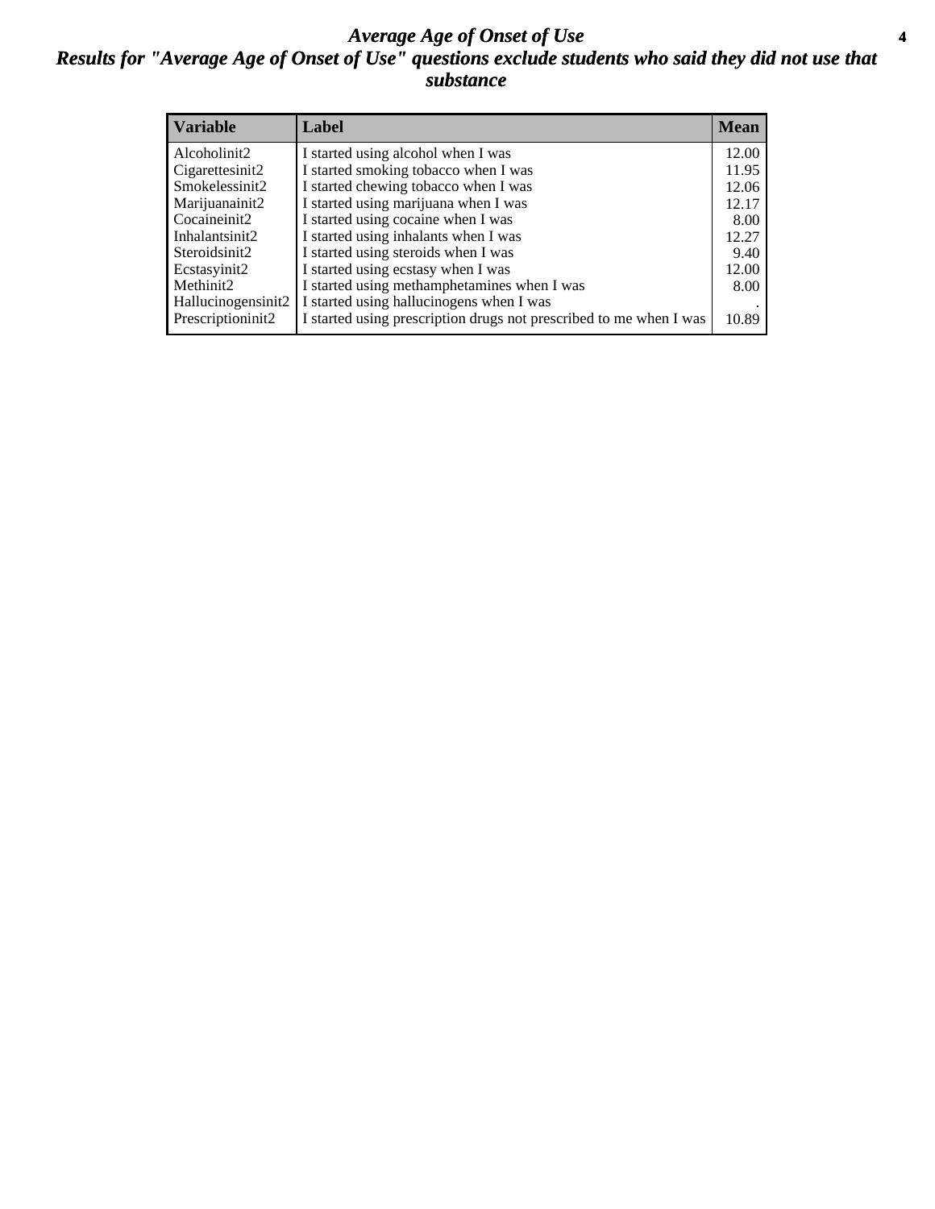# *Average Age of Onset of Use*

## *Results for "Average Age of Onset of Use" questions exclude students who said they did not use that substance*

| Variable | Label | Mean |
|---|---|---|
| Alcoholinit2 | I started using alcohol when I was | 12.00 |
| Cigarettesinit2 | I started smoking tobacco when I was | 11.95 |
| Smokelessinit2 | I started chewing tobacco when I was | 12.06 |
| Marijuanainit2 | I started using marijuana when I was | 12.17 |
| Cocaineinit2 | I started using cocaine when I was | 8.00 |
| Inhalantsinit2 | I started using inhalants when I was | 12.27 |
| Steroidsinit2 | I started using steroids when I was | 9.40 |
| Ecstasyinit2 | I started using ecstasy when I was | 12.00 |
| Methinit2 | I started using methamphetamines when I was | 8.00 |
| Hallucinogensinit2 | I started using hallucinogens when I was | . |
| Prescriptioninit2 | I started using prescription drugs not prescribed to me when I was | 10.89 |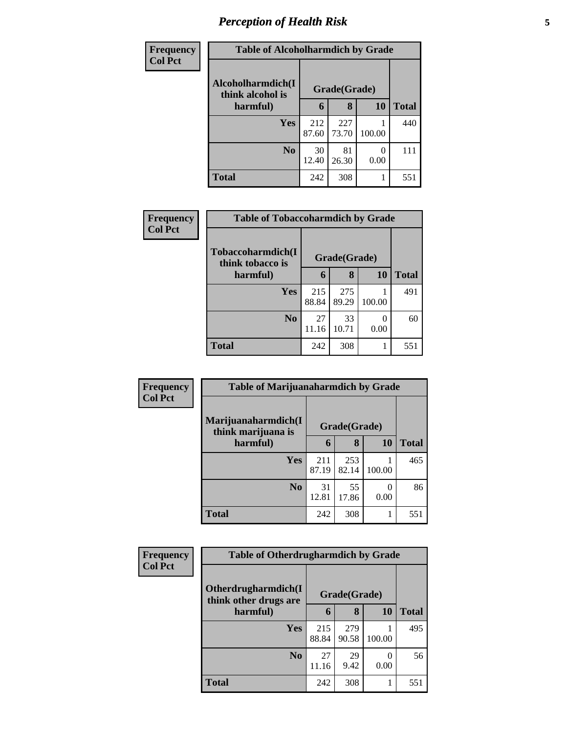# *Perception of Health Risk*

| Frequency Col Pct | | | | |
|---|---|---|---|---|
| **Table of Alcoholharmdich by Grade** | | | | |
| **Alcoholharmdich(I think alcohol is harmful)** | **Grade(Grade)** | | | **Total** |
| | **6** | **8** | **10** | |
| **Yes** | 212<br>87.60 | 227<br>73.70 | 1<br>100.00 | 440 |
| **No** | 30<br>12.40 | 81<br>26.30 | 0<br>0.00 | 111 |
| **Total** | 242 | 308 | 1 | 551 |

| Frequency Col Pct | | | | |
|---|---|---|---|---|
| **Table of Tobaccoharmdich by Grade** | | | | |
| **Tobaccoharmdich(I think tobacco is harmful)** | **Grade(Grade)** | | | **Total** |
| | **6** | **8** | **10** | |
| **Yes** | 215<br>88.84 | 275<br>89.29 | 1<br>100.00 | 491 |
| **No** | 27<br>11.16 | 33<br>10.71 | 0<br>0.00 | 60 |
| **Total** | 242 | 308 | 1 | 551 |

| Frequency Col Pct | | | | |
|---|---|---|---|---|
| **Table of Marijuanaharmdich by Grade** | | | | |
| **Marijuanaharmdich(I think marijuana is harmful)** | **Grade(Grade)** | | | **Total** |
| | **6** | **8** | **10** | |
| **Yes** | 211<br>87.19 | 253<br>82.14 | 1<br>100.00 | 465 |
| **No** | 31<br>12.81 | 55<br>17.86 | 0<br>0.00 | 86 |
| **Total** | 242 | 308 | 1 | 551 |

| Frequency Col Pct | | | | |
|---|---|---|---|---|
| **Table of Otherdrugharmdich by Grade** | | | | |
| **Otherdrugharmdich(I think other drugs are harmful)** | **Grade(Grade)** | | | **Total** |
| | **6** | **8** | **10** | |
| **Yes** | 215<br>88.84 | 279<br>90.58 | 1<br>100.00 | 495 |
| **No** | 27<br>11.16 | 29<br>9.42 | 0<br>0.00 | 56 |
| **Total** | 242 | 308 | 1 | 551 |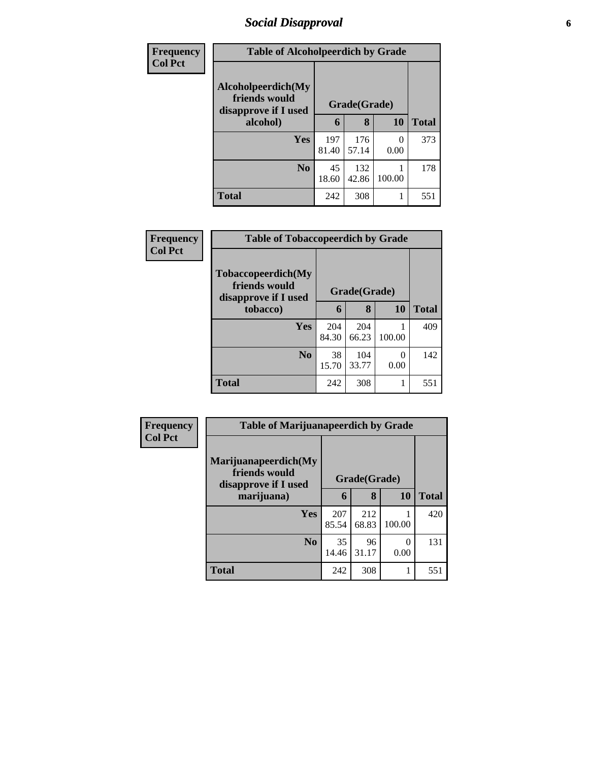## Social Disapproval

| Frequency Col Pct |
|---|

**Table of Alcoholpeerdich by Grade**

| Alcoholpeerdich(My friends would disapprove if I used alcohol) | Grade(Grade) | | | |
|---|---|---|---|---|
| | 6 | 8 | 10 | Total |
| Yes | 197<br>81.40 | 176<br>57.14 | 0<br>0.00 | 373 |
| No | 45<br>18.60 | 132<br>42.86 | 1<br>100.00 | 178 |
| Total | 242 | 308 | 1 | 551 |

| Frequency Col Pct |
|---|

**Table of Tobaccopeerdich by Grade**

| Tobaccopeerdich(My friends would disapprove if I used tobacco) | Grade(Grade) | | | |
|---|---|---|---|---|
| | 6 | 8 | 10 | Total |
| Yes | 204<br>84.30 | 204<br>66.23 | 1<br>100.00 | 409 |
| No | 38<br>15.70 | 104<br>33.77 | 0<br>0.00 | 142 |
| Total | 242 | 308 | 1 | 551 |

| Frequency Col Pct |
|---|

**Table of Marijuanapeerdich by Grade**

| Marijuanapeerdich(My friends would disapprove if I used marijuana) | Grade(Grade) | | | |
|---|---|---|---|---|
| | 6 | 8 | 10 | Total |
| Yes | 207<br>85.54 | 212<br>68.83 | 1<br>100.00 | 420 |
| No | 35<br>14.46 | 96<br>31.17 | 0<br>0.00 | 131 |
| Total | 242 | 308 | 1 | 551 |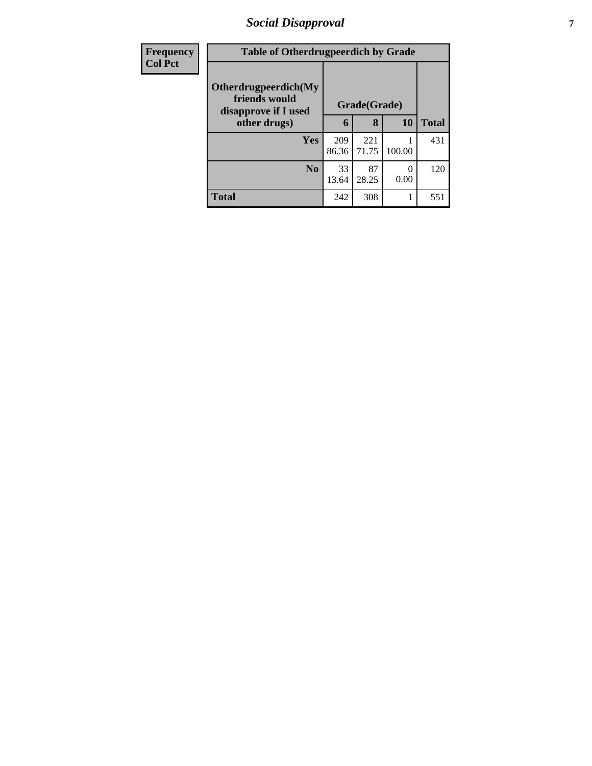| Frequency<br>Col Pct | | | | |
|---|---|---|---|---|

**Table of Otherdrugpeerdich by Grade**

| Otherdrugpeerdich(My friends would disapprove if I used other drugs) | Grade(Grade) | | | |
|---|---|---|---|---|
| | 6 | 8 | 10 | Total |
| Yes | 209<br>86.36 | 221<br>71.75 | 1<br>100.00 | 431 |
| No | 33<br>13.64 | 87<br>28.25 | 0<br>0.00 | 120 |
| Total | 242 | 308 | 1 | 551 |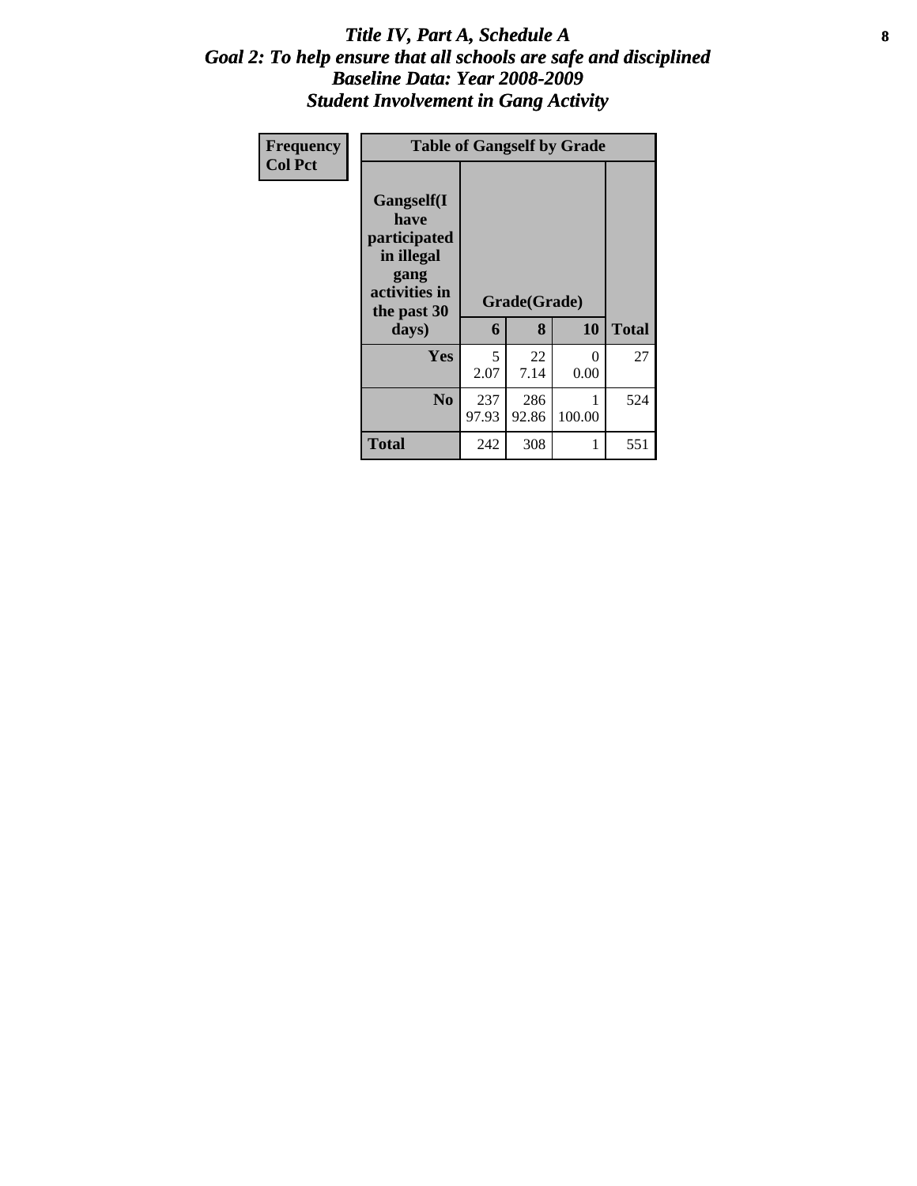# *Title IV, Part A, Schedule A*
## *Goal 2: To help ensure that all schools are safe and disciplined*
## *Baseline Data: Year 2008-2009*
## *Student Involvement in Gang Activity*

| Frequency<br>Col Pct |
|---|

| Table of Gangself by Grade | | | | |
|---|---|---|---|---|
| **Gangself(I have participated in illegal gang activities in the past 30 days)** | **Grade(Grade)** | | | |
| | **6** | **8** | **10** | **Total** |
| **Yes** | 5<br>2.07 | 22<br>7.14 | 0<br>0.00 | 27 |
| **No** | 237<br>97.93 | 286<br>92.86 | 1<br>100.00 | 524 |
| **Total** | 242 | 308 | 1 | 551 |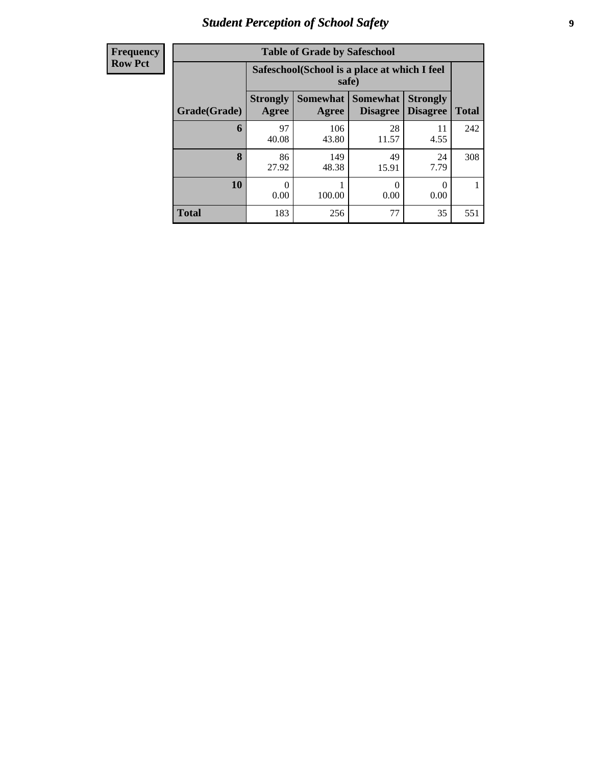## Student Perception of School Safety

| Frequency<br>Row Pct |
|---|

**Table of Grade by Safeschool**

| Grade(Grade) | Safeschool(School is a place at which I feel safe) | | | | Total |
|---|---|---|---|---|---|
| | Strongly Agree | Somewhat Agree | Somewhat Disagree | Strongly Disagree | |
| **6** | 97<br>40.08 | 106<br>43.80 | 28<br>11.57 | 11<br>4.55 | 242 |
| **8** | 86<br>27.92 | 149<br>48.38 | 49<br>15.91 | 24<br>7.79 | 308 |
| **10** | 0<br>0.00 | 1<br>100.00 | 0<br>0.00 | 0<br>0.00 | 1 |
| **Total** | 183 | 256 | 77 | 35 | 551 |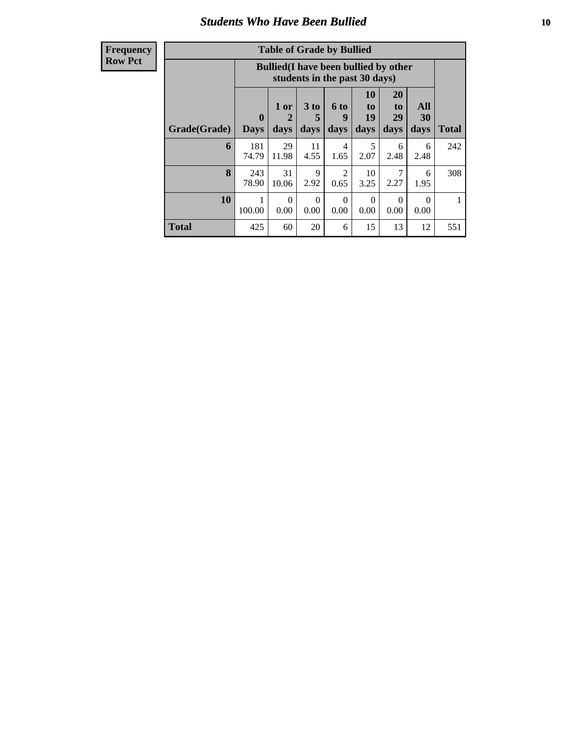# Students Who Have Been Bullied

**Frequency**
**Row Pct**

| Table of Grade by Bullied | | | | | | | | |
|---|---|---|---|---|---|---|---|---|
| | Bullied(I have been bullied by other students in the past 30 days) | | | | | | | |
| Grade(Grade) | 0 Days | 1 or 2 days | 3 to 5 days | 6 to 9 days | 10 to 19 days | 20 to 29 days | All 30 days | Total |
| 6 | 181<br>74.79 | 29<br>11.98 | 11<br>4.55 | 4<br>1.65 | 5<br>2.07 | 6<br>2.48 | 6<br>2.48 | 242 |
| 8 | 243<br>78.90 | 31<br>10.06 | 9<br>2.92 | 2<br>0.65 | 10<br>3.25 | 7<br>2.27 | 6<br>1.95 | 308 |
| 10 | 1<br>100.00 | 0<br>0.00 | 0<br>0.00 | 0<br>0.00 | 0<br>0.00 | 0<br>0.00 | 0<br>0.00 | 1 |
| Total | 425 | 60 | 20 | 6 | 15 | 13 | 12 | 551 |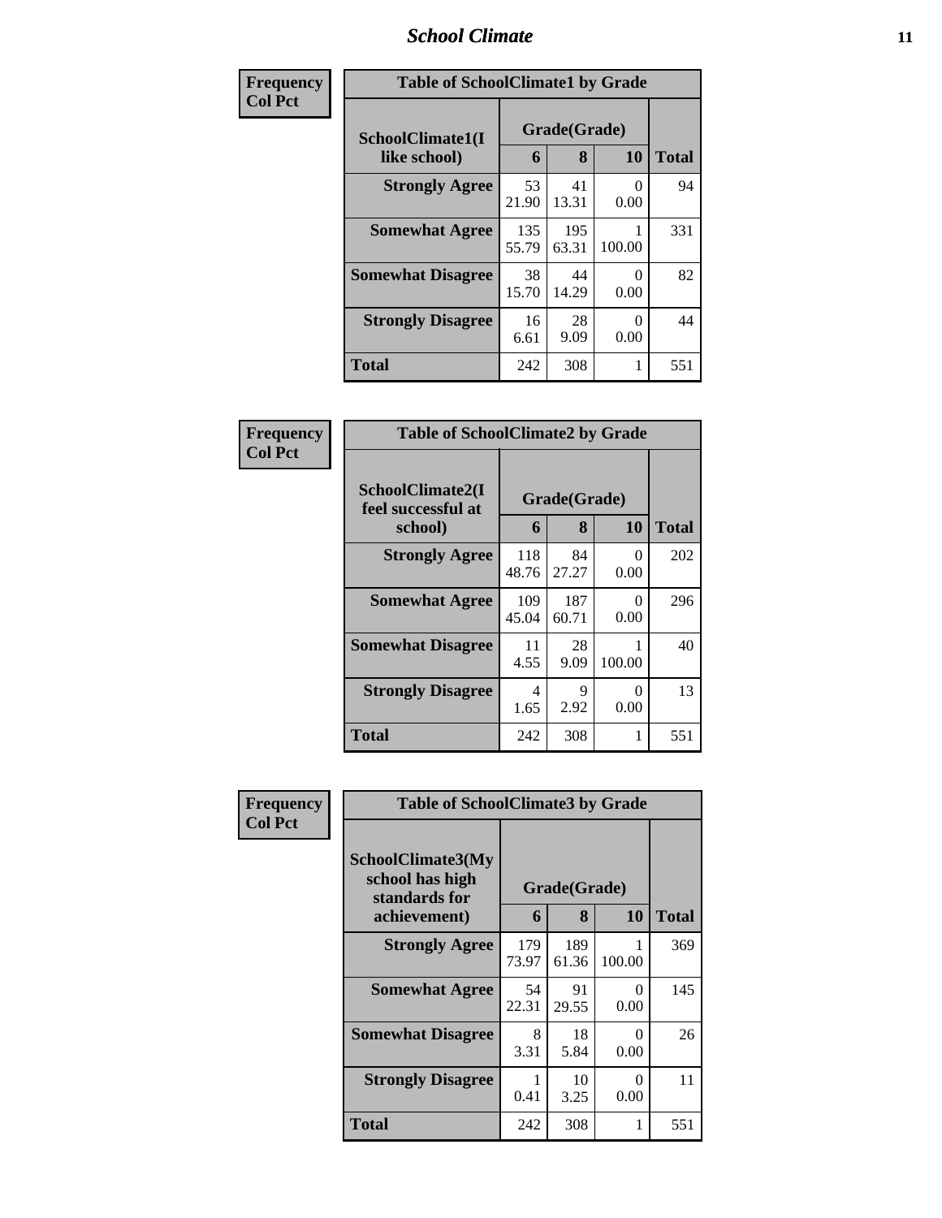| Frequency Col Pct | Table of SchoolClimate1 by Grade | | | |
|---|---|---|---|---|
| SchoolClimate1(I like school) | Grade(Grade) | | | |
| | 6 | 8 | 10 | Total |
| Strongly Agree | 53 21.90 | 41 13.31 | 0 0.00 | 94 |
| Somewhat Agree | 135 55.79 | 195 63.31 | 1 100.00 | 331 |
| Somewhat Disagree | 38 15.70 | 44 14.29 | 0 0.00 | 82 |
| Strongly Disagree | 16 6.61 | 28 9.09 | 0 0.00 | 44 |
| Total | 242 | 308 | 1 | 551 |

| Frequency Col Pct | Table of SchoolClimate2 by Grade | | | |
|---|---|---|---|---|
| SchoolClimate2(I feel successful at school) | Grade(Grade) | | | |
| | 6 | 8 | 10 | Total |
| Strongly Agree | 118 48.76 | 84 27.27 | 0 0.00 | 202 |
| Somewhat Agree | 109 45.04 | 187 60.71 | 0 0.00 | 296 |
| Somewhat Disagree | 11 4.55 | 28 9.09 | 1 100.00 | 40 |
| Strongly Disagree | 4 1.65 | 9 2.92 | 0 0.00 | 13 |
| Total | 242 | 308 | 1 | 551 |

| Frequency Col Pct | Table of SchoolClimate3 by Grade | | | |
|---|---|---|---|---|
| SchoolClimate3(My school has high standards for achievement) | Grade(Grade) | | | |
| | 6 | 8 | 10 | Total |
| Strongly Agree | 179 73.97 | 189 61.36 | 1 100.00 | 369 |
| Somewhat Agree | 54 22.31 | 91 29.55 | 0 0.00 | 145 |
| Somewhat Disagree | 8 3.31 | 18 5.84 | 0 0.00 | 26 |
| Strongly Disagree | 1 0.41 | 10 3.25 | 0 0.00 | 11 |
| Total | 242 | 308 | 1 | 551 |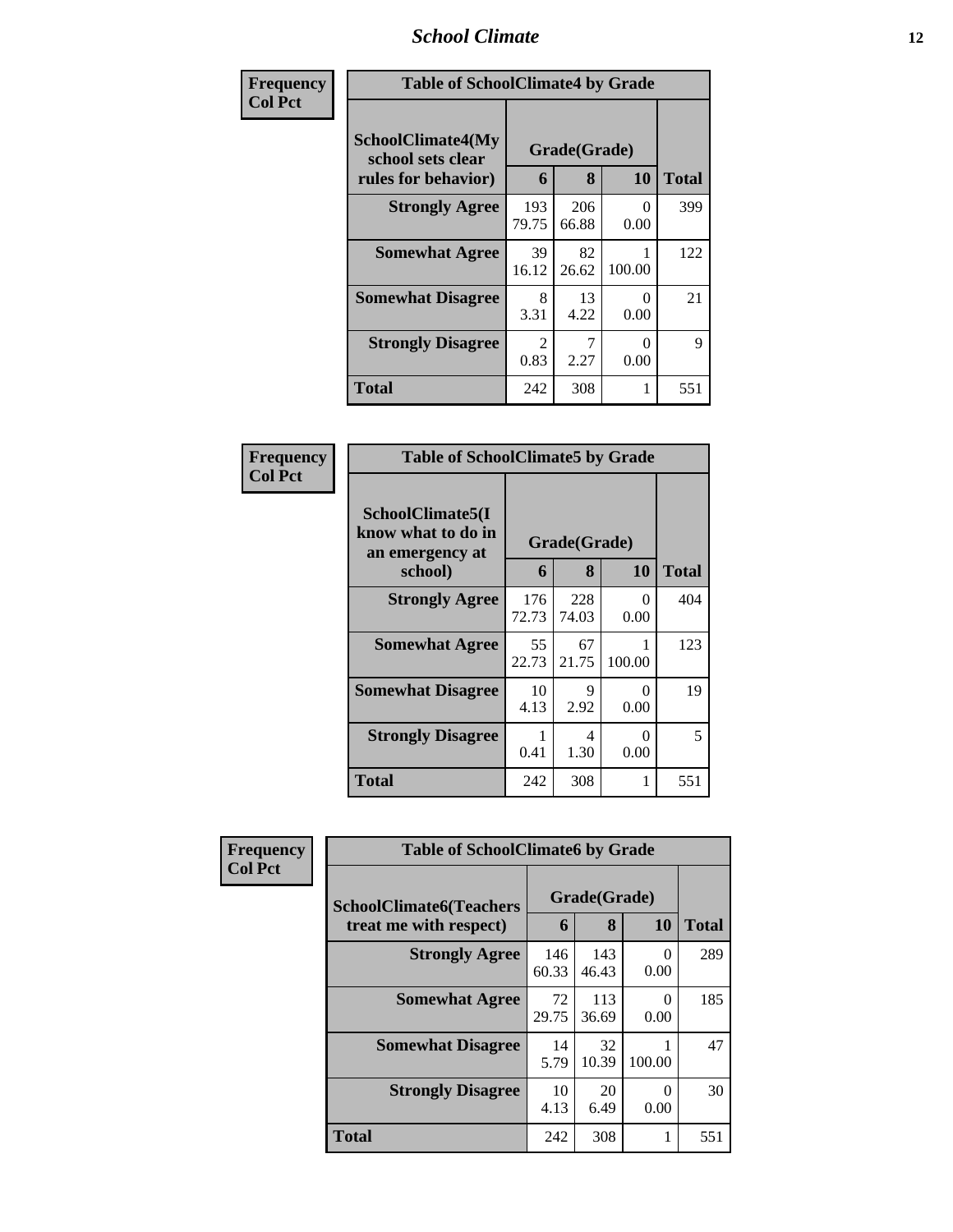| Frequency Col Pct | Table of SchoolClimate4 by Grade | | | |
|---|---|---|---|---|
| SchoolClimate4(My school sets clear rules for behavior) | Grade(Grade) | | | |
| | 6 | 8 | 10 | Total |
| Strongly Agree | 193<br>79.75 | 206<br>66.88 | 0<br>0.00 | 399 |
| Somewhat Agree | 39<br>16.12 | 82<br>26.62 | 1<br>100.00 | 122 |
| Somewhat Disagree | 8<br>3.31 | 13<br>4.22 | 0<br>0.00 | 21 |
| Strongly Disagree | 2<br>0.83 | 7<br>2.27 | 0<br>0.00 | 9 |
| Total | 242 | 308 | 1 | 551 |

| Frequency Col Pct | Table of SchoolClimate5 by Grade | | | |
|---|---|---|---|---|
| SchoolClimate5(I know what to do in an emergency at school) | Grade(Grade) | | | |
| | 6 | 8 | 10 | Total |
| Strongly Agree | 176<br>72.73 | 228<br>74.03 | 0<br>0.00 | 404 |
| Somewhat Agree | 55<br>22.73 | 67<br>21.75 | 1<br>100.00 | 123 |
| Somewhat Disagree | 10<br>4.13 | 9<br>2.92 | 0<br>0.00 | 19 |
| Strongly Disagree | 1<br>0.41 | 4<br>1.30 | 0<br>0.00 | 5 |
| Total | 242 | 308 | 1 | 551 |

| Frequency Col Pct | Table of SchoolClimate6 by Grade | | | |
|---|---|---|---|---|
| SchoolClimate6(Teachers treat me with respect) | Grade(Grade) | | | |
| | 6 | 8 | 10 | Total |
| Strongly Agree | 146<br>60.33 | 143<br>46.43 | 0<br>0.00 | 289 |
| Somewhat Agree | 72<br>29.75 | 113<br>36.69 | 0<br>0.00 | 185 |
| Somewhat Disagree | 14<br>5.79 | 32<br>10.39 | 1<br>100.00 | 47 |
| Strongly Disagree | 10<br>4.13 | 20<br>6.49 | 0<br>0.00 | 30 |
| Total | 242 | 308 | 1 | 551 |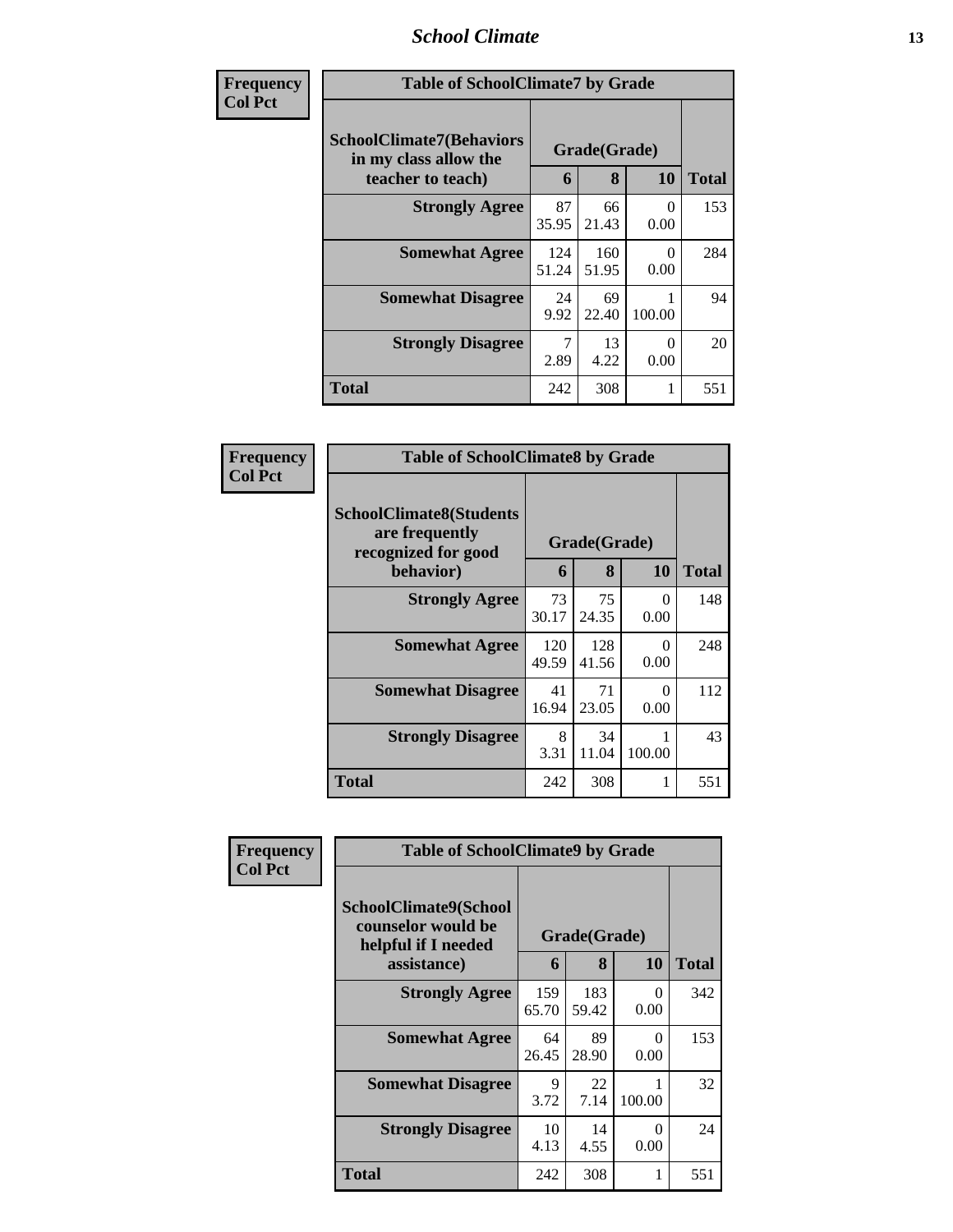| Frequency<br>Col Pct | Table of SchoolClimate7 by Grade | | | |
|---|---|---|---|---|
| SchoolClimate7(Behaviors in my class allow the teacher to teach) | Grade(Grade) | | | |
| | 6 | 8 | 10 | Total |
| Strongly Agree | 87<br>35.95 | 66<br>21.43 | 0<br>0.00 | 153 |
| Somewhat Agree | 124<br>51.24 | 160<br>51.95 | 0<br>0.00 | 284 |
| Somewhat Disagree | 24<br>9.92 | 69<br>22.40 | 1<br>100.00 | 94 |
| Strongly Disagree | 7<br>2.89 | 13<br>4.22 | 0<br>0.00 | 20 |
| Total | 242 | 308 | 1 | 551 |

| Frequency<br>Col Pct | Table of SchoolClimate8 by Grade | | | |
|---|---|---|---|---|
| SchoolClimate8(Students are frequently recognized for good behavior) | Grade(Grade) | | | |
| | 6 | 8 | 10 | Total |
| Strongly Agree | 73<br>30.17 | 75<br>24.35 | 0<br>0.00 | 148 |
| Somewhat Agree | 120<br>49.59 | 128<br>41.56 | 0<br>0.00 | 248 |
| Somewhat Disagree | 41<br>16.94 | 71<br>23.05 | 0<br>0.00 | 112 |
| Strongly Disagree | 8<br>3.31 | 34<br>11.04 | 1<br>100.00 | 43 |
| Total | 242 | 308 | 1 | 551 |

| Frequency<br>Col Pct | Table of SchoolClimate9 by Grade | | | |
|---|---|---|---|---|
| SchoolClimate9(School counselor would be helpful if I needed assistance) | Grade(Grade) | | | |
| | 6 | 8 | 10 | Total |
| Strongly Agree | 159<br>65.70 | 183<br>59.42 | 0<br>0.00 | 342 |
| Somewhat Agree | 64<br>26.45 | 89<br>28.90 | 0<br>0.00 | 153 |
| Somewhat Disagree | 9<br>3.72 | 22<br>7.14 | 1<br>100.00 | 32 |
| Strongly Disagree | 10<br>4.13 | 14<br>4.55 | 0<br>0.00 | 24 |
| Total | 242 | 308 | 1 | 551 |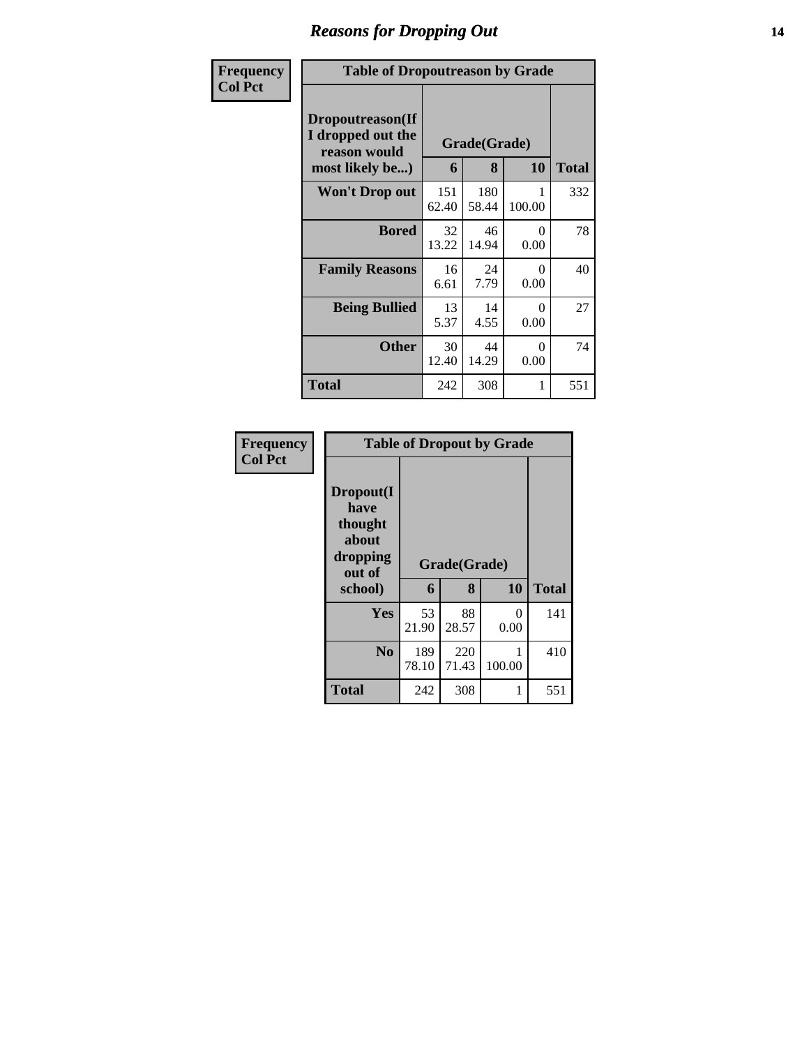# Reasons for Dropping Out

**Frequency**
**Col Pct**

**Table of Dropoutreason by Grade**

| Dropoutreason(If I dropped out the reason would most likely be...) | Grade(Grade) 6 | 8 | 10 | Total |
|---|---|---|---|---|
| **Won't Drop out** | 151<br>62.40 | 180<br>58.44 | 1<br>100.00 | 332 |
| **Bored** | 32<br>13.22 | 46<br>14.94 | 0<br>0.00 | 78 |
| **Family Reasons** | 16<br>6.61 | 24<br>7.79 | 0<br>0.00 | 40 |
| **Being Bullied** | 13<br>5.37 | 14<br>4.55 | 0<br>0.00 | 27 |
| **Other** | 30<br>12.40 | 44<br>14.29 | 0<br>0.00 | 74 |
| **Total** | 242 | 308 | 1 | 551 |

**Frequency**
**Col Pct**

**Table of Dropout by Grade**

| Dropout(I have thought about dropping out of school) | Grade(Grade) 6 | 8 | 10 | Total |
|---|---|---|---|---|
| **Yes** | 53<br>21.90 | 88<br>28.57 | 0<br>0.00 | 141 |
| **No** | 189<br>78.10 | 220<br>71.43 | 1<br>100.00 | 410 |
| **Total** | 242 | 308 | 1 | 551 |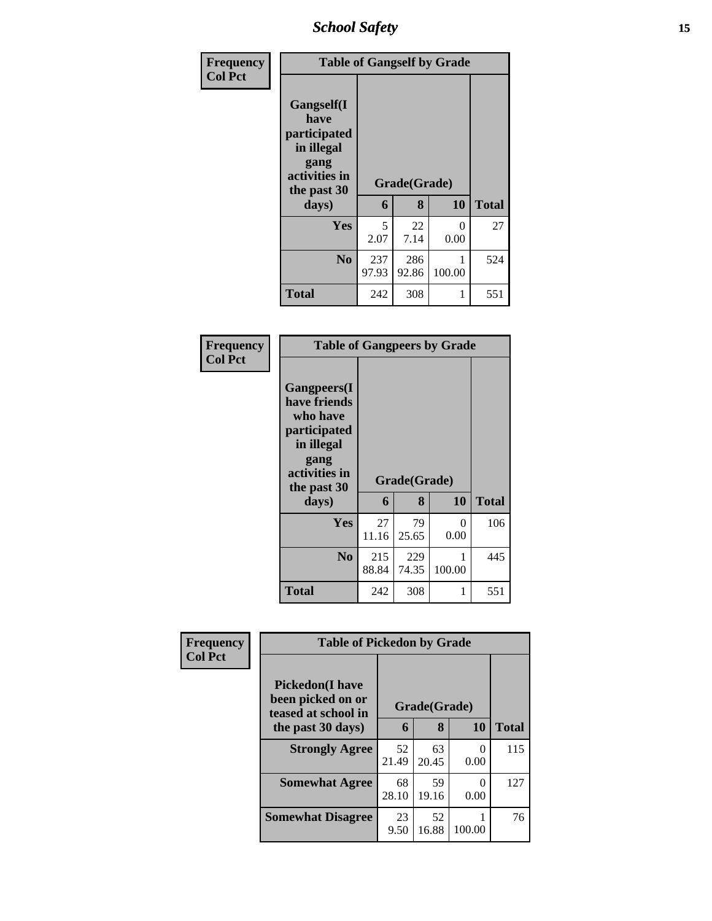| Frequency Col Pct | Table of Gangself by Grade | | | |
|---|---|---|---|---|
| Gangself(I have participated in illegal gang activities in the past 30 days) | Grade(Grade) | | | Total |
| | 6 | 8 | 10 | |
| Yes | 5<br>2.07 | 22<br>7.14 | 0<br>0.00 | 27 |
| No | 237<br>97.93 | 286<br>92.86 | 1<br>100.00 | 524 |
| Total | 242 | 308 | 1 | 551 |

| Frequency Col Pct | Table of Gangpeers by Grade | | | |
|---|---|---|---|---|
| Gangpeers(I have friends who have participated in illegal gang activities in the past 30 days) | Grade(Grade) | | | Total |
| | 6 | 8 | 10 | |
| Yes | 27<br>11.16 | 79<br>25.65 | 0<br>0.00 | 106 |
| No | 215<br>88.84 | 229<br>74.35 | 1<br>100.00 | 445 |
| Total | 242 | 308 | 1 | 551 |

| Frequency Col Pct | Table of Pickedon by Grade | | | |
|---|---|---|---|---|
| Pickedon(I have been picked on or teased at school in the past 30 days) | Grade(Grade) | | | Total |
| | 6 | 8 | 10 | |
| Strongly Agree | 52<br>21.49 | 63<br>20.45 | 0<br>0.00 | 115 |
| Somewhat Agree | 68<br>28.10 | 59<br>19.16 | 0<br>0.00 | 127 |
| Somewhat Disagree | 23<br>9.50 | 52<br>16.88 | 1<br>100.00 | 76 |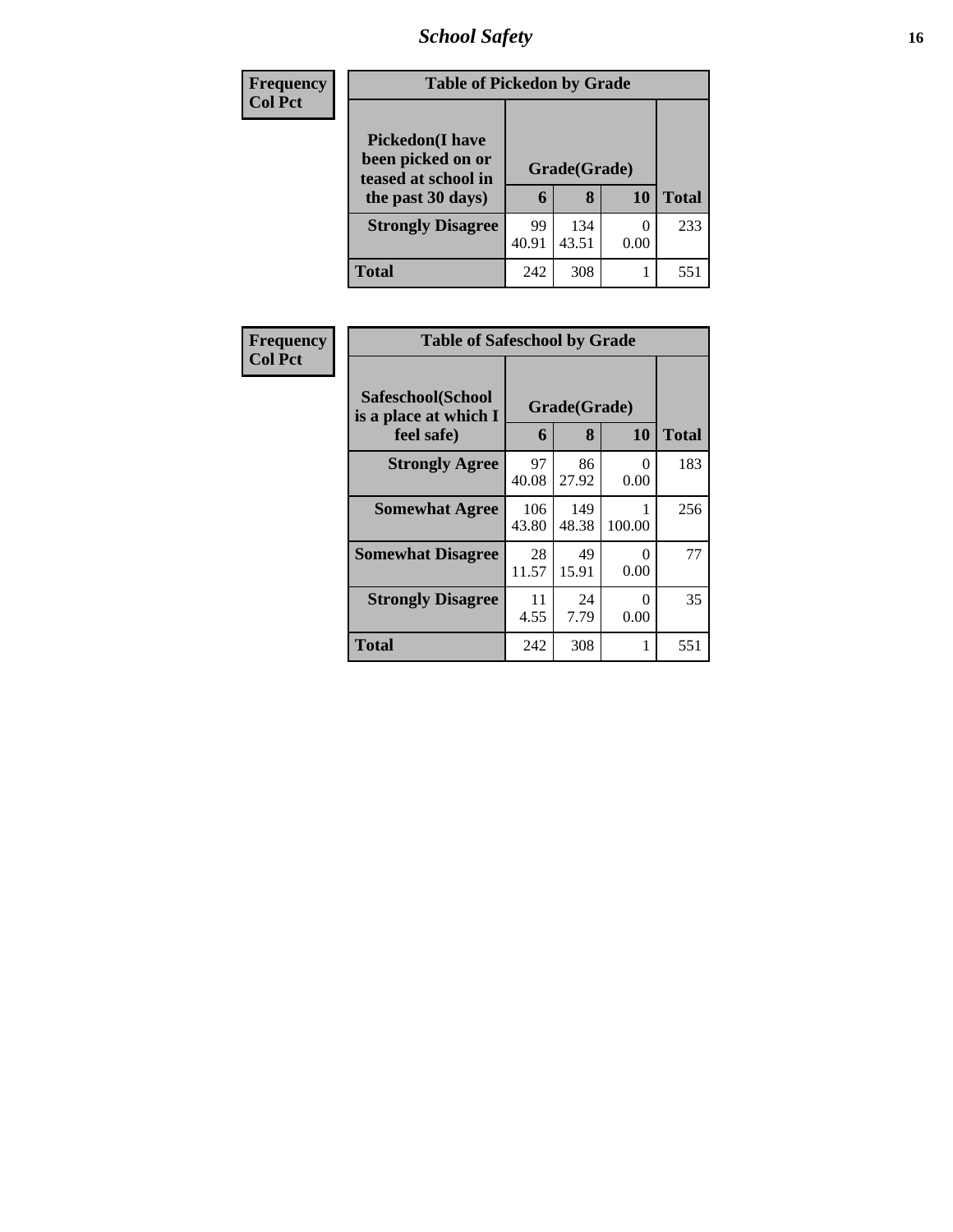| Frequency Col Pct |
|---|

| Table of Pickedon by Grade | | | | |
|---|---|---|---|---|
| Pickedon(I have been picked on or teased at school in the past 30 days) | Grade(Grade) | | | Total |
| | 6 | 8 | 10 | |
| **Strongly Disagree** | 99<br>40.91 | 134<br>43.51 | 0<br>0.00 | 233 |
| **Total** | 242 | 308 | 1 | 551 |

| Frequency Col Pct |
|---|

| Table of Safeschool by Grade | | | | |
|---|---|---|---|---|
| Safeschool(School is a place at which I feel safe) | Grade(Grade) | | | Total |
| | 6 | 8 | 10 | |
| **Strongly Agree** | 97<br>40.08 | 86<br>27.92 | 0<br>0.00 | 183 |
| **Somewhat Agree** | 106<br>43.80 | 149<br>48.38 | 1<br>100.00 | 256 |
| **Somewhat Disagree** | 28<br>11.57 | 49<br>15.91 | 0<br>0.00 | 77 |
| **Strongly Disagree** | 11<br>4.55 | 24<br>7.79 | 0<br>0.00 | 35 |
| **Total** | 242 | 308 | 1 | 551 |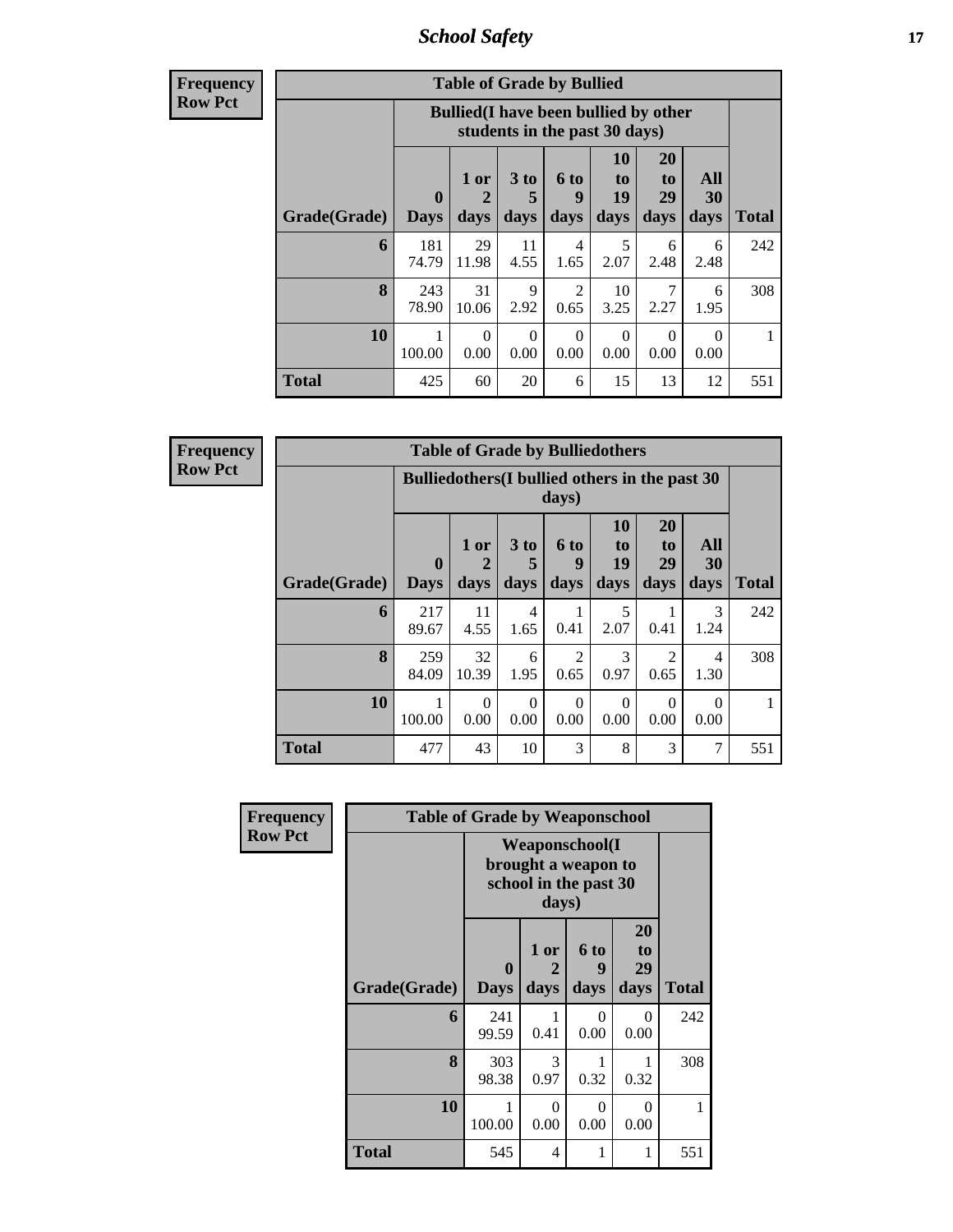| Frequency<br>Row Pct | Table of Grade by Bullied | | | | | | | |
|---|---|---|---|---|---|---|---|---|
| | Bullied(I have been bullied by other students in the past 30 days) | | | | | | | |
| Grade(Grade) | 0 Days | 1 or 2 days | 3 to 5 days | 6 to 9 days | 10 to 19 days | 20 to 29 days | All 30 days | Total |
| 6 | 181<br>74.79 | 29<br>11.98 | 11<br>4.55 | 4<br>1.65 | 5<br>2.07 | 6<br>2.48 | 6<br>2.48 | 242 |
| 8 | 243<br>78.90 | 31<br>10.06 | 9<br>2.92 | 2<br>0.65 | 10<br>3.25 | 7<br>2.27 | 6<br>1.95 | 308 |
| 10 | 1<br>100.00 | 0<br>0.00 | 0<br>0.00 | 0<br>0.00 | 0<br>0.00 | 0<br>0.00 | 0<br>0.00 | 1 |
| Total | 425 | 60 | 20 | 6 | 15 | 13 | 12 | 551 |

| Frequency<br>Row Pct | Table of Grade by Bulliedothers | | | | | | | |
|---|---|---|---|---|---|---|---|---|
| | Bulliedothers(I bullied others in the past 30 days) | | | | | | | |
| Grade(Grade) | 0 Days | 1 or 2 days | 3 to 5 days | 6 to 9 days | 10 to 19 days | 20 to 29 days | All 30 days | Total |
| 6 | 217<br>89.67 | 11<br>4.55 | 4<br>1.65 | 1<br>0.41 | 5<br>2.07 | 1<br>0.41 | 3<br>1.24 | 242 |
| 8 | 259<br>84.09 | 32<br>10.39 | 6<br>1.95 | 2<br>0.65 | 3<br>0.97 | 2<br>0.65 | 4<br>1.30 | 308 |
| 10 | 1<br>100.00 | 0<br>0.00 | 0<br>0.00 | 0<br>0.00 | 0<br>0.00 | 0<br>0.00 | 0<br>0.00 | 1 |
| Total | 477 | 43 | 10 | 3 | 8 | 3 | 7 | 551 |

| Frequency<br>Row Pct | Table of Grade by Weaponschool | | | | |
|---|---|---|---|---|---|
| | Weaponschool(I brought a weapon to school in the past 30 days) | | | | |
| Grade(Grade) | 0 Days | 1 or 2 days | 6 to 9 days | 20 to 29 days | Total |
| 6 | 241<br>99.59 | 1<br>0.41 | 0<br>0.00 | 0<br>0.00 | 242 |
| 8 | 303<br>98.38 | 3<br>0.97 | 1<br>0.32 | 1<br>0.32 | 308 |
| 10 | 1<br>100.00 | 0<br>0.00 | 0<br>0.00 | 0<br>0.00 | 1 |
| Total | 545 | 4 | 1 | 1 | 551 |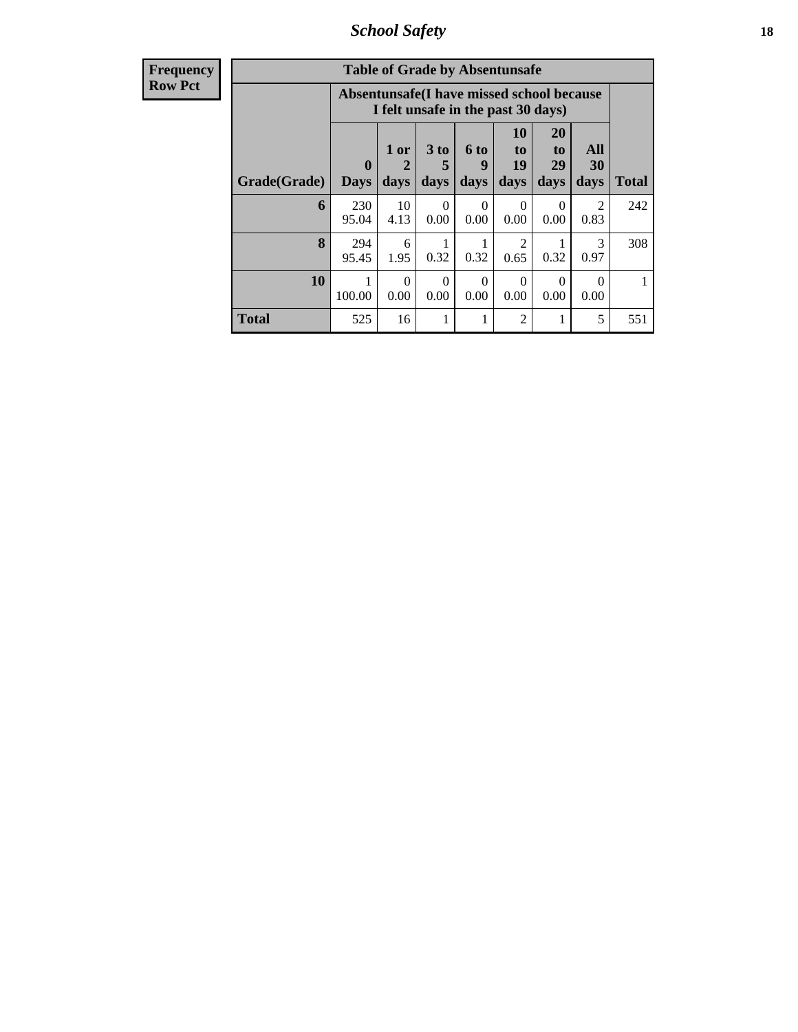## School Safety

**Frequency**
**Row Pct**

| Table of Grade by Absentunsafe | | | | | | | | |
|---|---|---|---|---|---|---|---|---|
| | Absentunsafe(I have missed school because I felt unsafe in the past 30 days) | | | | | | | |
| Grade(Grade) | 0 Days | 1 or 2 days | 3 to 5 days | 6 to 9 days | 10 to 19 days | 20 to 29 days | All 30 days | Total |
| 6 | 230<br>95.04 | 10<br>4.13 | 0<br>0.00 | 0<br>0.00 | 0<br>0.00 | 0<br>0.00 | 2<br>0.83 | 242 |
| 8 | 294<br>95.45 | 6<br>1.95 | 1<br>0.32 | 1<br>0.32 | 2<br>0.65 | 1<br>0.32 | 3<br>0.97 | 308 |
| 10 | 1<br>100.00 | 0<br>0.00 | 0<br>0.00 | 0<br>0.00 | 0<br>0.00 | 0<br>0.00 | 0<br>0.00 | 1 |
| Total | 525 | 16 | 1 | 1 | 2 | 1 | 5 | 551 |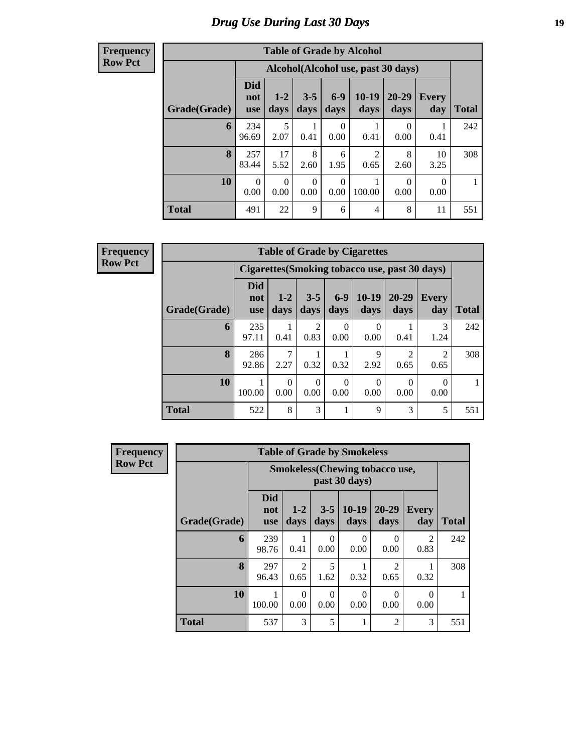# Drug Use During Last 30 Days

**Frequency**
**Row Pct**

**Table of Grade by Alcohol**

| | Alcohol(Alcohol use, past 30 days) | | | | | | | |
|---|---|---|---|---|---|---|---|---|
| Grade(Grade) | Did not use | 1-2 days | 3-5 days | 6-9 days | 10-19 days | 20-29 days | Every day | Total |
| 6 | 234<br>96.69 | 5<br>2.07 | 1<br>0.41 | 0<br>0.00 | 1<br>0.41 | 0<br>0.00 | 1<br>0.41 | 242 |
| 8 | 257<br>83.44 | 17<br>5.52 | 8<br>2.60 | 6<br>1.95 | 2<br>0.65 | 8<br>2.60 | 10<br>3.25 | 308 |
| 10 | 0<br>0.00 | 0<br>0.00 | 0<br>0.00 | 0<br>0.00 | 1<br>100.00 | 0<br>0.00 | 0<br>0.00 | 1 |
| Total | 491 | 22 | 9 | 6 | 4 | 8 | 11 | 551 |

**Frequency**
**Row Pct**

**Table of Grade by Cigarettes**

| | Cigarettes(Smoking tobacco use, past 30 days) | | | | | | | |
|---|---|---|---|---|---|---|---|---|
| Grade(Grade) | Did not use | 1-2 days | 3-5 days | 6-9 days | 10-19 days | 20-29 days | Every day | Total |
| 6 | 235<br>97.11 | 1<br>0.41 | 2<br>0.83 | 0<br>0.00 | 0<br>0.00 | 1<br>0.41 | 3<br>1.24 | 242 |
| 8 | 286<br>92.86 | 7<br>2.27 | 1<br>0.32 | 1<br>0.32 | 9<br>2.92 | 2<br>0.65 | 2<br>0.65 | 308 |
| 10 | 1<br>100.00 | 0<br>0.00 | 0<br>0.00 | 0<br>0.00 | 0<br>0.00 | 0<br>0.00 | 0<br>0.00 | 1 |
| Total | 522 | 8 | 3 | 1 | 9 | 3 | 5 | 551 |

**Frequency**
**Row Pct**

**Table of Grade by Smokeless**

| | Smokeless(Chewing tobacco use, past 30 days) | | | | | | |
|---|---|---|---|---|---|---|---|
| Grade(Grade) | Did not use | 1-2 days | 3-5 days | 10-19 days | 20-29 days | Every day | Total |
| 6 | 239<br>98.76 | 1<br>0.41 | 0<br>0.00 | 0<br>0.00 | 0<br>0.00 | 2<br>0.83 | 242 |
| 8 | 297<br>96.43 | 2<br>0.65 | 5<br>1.62 | 1<br>0.32 | 2<br>0.65 | 1<br>0.32 | 308 |
| 10 | 1<br>100.00 | 0<br>0.00 | 0<br>0.00 | 0<br>0.00 | 0<br>0.00 | 0<br>0.00 | 1 |
| Total | 537 | 3 | 5 | 1 | 2 | 3 | 551 |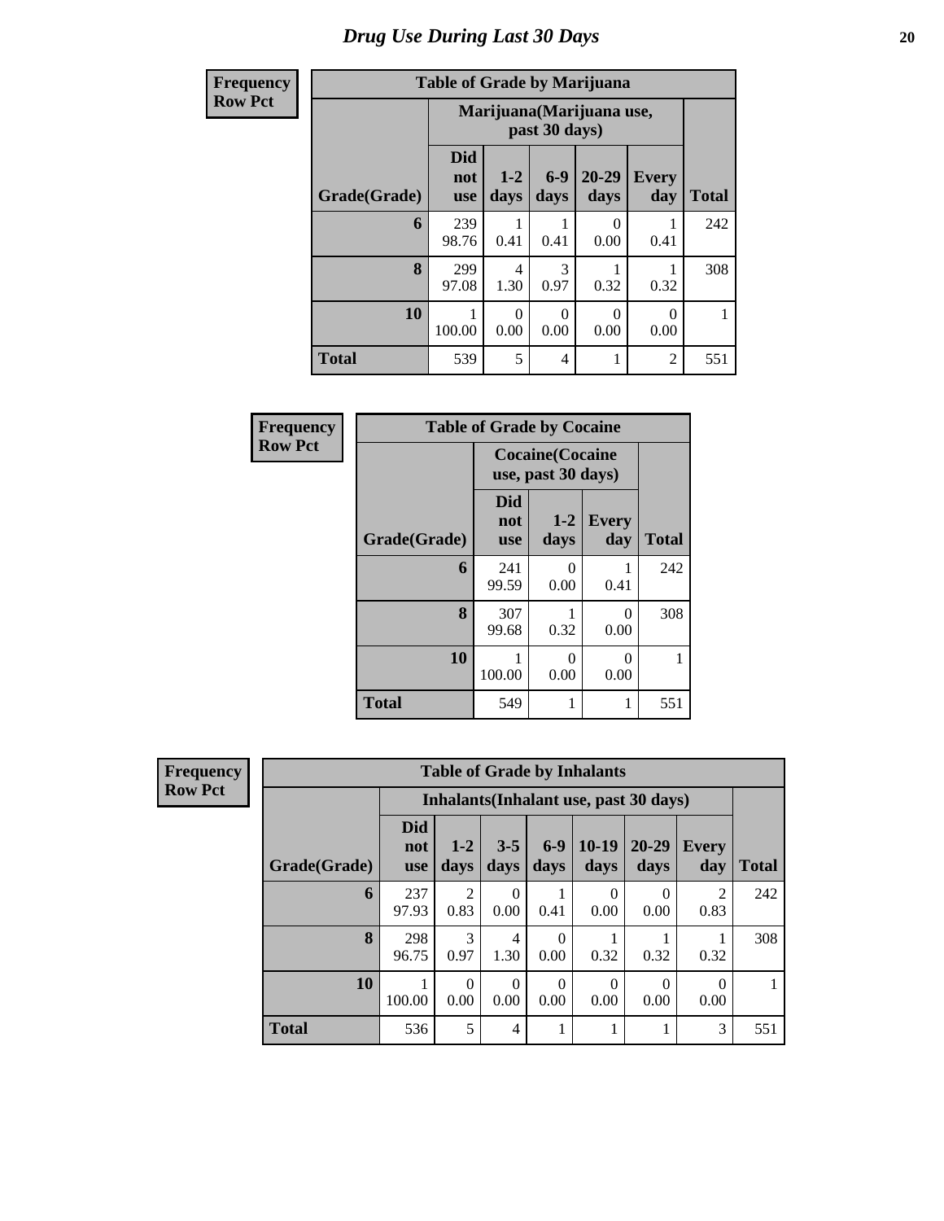# Drug Use During Last 30 Days

**Frequency**
**Row Pct**

| Table of Grade by Marijuana | | | | | | |
|---|---|---|---|---|---|---|
| | Marijuana(Marijuana use, past 30 days) | | | | | |
| Grade(Grade) | Did not use | 1-2 days | 6-9 days | 20-29 days | Every day | Total |
| 6 | 239<br>98.76 | 1<br>0.41 | 1<br>0.41 | 0<br>0.00 | 1<br>0.41 | 242 |
| 8 | 299<br>97.08 | 4<br>1.30 | 3<br>0.97 | 1<br>0.32 | 1<br>0.32 | 308 |
| 10 | 1<br>100.00 | 0<br>0.00 | 0<br>0.00 | 0<br>0.00 | 0<br>0.00 | 1 |
| Total | 539 | 5 | 4 | 1 | 2 | 551 |

**Frequency**
**Row Pct**

| Table of Grade by Cocaine | | | | |
|---|---|---|---|---|
| | Cocaine(Cocaine use, past 30 days) | | | |
| Grade(Grade) | Did not use | 1-2 days | Every day | Total |
| 6 | 241<br>99.59 | 0<br>0.00 | 1<br>0.41 | 242 |
| 8 | 307<br>99.68 | 1<br>0.32 | 0<br>0.00 | 308 |
| 10 | 1<br>100.00 | 0<br>0.00 | 0<br>0.00 | 1 |
| Total | 549 | 1 | 1 | 551 |

**Frequency**
**Row Pct**

| Table of Grade by Inhalants | | | | | | | | |
|---|---|---|---|---|---|---|---|---|
| | Inhalants(Inhalant use, past 30 days) | | | | | | | |
| Grade(Grade) | Did not use | 1-2 days | 3-5 days | 6-9 days | 10-19 days | 20-29 days | Every day | Total |
| 6 | 237<br>97.93 | 2<br>0.83 | 0<br>0.00 | 1<br>0.41 | 0<br>0.00 | 0<br>0.00 | 2<br>0.83 | 242 |
| 8 | 298<br>96.75 | 3<br>0.97 | 4<br>1.30 | 0<br>0.00 | 1<br>0.32 | 1<br>0.32 | 1<br>0.32 | 308 |
| 10 | 1<br>100.00 | 0<br>0.00 | 0<br>0.00 | 0<br>0.00 | 0<br>0.00 | 0<br>0.00 | 0<br>0.00 | 1 |
| Total | 536 | 5 | 4 | 1 | 1 | 1 | 3 | 551 |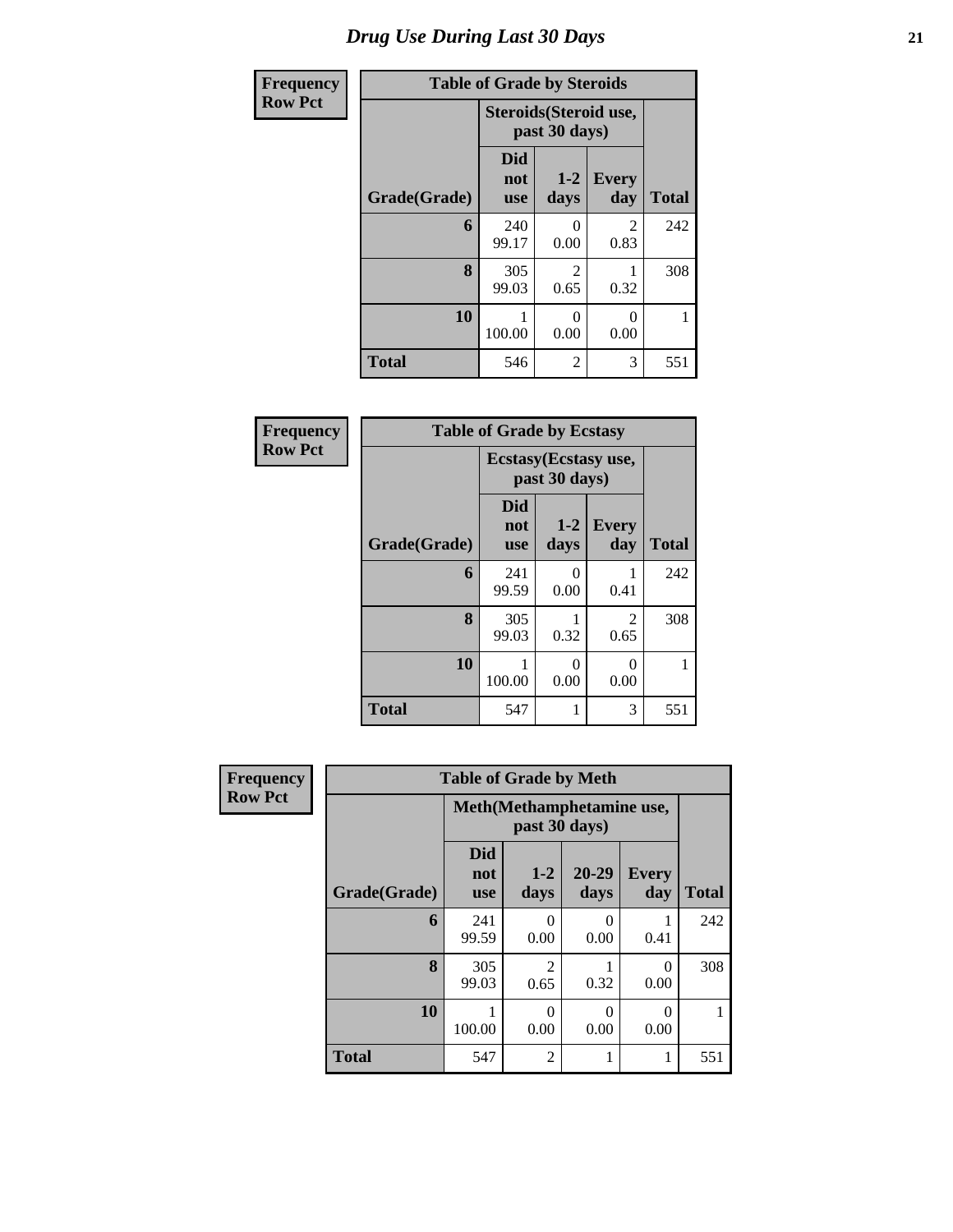# Drug Use During Last 30 Days

| Frequency<br>Row Pct |
|---|

**Table of Grade by Steroids**

| Grade(Grade) | Steroids(Steroid use, past 30 days) | | | Total |
|---|---|---|---|---|
| | Did not use | 1-2 days | Every day | |
| 6 | 240<br>99.17 | 0<br>0.00 | 2<br>0.83 | 242 |
| 8 | 305<br>99.03 | 2<br>0.65 | 1<br>0.32 | 308 |
| 10 | 1<br>100.00 | 0<br>0.00 | 0<br>0.00 | 1 |
| Total | 546 | 2 | 3 | 551 |

| Frequency<br>Row Pct |
|---|

**Table of Grade by Ecstasy**

| Grade(Grade) | Ecstasy(Ecstasy use, past 30 days) | | | Total |
|---|---|---|---|---|
| | Did not use | 1-2 days | Every day | |
| 6 | 241<br>99.59 | 0<br>0.00 | 1<br>0.41 | 242 |
| 8 | 305<br>99.03 | 1<br>0.32 | 2<br>0.65 | 308 |
| 10 | 1<br>100.00 | 0<br>0.00 | 0<br>0.00 | 1 |
| Total | 547 | 1 | 3 | 551 |

| Frequency<br>Row Pct |
|---|

**Table of Grade by Meth**

| Grade(Grade) | Meth(Methamphetamine use, past 30 days) | | | | Total |
|---|---|---|---|---|---|
| | Did not use | 1-2 days | 20-29 days | Every day | |
| 6 | 241<br>99.59 | 0<br>0.00 | 0<br>0.00 | 1<br>0.41 | 242 |
| 8 | 305<br>99.03 | 2<br>0.65 | 1<br>0.32 | 0<br>0.00 | 308 |
| 10 | 1<br>100.00 | 0<br>0.00 | 0<br>0.00 | 0<br>0.00 | 1 |
| Total | 547 | 2 | 1 | 1 | 551 |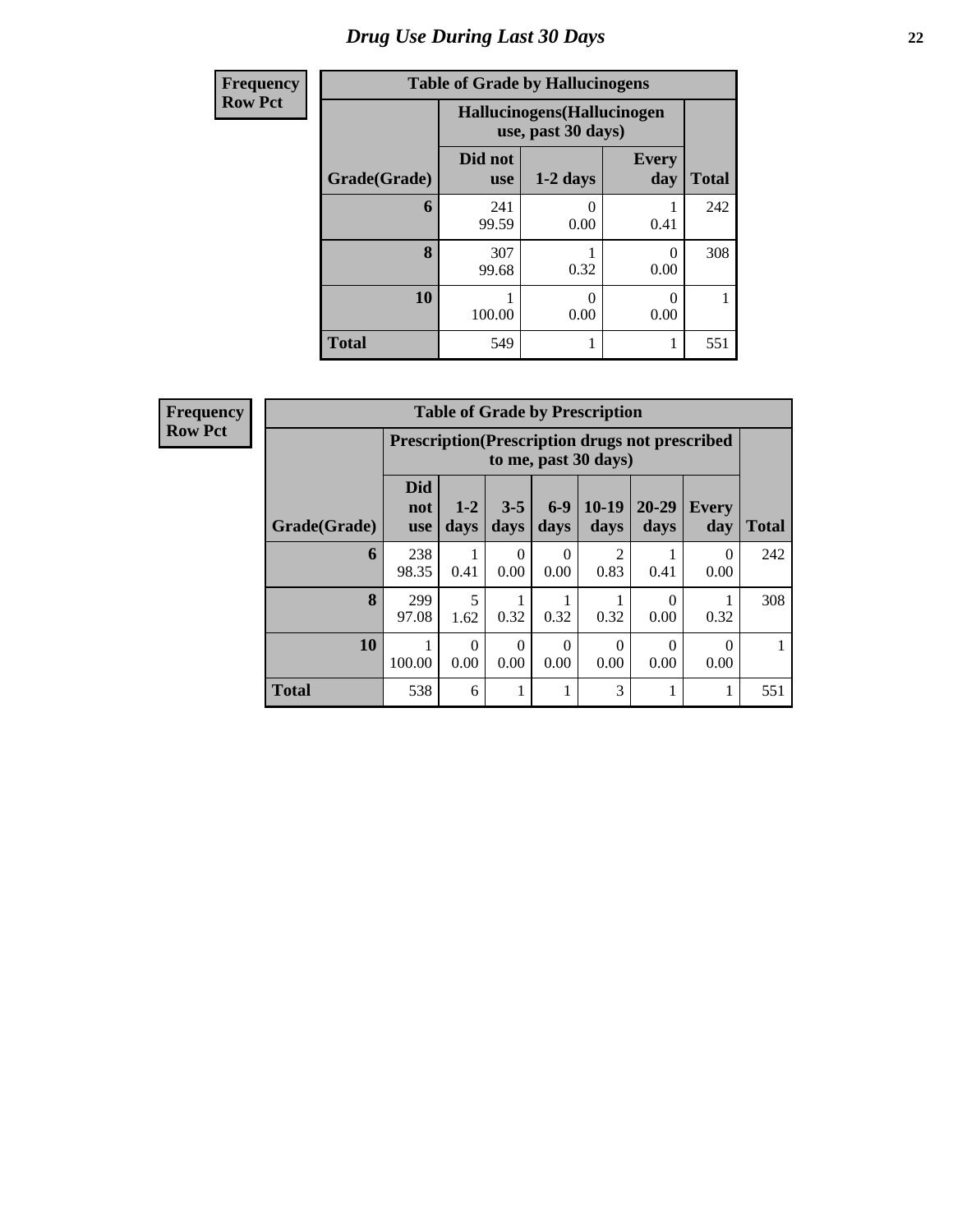## Drug Use During Last 30 Days

| Frequency<br>Row Pct |
|---|

**Table of Grade by Hallucinogens**

| | Hallucinogens(Hallucinogen use, past 30 days) | | | |
|---|---|---|---|---|
| Grade(Grade) | Did not use | 1-2 days | Every day | Total |
| 6 | 241<br>99.59 | 0<br>0.00 | 1<br>0.41 | 242 |
| 8 | 307<br>99.68 | 1<br>0.32 | 0<br>0.00 | 308 |
| 10 | 1<br>100.00 | 0<br>0.00 | 0<br>0.00 | 1 |
| Total | 549 | 1 | 1 | 551 |

| Frequency<br>Row Pct |
|---|

**Table of Grade by Prescription**

| | Prescription(Prescription drugs not prescribed to me, past 30 days) | | | | | | | |
|---|---|---|---|---|---|---|---|---|
| Grade(Grade) | Did not use | 1-2 days | 3-5 days | 6-9 days | 10-19 days | 20-29 days | Every day | Total |
| 6 | 238<br>98.35 | 1<br>0.41 | 0<br>0.00 | 0<br>0.00 | 2<br>0.83 | 1<br>0.41 | 0<br>0.00 | 242 |
| 8 | 299<br>97.08 | 5<br>1.62 | 1<br>0.32 | 1<br>0.32 | 1<br>0.32 | 0<br>0.00 | 1<br>0.32 | 308 |
| 10 | 1<br>100.00 | 0<br>0.00 | 0<br>0.00 | 0<br>0.00 | 0<br>0.00 | 0<br>0.00 | 0<br>0.00 | 1 |
| Total | 538 | 6 | 1 | 1 | 3 | 1 | 1 | 551 |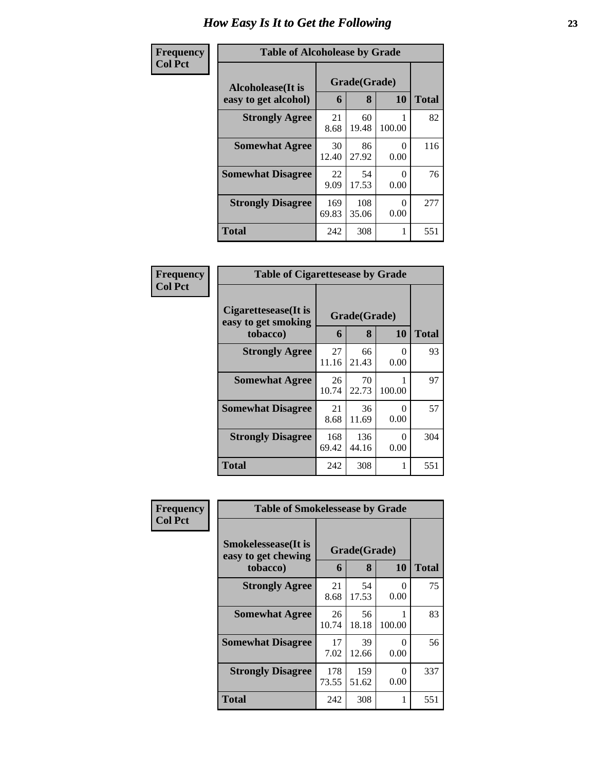# How Easy Is It to Get the Following

**Frequency**
**Col Pct**

**Table of Alcoholease by Grade**

| Alcoholease(It is easy to get alcohol) | Grade(Grade) | | | Total |
|---|---|---|---|---|
| | 6 | 8 | 10 | |
| **Strongly Agree** | 21<br>8.68 | 60<br>19.48 | 1<br>100.00 | 82 |
| **Somewhat Agree** | 30<br>12.40 | 86<br>27.92 | 0<br>0.00 | 116 |
| **Somewhat Disagree** | 22<br>9.09 | 54<br>17.53 | 0<br>0.00 | 76 |
| **Strongly Disagree** | 169<br>69.83 | 108<br>35.06 | 0<br>0.00 | 277 |
| **Total** | 242 | 308 | 1 | 551 |

**Frequency**
**Col Pct**

**Table of Cigarettesease by Grade**

| Cigarettesease(It is easy to get smoking tobacco) | Grade(Grade) | | | Total |
|---|---|---|---|---|
| | 6 | 8 | 10 | |
| **Strongly Agree** | 27<br>11.16 | 66<br>21.43 | 0<br>0.00 | 93 |
| **Somewhat Agree** | 26<br>10.74 | 70<br>22.73 | 1<br>100.00 | 97 |
| **Somewhat Disagree** | 21<br>8.68 | 36<br>11.69 | 0<br>0.00 | 57 |
| **Strongly Disagree** | 168<br>69.42 | 136<br>44.16 | 0<br>0.00 | 304 |
| **Total** | 242 | 308 | 1 | 551 |

**Frequency**
**Col Pct**

**Table of Smokelessease by Grade**

| Smokelessease(It is easy to get chewing tobacco) | Grade(Grade) | | | Total |
|---|---|---|---|---|
| | 6 | 8 | 10 | |
| **Strongly Agree** | 21<br>8.68 | 54<br>17.53 | 0<br>0.00 | 75 |
| **Somewhat Agree** | 26<br>10.74 | 56<br>18.18 | 1<br>100.00 | 83 |
| **Somewhat Disagree** | 17<br>7.02 | 39<br>12.66 | 0<br>0.00 | 56 |
| **Strongly Disagree** | 178<br>73.55 | 159<br>51.62 | 0<br>0.00 | 337 |
| **Total** | 242 | 308 | 1 | 551 |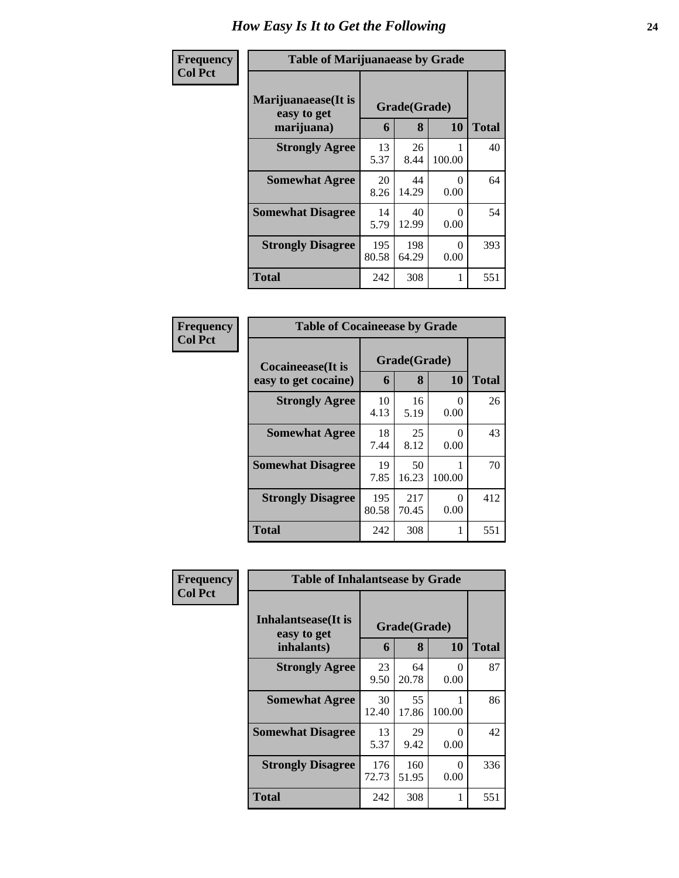# How Easy Is It to Get the Following

Frequency
Col Pct

**Table of Marijuanaease by Grade**

| Marijuanaease(It is easy to get marijuana) | Grade(Grade) | | | Total |
|---|---|---|---|---|
| | 6 | 8 | 10 | |
| **Strongly Agree** | 13<br>5.37 | 26<br>8.44 | 1<br>100.00 | 40 |
| **Somewhat Agree** | 20<br>8.26 | 44<br>14.29 | 0<br>0.00 | 64 |
| **Somewhat Disagree** | 14<br>5.79 | 40<br>12.99 | 0<br>0.00 | 54 |
| **Strongly Disagree** | 195<br>80.58 | 198<br>64.29 | 0<br>0.00 | 393 |
| **Total** | 242 | 308 | 1 | 551 |

Frequency
Col Pct

**Table of Cocaineease by Grade**

| Cocaineease(It is easy to get cocaine) | Grade(Grade) | | | Total |
|---|---|---|---|---|
| | 6 | 8 | 10 | |
| **Strongly Agree** | 10<br>4.13 | 16<br>5.19 | 0<br>0.00 | 26 |
| **Somewhat Agree** | 18<br>7.44 | 25<br>8.12 | 0<br>0.00 | 43 |
| **Somewhat Disagree** | 19<br>7.85 | 50<br>16.23 | 1<br>100.00 | 70 |
| **Strongly Disagree** | 195<br>80.58 | 217<br>70.45 | 0<br>0.00 | 412 |
| **Total** | 242 | 308 | 1 | 551 |

Frequency
Col Pct

**Table of Inhalantsease by Grade**

| Inhalantsease(It is easy to get inhalants) | Grade(Grade) | | | Total |
|---|---|---|---|---|
| | 6 | 8 | 10 | |
| **Strongly Agree** | 23<br>9.50 | 64<br>20.78 | 0<br>0.00 | 87 |
| **Somewhat Agree** | 30<br>12.40 | 55<br>17.86 | 1<br>100.00 | 86 |
| **Somewhat Disagree** | 13<br>5.37 | 29<br>9.42 | 0<br>0.00 | 42 |
| **Strongly Disagree** | 176<br>72.73 | 160<br>51.95 | 0<br>0.00 | 336 |
| **Total** | 242 | 308 | 1 | 551 |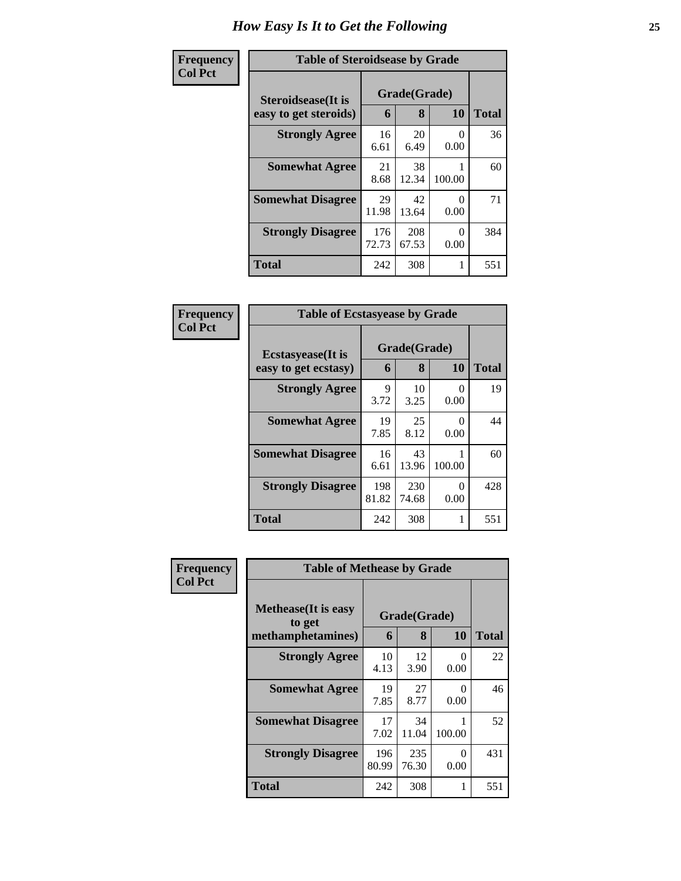# How Easy Is It to Get the Following

**Frequency**
**Col Pct**

**Table of Steroidsease by Grade**

| Steroidsease(It is easy to get steroids) | Grade(Grade) | | | Total |
|---|---|---|---|---|
| | 6 | 8 | 10 | |
| **Strongly Agree** | 16<br>6.61 | 20<br>6.49 | 0<br>0.00 | 36 |
| **Somewhat Agree** | 21<br>8.68 | 38<br>12.34 | 1<br>100.00 | 60 |
| **Somewhat Disagree** | 29<br>11.98 | 42<br>13.64 | 0<br>0.00 | 71 |
| **Strongly Disagree** | 176<br>72.73 | 208<br>67.53 | 0<br>0.00 | 384 |
| **Total** | 242 | 308 | 1 | 551 |

**Frequency**
**Col Pct**

**Table of Ecstasyease by Grade**

| Ecstasyease(It is easy to get ecstasy) | Grade(Grade) | | | Total |
|---|---|---|---|---|
| | 6 | 8 | 10 | |
| **Strongly Agree** | 9<br>3.72 | 10<br>3.25 | 0<br>0.00 | 19 |
| **Somewhat Agree** | 19<br>7.85 | 25<br>8.12 | 0<br>0.00 | 44 |
| **Somewhat Disagree** | 16<br>6.61 | 43<br>13.96 | 1<br>100.00 | 60 |
| **Strongly Disagree** | 198<br>81.82 | 230<br>74.68 | 0<br>0.00 | 428 |
| **Total** | 242 | 308 | 1 | 551 |

**Frequency**
**Col Pct**

**Table of Methease by Grade**

| Methease(It is easy to get methamphetamines) | Grade(Grade) | | | Total |
|---|---|---|---|---|
| | 6 | 8 | 10 | |
| **Strongly Agree** | 10<br>4.13 | 12<br>3.90 | 0<br>0.00 | 22 |
| **Somewhat Agree** | 19<br>7.85 | 27<br>8.77 | 0<br>0.00 | 46 |
| **Somewhat Disagree** | 17<br>7.02 | 34<br>11.04 | 1<br>100.00 | 52 |
| **Strongly Disagree** | 196<br>80.99 | 235<br>76.30 | 0<br>0.00 | 431 |
| **Total** | 242 | 308 | 1 | 551 |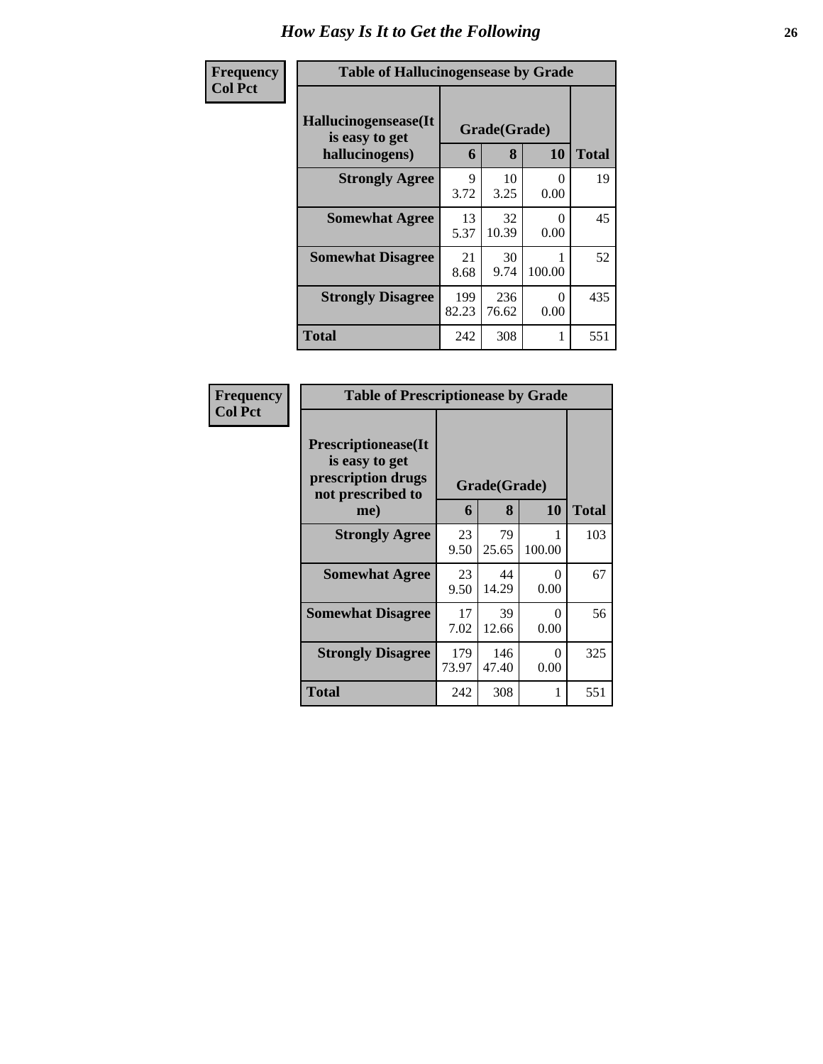# How Easy Is It to Get the Following

**Frequency**
**Col Pct**

**Table of Hallucinogensease by Grade**

| Hallucinogensease(It is easy to get hallucinogens) | Grade(Grade) | | | Total |
|---|---|---|---|---|
| | 6 | 8 | 10 | |
| **Strongly Agree** | 9<br>3.72 | 10<br>3.25 | 0<br>0.00 | 19 |
| **Somewhat Agree** | 13<br>5.37 | 32<br>10.39 | 0<br>0.00 | 45 |
| **Somewhat Disagree** | 21<br>8.68 | 30<br>9.74 | 1<br>100.00 | 52 |
| **Strongly Disagree** | 199<br>82.23 | 236<br>76.62 | 0<br>0.00 | 435 |
| **Total** | 242 | 308 | 1 | 551 |

**Frequency**
**Col Pct**

**Table of Prescriptionease by Grade**

| Prescriptionease(It is easy to get prescription drugs not prescribed to me) | Grade(Grade) | | | Total |
|---|---|---|---|---|
| | 6 | 8 | 10 | |
| **Strongly Agree** | 23<br>9.50 | 79<br>25.65 | 1<br>100.00 | 103 |
| **Somewhat Agree** | 23<br>9.50 | 44<br>14.29 | 0<br>0.00 | 67 |
| **Somewhat Disagree** | 17<br>7.02 | 39<br>12.66 | 0<br>0.00 | 56 |
| **Strongly Disagree** | 179<br>73.97 | 146<br>47.40 | 0<br>0.00 | 325 |
| **Total** | 242 | 308 | 1 | 551 |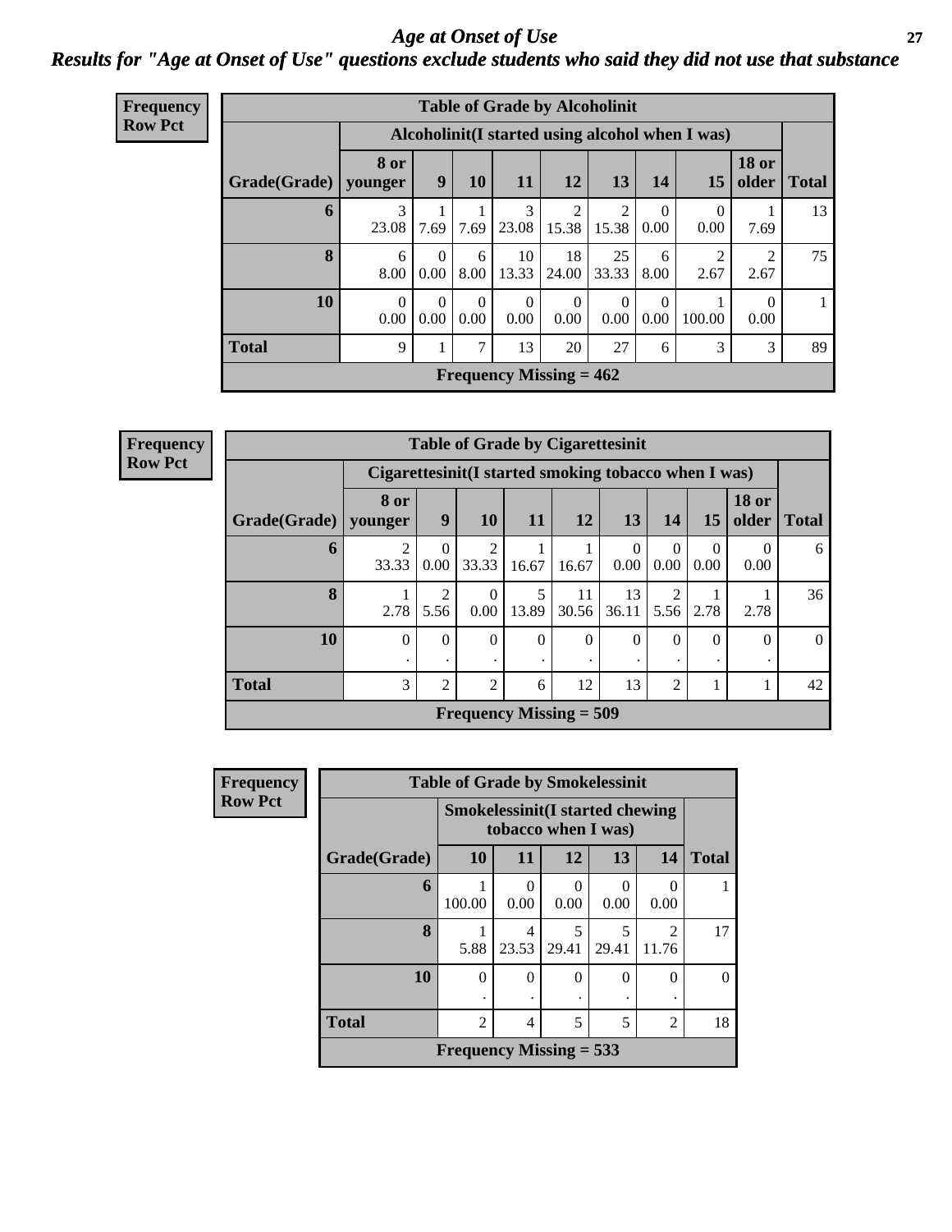# Age at Onset of Use

## Results for "Age at Onset of Use" questions exclude students who said they did not use that substance

**Frequency**
**Row Pct**

**Table of Grade by Alcoholinit**

| | Alcoholinit(I started using alcohol when I was) | | | | | | | | | |
|---|---|---|---|---|---|---|---|---|---|---|
| **Grade(Grade)** | **8 or younger** | **9** | **10** | **11** | **12** | **13** | **14** | **15** | **18 or older** | **Total** |
| **6** | 3<br>23.08 | 1<br>7.69 | 1<br>7.69 | 3<br>23.08 | 2<br>15.38 | 2<br>15.38 | 0<br>0.00 | 0<br>0.00 | 1<br>7.69 | 13 |
| **8** | 6<br>8.00 | 0<br>0.00 | 6<br>8.00 | 10<br>13.33 | 18<br>24.00 | 25<br>33.33 | 6<br>8.00 | 2<br>2.67 | 2<br>2.67 | 75 |
| **10** | 0<br>0.00 | 0<br>0.00 | 0<br>0.00 | 0<br>0.00 | 0<br>0.00 | 0<br>0.00 | 0<br>0.00 | 1<br>100.00 | 0<br>0.00 | 1 |
| **Total** | 9 | 1 | 7 | 13 | 20 | 27 | 6 | 3 | 3 | 89 |

**Frequency Missing = 462**

**Frequency**
**Row Pct**

**Table of Grade by Cigarettesinit**

| | Cigarettesinit(I started smoking tobacco when I was) | | | | | | | | | |
|---|---|---|---|---|---|---|---|---|---|---|
| **Grade(Grade)** | **8 or younger** | **9** | **10** | **11** | **12** | **13** | **14** | **15** | **18 or older** | **Total** |
| **6** | 2<br>33.33 | 0<br>0.00 | 2<br>33.33 | 1<br>16.67 | 1<br>16.67 | 0<br>0.00 | 0<br>0.00 | 0<br>0.00 | 0<br>0.00 | 6 |
| **8** | 1<br>2.78 | 2<br>5.56 | 0<br>0.00 | 5<br>13.89 | 11<br>30.56 | 13<br>36.11 | 2<br>5.56 | 1<br>2.78 | 1<br>2.78 | 36 |
| **10** | 0<br>. | 0<br>. | 0<br>. | 0<br>. | 0<br>. | 0<br>. | 0<br>. | 0<br>. | 0<br>. | 0 |
| **Total** | 3 | 2 | 2 | 6 | 12 | 13 | 2 | 1 | 1 | 42 |

**Frequency Missing = 509**

**Frequency**
**Row Pct**

**Table of Grade by Smokelessinit**

| | Smokelessinit(I started chewing tobacco when I was) | | | | | |
|---|---|---|---|---|---|---|
| **Grade(Grade)** | **10** | **11** | **12** | **13** | **14** | **Total** |
| **6** | 1<br>100.00 | 0<br>0.00 | 0<br>0.00 | 0<br>0.00 | 0<br>0.00 | 1 |
| **8** | 1<br>5.88 | 4<br>23.53 | 5<br>29.41 | 5<br>29.41 | 2<br>11.76 | 17 |
| **10** | 0<br>. | 0<br>. | 0<br>. | 0<br>. | 0<br>. | 0 |
| **Total** | 2 | 4 | 5 | 5 | 2 | 18 |

**Frequency Missing = 533**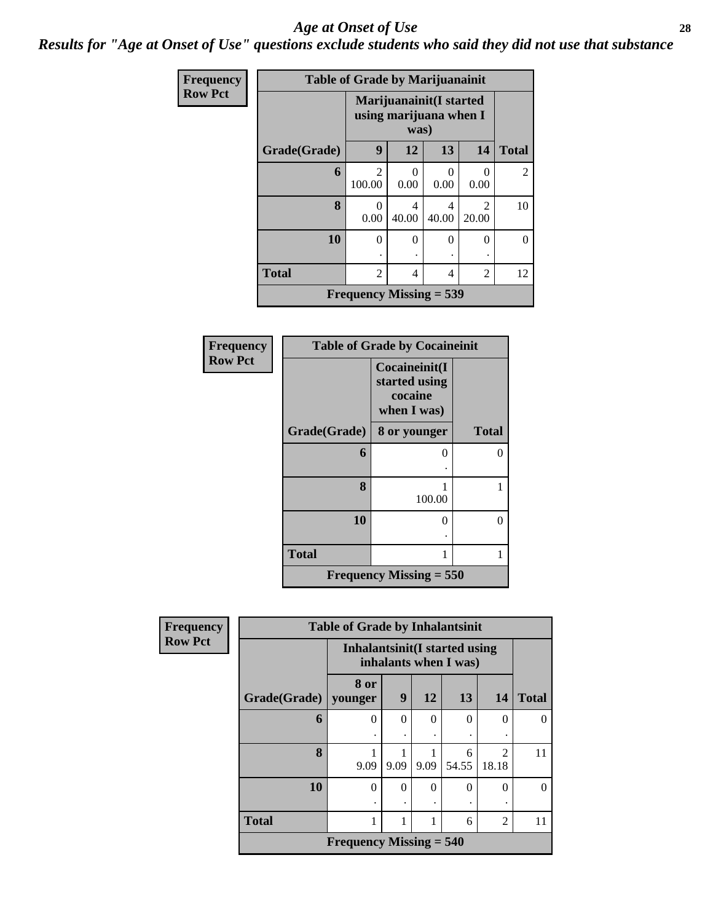# *Age at Onset of Use*

***Results for "Age at Onset of Use" questions exclude students who said they did not use that substance***

**Frequency**
**Row Pct**

| Table of Grade by Marijuanainit | | | | | |
|---|---|---|---|---|---|
| | Marijuanainit(I started using marijuana when I was) | | | | |
| Grade(Grade) | 9 | 12 | 13 | 14 | Total |
| 6 | 2<br>100.00 | 0<br>0.00 | 0<br>0.00 | 0<br>0.00 | 2 |
| 8 | 0<br>0.00 | 4<br>40.00 | 4<br>40.00 | 2<br>20.00 | 10 |
| 10 | 0<br>. | 0<br>. | 0<br>. | 0<br>. | 0 |
| Total | 2 | 4 | 4 | 2 | 12 |
| Frequency Missing = 539 | | | | | |

**Frequency**
**Row Pct**

| Table of Grade by Cocaineinit | | |
|---|---|---|
| | Cocaineinit(I started using cocaine when I was) | |
| Grade(Grade) | 8 or younger | Total |
| 6 | 0<br>. | 0 |
| 8 | 1<br>100.00 | 1 |
| 10 | 0<br>. | 0 |
| Total | 1 | 1 |
| Frequency Missing = 550 | | |

**Frequency**
**Row Pct**

| Table of Grade by Inhalantsinit | | | | | | |
|---|---|---|---|---|---|---|
| | Inhalantsinit(I started using inhalants when I was) | | | | | |
| Grade(Grade) | 8 or younger | 9 | 12 | 13 | 14 | Total |
| 6 | 0<br>. | 0<br>. | 0<br>. | 0<br>. | 0<br>. | 0 |
| 8 | 1<br>9.09 | 1<br>9.09 | 1<br>9.09 | 6<br>54.55 | 2<br>18.18 | 11 |
| 10 | 0<br>. | 0<br>. | 0<br>. | 0<br>. | 0<br>. | 0 |
| Total | 1 | 1 | 1 | 6 | 2 | 11 |
| Frequency Missing = 540 | | | | | | |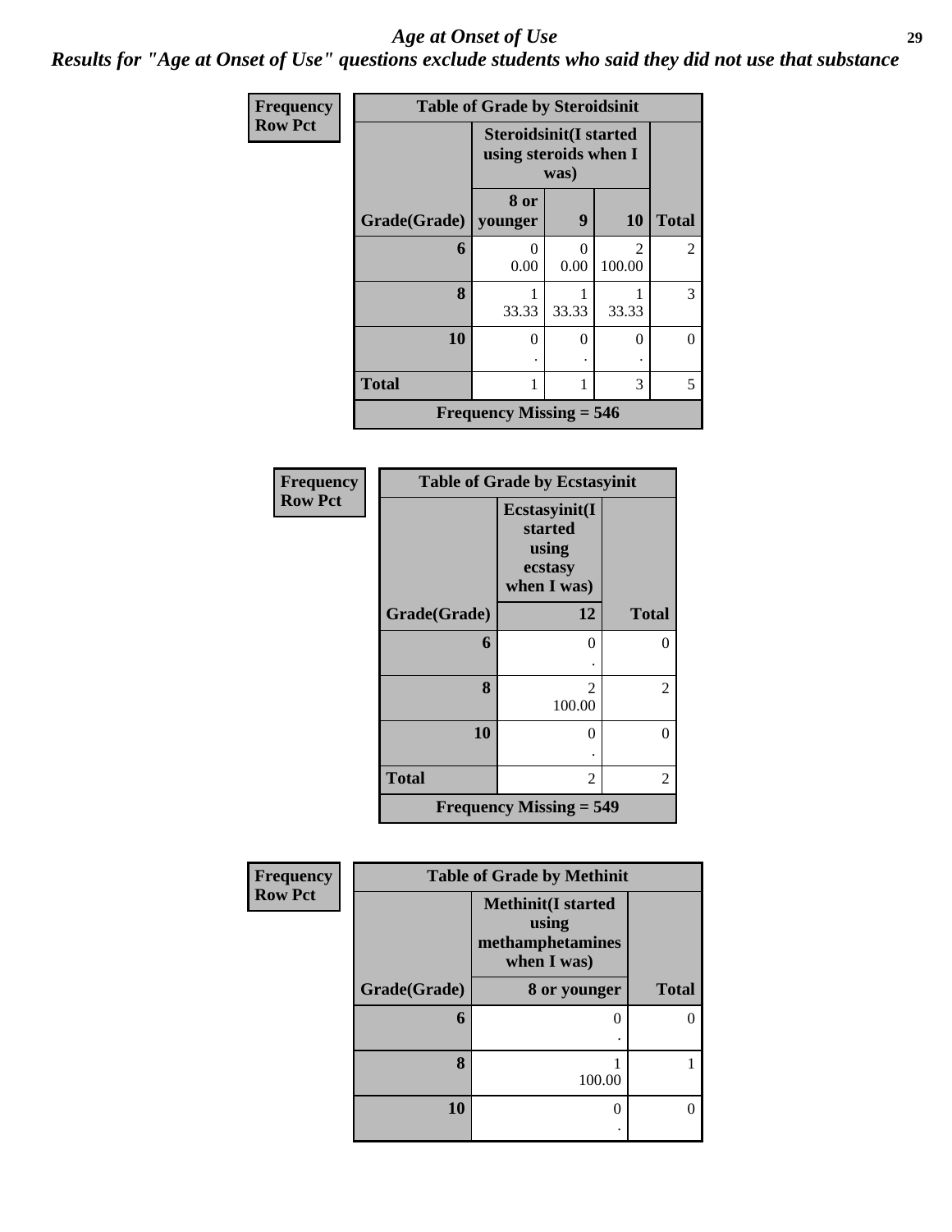# Age at Onset of Use

***Results for "Age at Onset of Use" questions exclude students who said they did not use that substance***

**Frequency**
**Row Pct**

| Table of Grade by Steroidsinit | | | | |
|---|---|---|---|---|
| | Steroidsinit(I started using steroids when I was) | | | |
| Grade(Grade) | 8 or younger | 9 | 10 | Total |
| 6 | 0<br>0.00 | 0<br>0.00 | 2<br>100.00 | 2 |
| 8 | 1<br>33.33 | 1<br>33.33 | 1<br>33.33 | 3 |
| 10 | 0<br>. | 0<br>. | 0<br>. | 0 |
| Total | 1 | 1 | 3 | 5 |
| Frequency Missing = 546 | | | | |

**Frequency**
**Row Pct**

| Table of Grade by Ecstasyinit | | |
|---|---|---|
| | Ecstasyinit(I started using ecstasy when I was) | |
| Grade(Grade) | 12 | Total |
| 6 | 0<br>. | 0 |
| 8 | 2<br>100.00 | 2 |
| 10 | 0<br>. | 0 |
| Total | 2 | 2 |
| Frequency Missing = 549 | | |

**Frequency**
**Row Pct**

| Table of Grade by Methinit | | |
|---|---|---|
| | Methinit(I started using methamphetamines when I was) | |
| Grade(Grade) | 8 or younger | Total |
| 6 | 0<br>. | 0 |
| 8 | 1<br>100.00 | 1 |
| 10 | 0<br>. | 0 |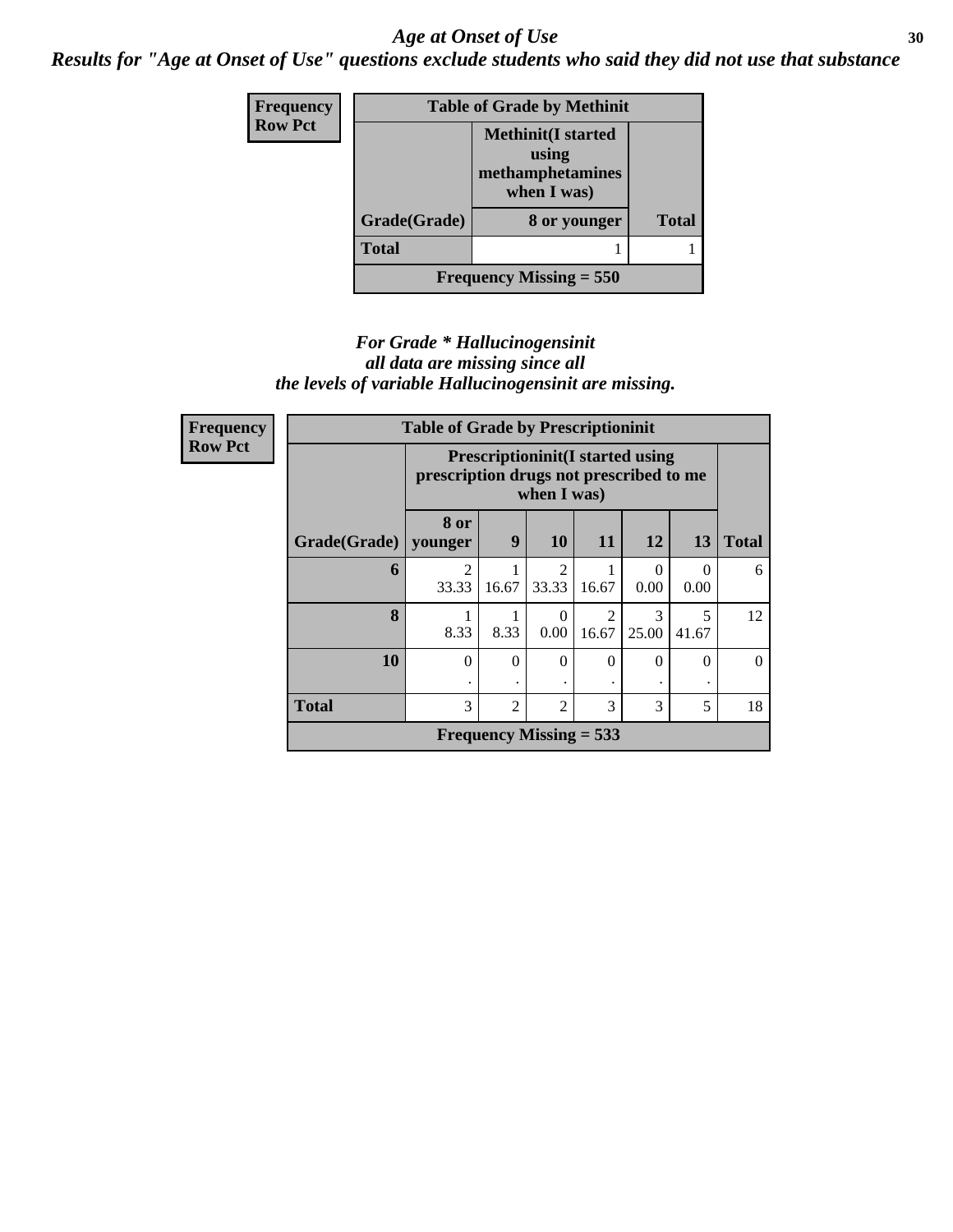## *Age at Onset of Use*

***Results for "Age at Onset of Use" questions exclude students who said they did not use that substance***

**Frequency**
**Row Pct**

| Table of Grade by Methinit | | |
|---|---|---|
| | **Methinit(I started using methamphetamines when I was)** | |
| **Grade(Grade)** | **8 or younger** | **Total** |
| **Total** | 1 | 1 |
| **Frequency Missing = 550** | | |

***For Grade * Hallucinogensinit all data are missing since all the levels of variable Hallucinogensinit are missing.***

**Frequency**
**Row Pct**

| Table of Grade by Prescriptioninit | | | | | | | |
|---|---|---|---|---|---|---|---|
| | **Prescriptioninit(I started using prescription drugs not prescribed to me when I was)** | | | | | | |
| **Grade(Grade)** | **8 or younger** | **9** | **10** | **11** | **12** | **13** | **Total** |
| **6** | 2<br>33.33 | 1<br>16.67 | 2<br>33.33 | 1<br>16.67 | 0<br>0.00 | 0<br>0.00 | 6 |
| **8** | 1<br>8.33 | 1<br>8.33 | 0<br>0.00 | 2<br>16.67 | 3<br>25.00 | 5<br>41.67 | 12 |
| **10** | 0<br>. | 0<br>. | 0<br>. | 0<br>. | 0<br>. | 0<br>. | 0 |
| **Total** | 3 | 2 | 2 | 3 | 3 | 5 | 18 |
| **Frequency Missing = 533** | | | | | | | |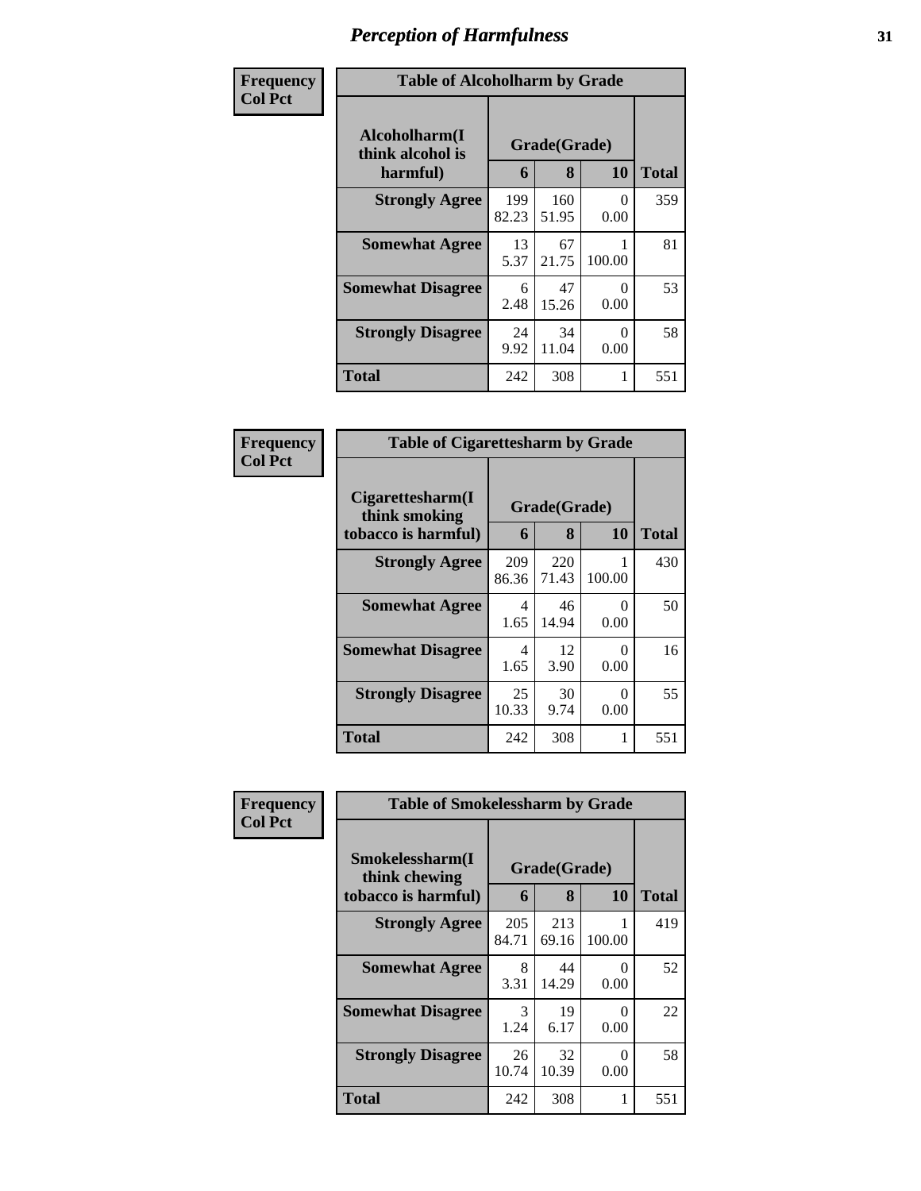# Perception of Harmfulness

**Frequency**
**Col Pct**

| Table of Alcoholharm by Grade | | | | |
|---|---|---|---|---|
| Alcoholharm(I think alcohol is harmful) | Grade(Grade) | | | Total |
| | 6 | 8 | 10 | |
| **Strongly Agree** | 199<br>82.23 | 160<br>51.95 | 0<br>0.00 | 359 |
| **Somewhat Agree** | 13<br>5.37 | 67<br>21.75 | 1<br>100.00 | 81 |
| **Somewhat Disagree** | 6<br>2.48 | 47<br>15.26 | 0<br>0.00 | 53 |
| **Strongly Disagree** | 24<br>9.92 | 34<br>11.04 | 0<br>0.00 | 58 |
| **Total** | 242 | 308 | 1 | 551 |

**Frequency**
**Col Pct**

| Table of Cigarettesharm by Grade | | | | |
|---|---|---|---|---|
| Cigarettesharm(I think smoking tobacco is harmful) | Grade(Grade) | | | Total |
| | 6 | 8 | 10 | |
| **Strongly Agree** | 209<br>86.36 | 220<br>71.43 | 1<br>100.00 | 430 |
| **Somewhat Agree** | 4<br>1.65 | 46<br>14.94 | 0<br>0.00 | 50 |
| **Somewhat Disagree** | 4<br>1.65 | 12<br>3.90 | 0<br>0.00 | 16 |
| **Strongly Disagree** | 25<br>10.33 | 30<br>9.74 | 0<br>0.00 | 55 |
| **Total** | 242 | 308 | 1 | 551 |

**Frequency**
**Col Pct**

| Table of Smokelessharm by Grade | | | | |
|---|---|---|---|---|
| Smokelessharm(I think chewing tobacco is harmful) | Grade(Grade) | | | Total |
| | 6 | 8 | 10 | |
| **Strongly Agree** | 205<br>84.71 | 213<br>69.16 | 1<br>100.00 | 419 |
| **Somewhat Agree** | 8<br>3.31 | 44<br>14.29 | 0<br>0.00 | 52 |
| **Somewhat Disagree** | 3<br>1.24 | 19<br>6.17 | 0<br>0.00 | 22 |
| **Strongly Disagree** | 26<br>10.74 | 32<br>10.39 | 0<br>0.00 | 58 |
| **Total** | 242 | 308 | 1 | 551 |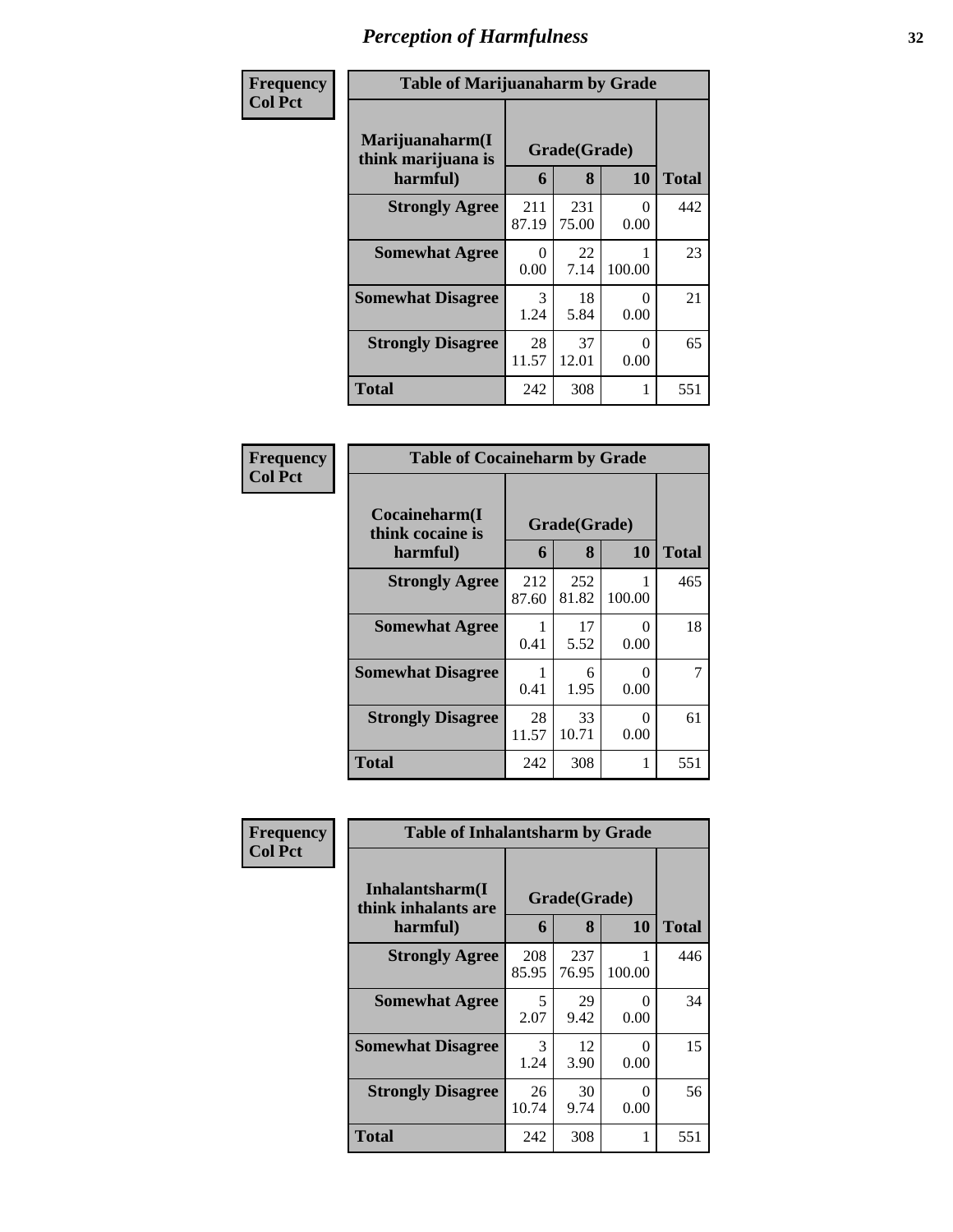# Perception of Harmfulness

| Frequency<br>Col Pct | Table of Marijuanaharm by Grade | | | |
|---|---|---|---|---|
| Marijuanaharm(I think marijuana is harmful) | Grade(Grade) | | | |
| | 6 | 8 | 10 | Total |
| Strongly Agree | 211<br>87.19 | 231<br>75.00 | 0<br>0.00 | 442 |
| Somewhat Agree | 0<br>0.00 | 22<br>7.14 | 1<br>100.00 | 23 |
| Somewhat Disagree | 3<br>1.24 | 18<br>5.84 | 0<br>0.00 | 21 |
| Strongly Disagree | 28<br>11.57 | 37<br>12.01 | 0<br>0.00 | 65 |
| Total | 242 | 308 | 1 | 551 |

| Frequency<br>Col Pct | Table of Cocaineharm by Grade | | | |
|---|---|---|---|---|
| Cocaineharm(I think cocaine is harmful) | Grade(Grade) | | | |
| | 6 | 8 | 10 | Total |
| Strongly Agree | 212<br>87.60 | 252<br>81.82 | 1<br>100.00 | 465 |
| Somewhat Agree | 1<br>0.41 | 17<br>5.52 | 0<br>0.00 | 18 |
| Somewhat Disagree | 1<br>0.41 | 6<br>1.95 | 0<br>0.00 | 7 |
| Strongly Disagree | 28<br>11.57 | 33<br>10.71 | 0<br>0.00 | 61 |
| Total | 242 | 308 | 1 | 551 |

| Frequency<br>Col Pct | Table of Inhalantsharm by Grade | | | |
|---|---|---|---|---|
| Inhalantsharm(I think inhalants are harmful) | Grade(Grade) | | | |
| | 6 | 8 | 10 | Total |
| Strongly Agree | 208<br>85.95 | 237<br>76.95 | 1<br>100.00 | 446 |
| Somewhat Agree | 5<br>2.07 | 29<br>9.42 | 0<br>0.00 | 34 |
| Somewhat Disagree | 3<br>1.24 | 12<br>3.90 | 0<br>0.00 | 15 |
| Strongly Disagree | 26<br>10.74 | 30<br>9.74 | 0<br>0.00 | 56 |
| Total | 242 | 308 | 1 | 551 |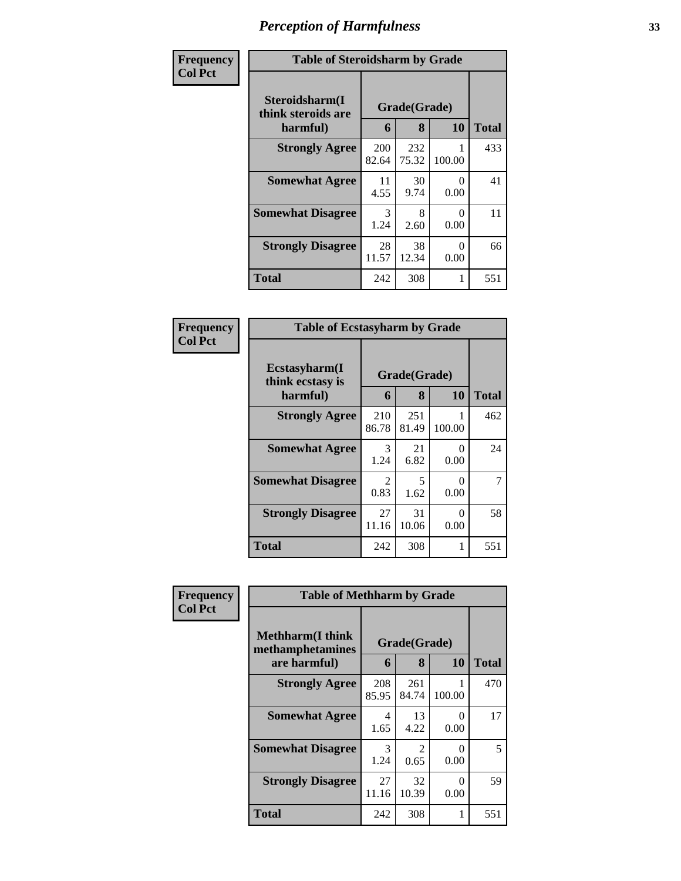# Perception of Harmfulness

**Frequency / Col Pct**

**Table of Steroidsharm by Grade**

| Steroidsharm(I think steroids are harmful) | Grade(Grade) 6 | 8 | 10 | Total |
|---|---|---|---|---|
| **Strongly Agree** | 200 82.64 | 232 75.32 | 1 100.00 | 433 |
| **Somewhat Agree** | 11 4.55 | 30 9.74 | 0 0.00 | 41 |
| **Somewhat Disagree** | 3 1.24 | 8 2.60 | 0 0.00 | 11 |
| **Strongly Disagree** | 28 11.57 | 38 12.34 | 0 0.00 | 66 |
| **Total** | 242 | 308 | 1 | 551 |

**Frequency / Col Pct**

**Table of Ecstasyharm by Grade**

| Ecstasyharm(I think ecstasy is harmful) | Grade(Grade) 6 | 8 | 10 | Total |
|---|---|---|---|---|
| **Strongly Agree** | 210 86.78 | 251 81.49 | 1 100.00 | 462 |
| **Somewhat Agree** | 3 1.24 | 21 6.82 | 0 0.00 | 24 |
| **Somewhat Disagree** | 2 0.83 | 5 1.62 | 0 0.00 | 7 |
| **Strongly Disagree** | 27 11.16 | 31 10.06 | 0 0.00 | 58 |
| **Total** | 242 | 308 | 1 | 551 |

**Frequency / Col Pct**

**Table of Methharm by Grade**

| Methharm(I think methamphetamines are harmful) | Grade(Grade) 6 | 8 | 10 | Total |
|---|---|---|---|---|
| **Strongly Agree** | 208 85.95 | 261 84.74 | 1 100.00 | 470 |
| **Somewhat Agree** | 4 1.65 | 13 4.22 | 0 0.00 | 17 |
| **Somewhat Disagree** | 3 1.24 | 2 0.65 | 0 0.00 | 5 |
| **Strongly Disagree** | 27 11.16 | 32 10.39 | 0 0.00 | 59 |
| **Total** | 242 | 308 | 1 | 551 |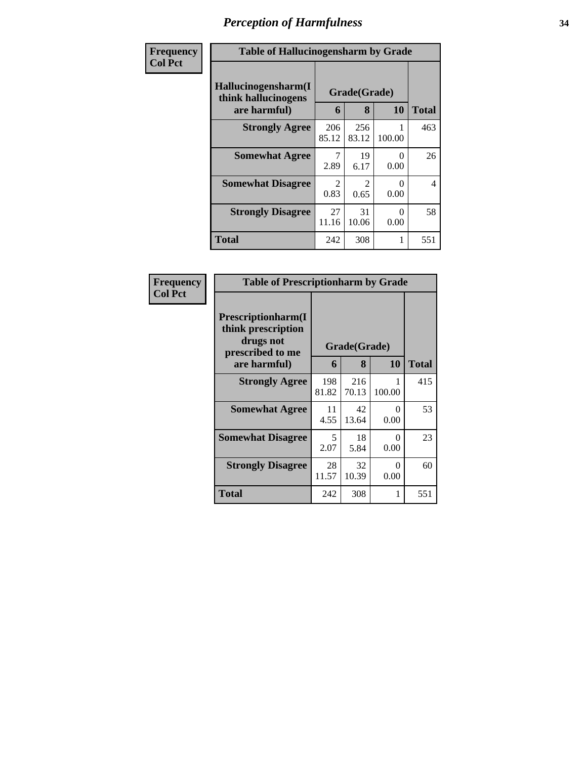# Perception of Harmfulness

**Frequency**
**Col Pct**

| Table of Hallucinogensharm by Grade | | | | |
|---|---|---|---|---|
| **Hallucinogensharm(I think hallucinogens are harmful)** | **Grade(Grade)** | | | |
| | **6** | **8** | **10** | **Total** |
| **Strongly Agree** | 206<br>85.12 | 256<br>83.12 | 1<br>100.00 | 463 |
| **Somewhat Agree** | 7<br>2.89 | 19<br>6.17 | 0<br>0.00 | 26 |
| **Somewhat Disagree** | 2<br>0.83 | 2<br>0.65 | 0<br>0.00 | 4 |
| **Strongly Disagree** | 27<br>11.16 | 31<br>10.06 | 0<br>0.00 | 58 |
| **Total** | 242 | 308 | 1 | 551 |

**Frequency**
**Col Pct**

| Table of Prescriptionharm by Grade | | | | |
|---|---|---|---|---|
| **Prescriptionharm(I think prescription drugs not prescribed to me are harmful)** | **Grade(Grade)** | | | |
| | **6** | **8** | **10** | **Total** |
| **Strongly Agree** | 198<br>81.82 | 216<br>70.13 | 1<br>100.00 | 415 |
| **Somewhat Agree** | 11<br>4.55 | 42<br>13.64 | 0<br>0.00 | 53 |
| **Somewhat Disagree** | 5<br>2.07 | 18<br>5.84 | 0<br>0.00 | 23 |
| **Strongly Disagree** | 28<br>11.57 | 32<br>10.39 | 0<br>0.00 | 60 |
| **Total** | 242 | 308 | 1 | 551 |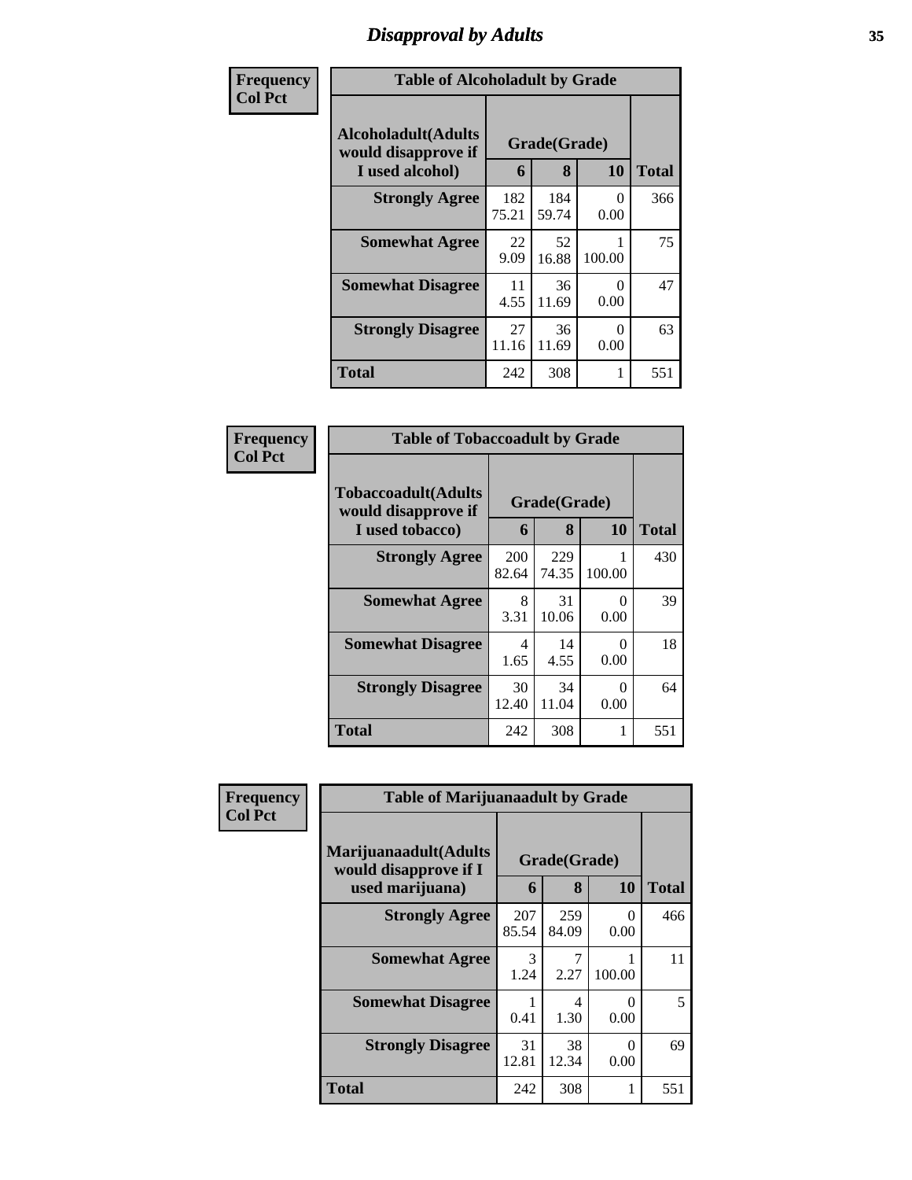# Disapproval by Adults

Frequency
Col Pct

| Table of Alcoholadult by Grade | | | | |
|---|---|---|---|---|
| Alcoholadult(Adults would disapprove if I used alcohol) | Grade(Grade) | | | Total |
| | 6 | 8 | 10 | |
| Strongly Agree | 182<br>75.21 | 184<br>59.74 | 0<br>0.00 | 366 |
| Somewhat Agree | 22<br>9.09 | 52<br>16.88 | 1<br>100.00 | 75 |
| Somewhat Disagree | 11<br>4.55 | 36<br>11.69 | 0<br>0.00 | 47 |
| Strongly Disagree | 27<br>11.16 | 36<br>11.69 | 0<br>0.00 | 63 |
| Total | 242 | 308 | 1 | 551 |

Frequency
Col Pct

| Table of Tobaccoadult by Grade | | | | |
|---|---|---|---|---|
| Tobaccoadult(Adults would disapprove if I used tobacco) | Grade(Grade) | | | Total |
| | 6 | 8 | 10 | |
| Strongly Agree | 200<br>82.64 | 229<br>74.35 | 1<br>100.00 | 430 |
| Somewhat Agree | 8<br>3.31 | 31<br>10.06 | 0<br>0.00 | 39 |
| Somewhat Disagree | 4<br>1.65 | 14<br>4.55 | 0<br>0.00 | 18 |
| Strongly Disagree | 30<br>12.40 | 34<br>11.04 | 0<br>0.00 | 64 |
| Total | 242 | 308 | 1 | 551 |

Frequency
Col Pct

| Table of Marijuanaadult by Grade | | | | |
|---|---|---|---|---|
| Marijuanaadult(Adults would disapprove if I used marijuana) | Grade(Grade) | | | Total |
| | 6 | 8 | 10 | |
| Strongly Agree | 207<br>85.54 | 259<br>84.09 | 0<br>0.00 | 466 |
| Somewhat Agree | 3<br>1.24 | 7<br>2.27 | 1<br>100.00 | 11 |
| Somewhat Disagree | 1<br>0.41 | 4<br>1.30 | 0<br>0.00 | 5 |
| Strongly Disagree | 31<br>12.81 | 38<br>12.34 | 0<br>0.00 | 69 |
| Total | 242 | 308 | 1 | 551 |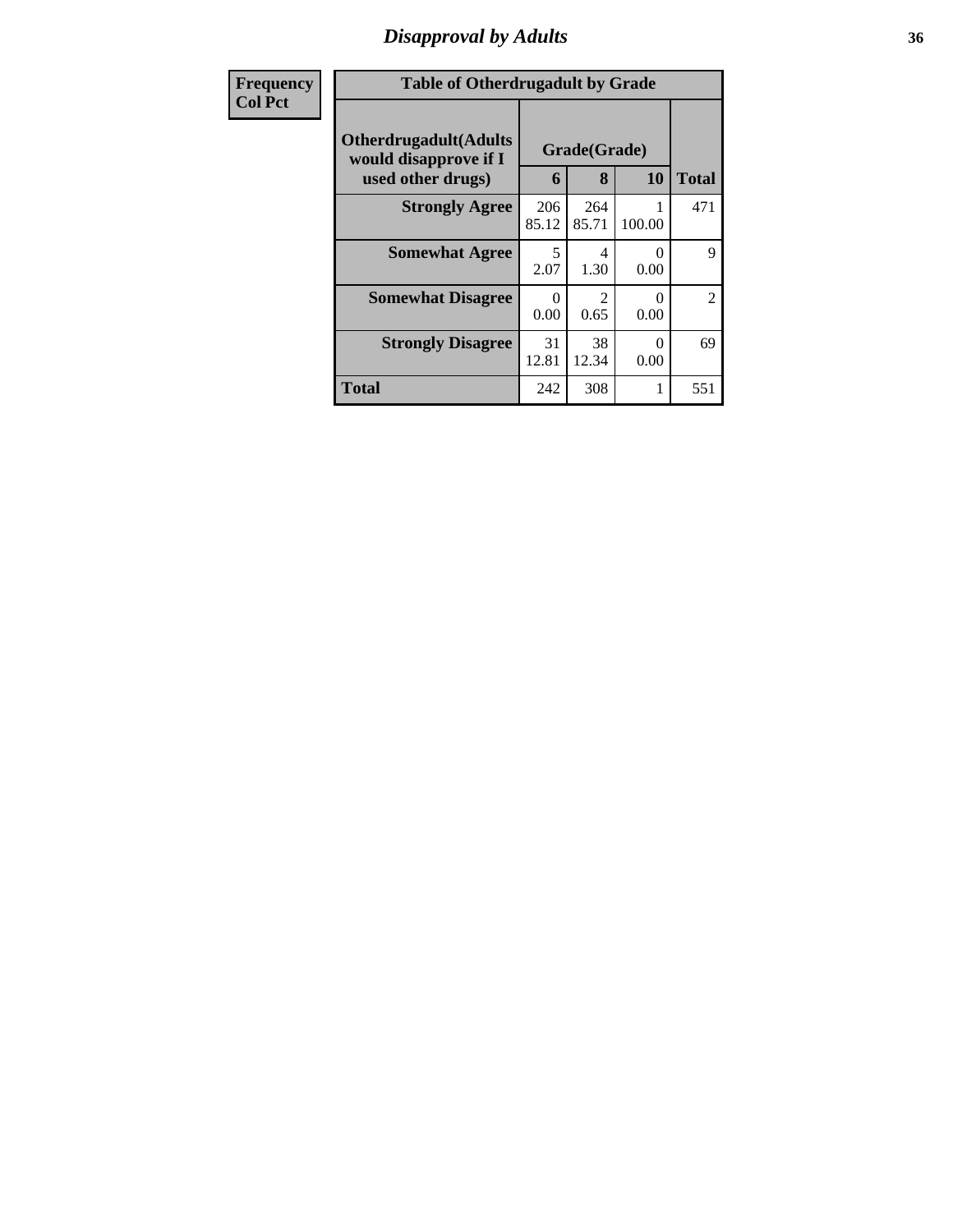# *Disapproval by Adults*

| Frequency<br>Col Pct | Table of Otherdrugadult by Grade | | | | |
|---|---|---|---|---|---|
| | Otherdrugadult(Adults would disapprove if I used other drugs) | Grade(Grade) | | | Total |
| | | 6 | 8 | 10 | |
| | Strongly Agree | 206<br>85.12 | 264<br>85.71 | 1<br>100.00 | 471 |
| | Somewhat Agree | 5<br>2.07 | 4<br>1.30 | 0<br>0.00 | 9 |
| | Somewhat Disagree | 0<br>0.00 | 2<br>0.65 | 0<br>0.00 | 2 |
| | Strongly Disagree | 31<br>12.81 | 38<br>12.34 | 0<br>0.00 | 69 |
| | Total | 242 | 308 | 1 | 551 |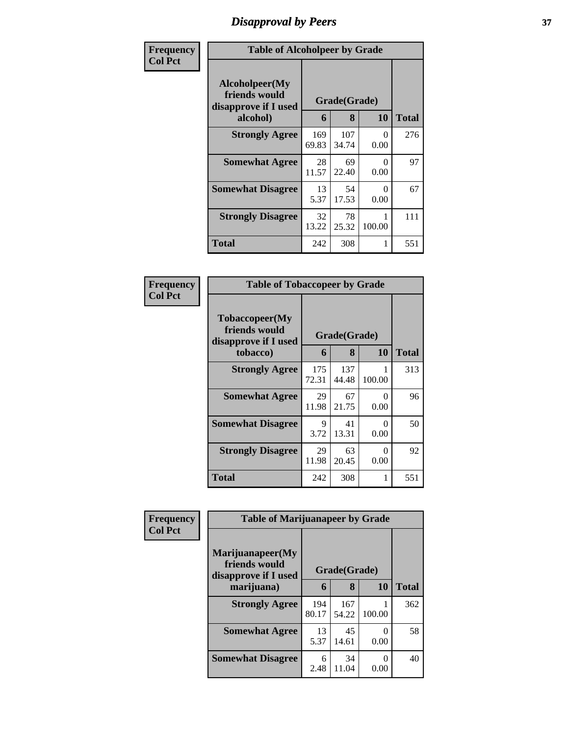# Disapproval by Peers

| Frequency Col Pct | | | | |
|---|---|---|---|---|

**Table of Alcoholpeer by Grade**

| Alcoholpeer(My friends would disapprove if I used alcohol) | Grade(Grade) | | | Total |
|---|---|---|---|---|
| | 6 | 8 | 10 | |
| Strongly Agree | 169<br>69.83 | 107<br>34.74 | 0<br>0.00 | 276 |
| Somewhat Agree | 28<br>11.57 | 69<br>22.40 | 0<br>0.00 | 97 |
| Somewhat Disagree | 13<br>5.37 | 54<br>17.53 | 0<br>0.00 | 67 |
| Strongly Disagree | 32<br>13.22 | 78<br>25.32 | 1<br>100.00 | 111 |
| Total | 242 | 308 | 1 | 551 |

| Frequency Col Pct | | | | |
|---|---|---|---|---|

**Table of Tobaccopeer by Grade**

| Tobaccopeer(My friends would disapprove if I used tobacco) | Grade(Grade) | | | Total |
|---|---|---|---|---|
| | 6 | 8 | 10 | |
| Strongly Agree | 175<br>72.31 | 137<br>44.48 | 1<br>100.00 | 313 |
| Somewhat Agree | 29<br>11.98 | 67<br>21.75 | 0<br>0.00 | 96 |
| Somewhat Disagree | 9<br>3.72 | 41<br>13.31 | 0<br>0.00 | 50 |
| Strongly Disagree | 29<br>11.98 | 63<br>20.45 | 0<br>0.00 | 92 |
| Total | 242 | 308 | 1 | 551 |

| Frequency Col Pct | | | | |
|---|---|---|---|---|

**Table of Marijuanapeer by Grade**

| Marijuanapeer(My friends would disapprove if I used marijuana) | Grade(Grade) | | | Total |
|---|---|---|---|---|
| | 6 | 8 | 10 | |
| Strongly Agree | 194<br>80.17 | 167<br>54.22 | 1<br>100.00 | 362 |
| Somewhat Agree | 13<br>5.37 | 45<br>14.61 | 0<br>0.00 | 58 |
| Somewhat Disagree | 6<br>2.48 | 34<br>11.04 | 0<br>0.00 | 40 |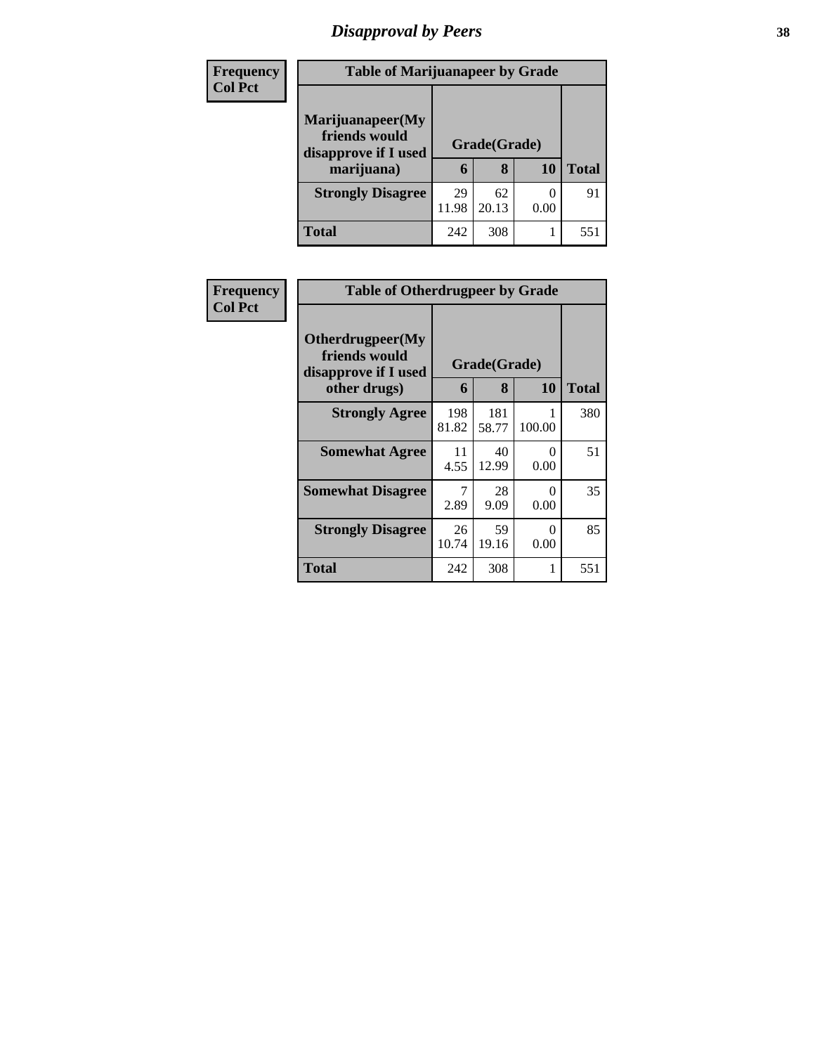## Disapproval by Peers

Frequency
Col Pct

**Table of Marijuanapeer by Grade**

| Marijuanapeer(My friends would disapprove if I used marijuana) | Grade(Grade) | | | Total |
|---|---|---|---|---|
| | 6 | 8 | 10 | |
| **Strongly Disagree** | 29<br>11.98 | 62<br>20.13 | 0<br>0.00 | 91 |
| **Total** | 242 | 308 | 1 | 551 |

Frequency
Col Pct

**Table of Otherdrugpeer by Grade**

| Otherdrugpeer(My friends would disapprove if I used other drugs) | Grade(Grade) | | | Total |
|---|---|---|---|---|
| | 6 | 8 | 10 | |
| **Strongly Agree** | 198<br>81.82 | 181<br>58.77 | 1<br>100.00 | 380 |
| **Somewhat Agree** | 11<br>4.55 | 40<br>12.99 | 0<br>0.00 | 51 |
| **Somewhat Disagree** | 7<br>2.89 | 28<br>9.09 | 0<br>0.00 | 35 |
| **Strongly Disagree** | 26<br>10.74 | 59<br>19.16 | 0<br>0.00 | 85 |
| **Total** | 242 | 308 | 1 | 551 |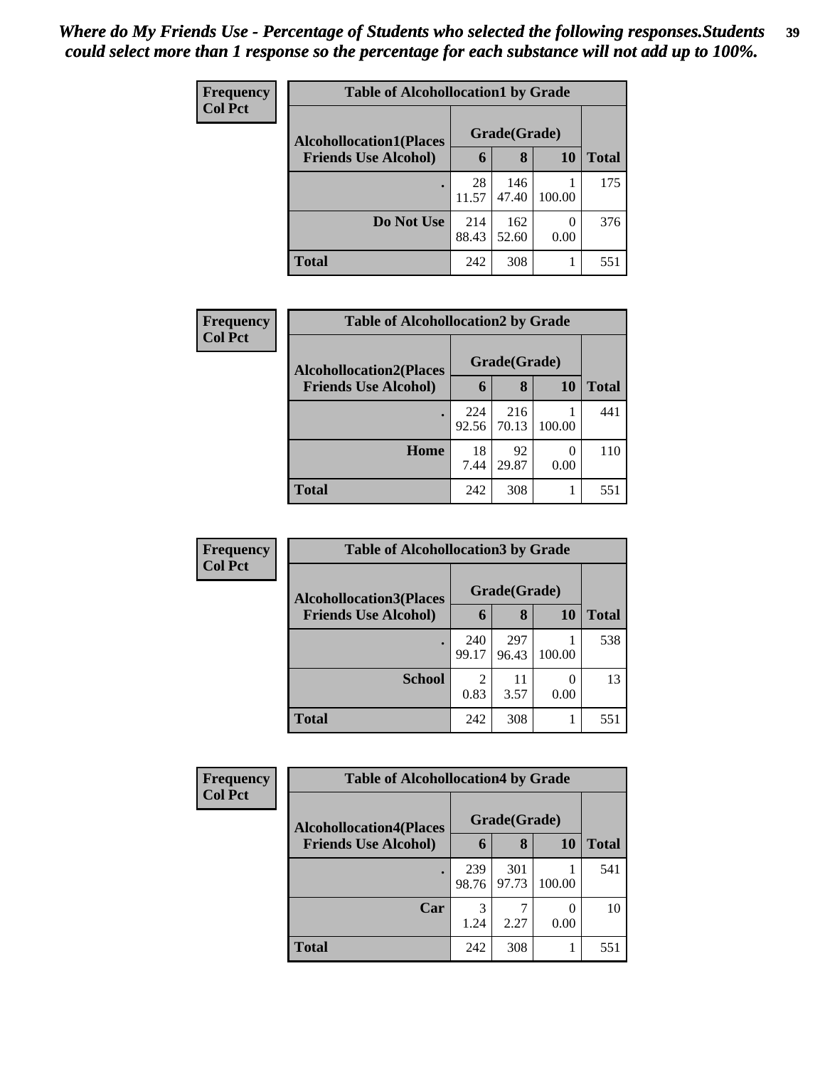*Where do My Friends Use - Percentage of Students who selected the following responses.Students could select more than 1 response so the percentage for each substance will not add up to 100%.*

**Frequency**
**Col Pct**

| Table of Alcohollocation1 by Grade | | | | |
|---|---|---|---|---|
| **Alcohollocation1(Places Friends Use Alcohol)** | **Grade(Grade)** | | | **Total** |
| | **6** | **8** | **10** | |
| **.** | 28<br>11.57 | 146<br>47.40 | 1<br>100.00 | 175 |
| **Do Not Use** | 214<br>88.43 | 162<br>52.60 | 0<br>0.00 | 376 |
| **Total** | 242 | 308 | 1 | 551 |

**Frequency**
**Col Pct**

| Table of Alcohollocation2 by Grade | | | | |
|---|---|---|---|---|
| **Alcohollocation2(Places Friends Use Alcohol)** | **Grade(Grade)** | | | **Total** |
| | **6** | **8** | **10** | |
| **.** | 224<br>92.56 | 216<br>70.13 | 1<br>100.00 | 441 |
| **Home** | 18<br>7.44 | 92<br>29.87 | 0<br>0.00 | 110 |
| **Total** | 242 | 308 | 1 | 551 |

**Frequency**
**Col Pct**

| Table of Alcohollocation3 by Grade | | | | |
|---|---|---|---|---|
| **Alcohollocation3(Places Friends Use Alcohol)** | **Grade(Grade)** | | | **Total** |
| | **6** | **8** | **10** | |
| **.** | 240<br>99.17 | 297<br>96.43 | 1<br>100.00 | 538 |
| **School** | 2<br>0.83 | 11<br>3.57 | 0<br>0.00 | 13 |
| **Total** | 242 | 308 | 1 | 551 |

**Frequency**
**Col Pct**

| Table of Alcohollocation4 by Grade | | | | |
|---|---|---|---|---|
| **Alcohollocation4(Places Friends Use Alcohol)** | **Grade(Grade)** | | | **Total** |
| | **6** | **8** | **10** | |
| **.** | 239<br>98.76 | 301<br>97.73 | 1<br>100.00 | 541 |
| **Car** | 3<br>1.24 | 7<br>2.27 | 0<br>0.00 | 10 |
| **Total** | 242 | 308 | 1 | 551 |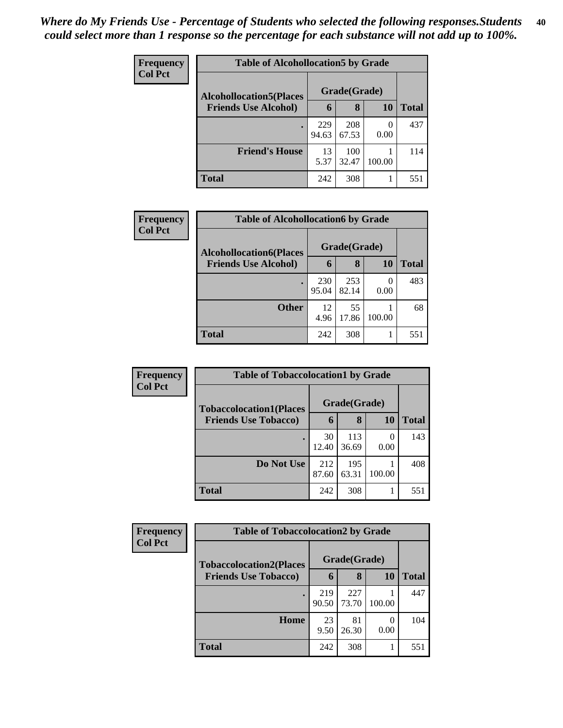*Where do My Friends Use - Percentage of Students who selected the following responses.Students could select more than 1 response so the percentage for each substance will not add up to 100%.*

**Frequency**
**Col Pct**

**Table of Alcohollocation5 by Grade**

| Alcohollocation5(Places Friends Use Alcohol) | Grade(Grade) 6 | 8 | 10 | Total |
|---|---|---|---|---|
| . | 229<br>94.63 | 208<br>67.53 | 0<br>0.00 | 437 |
| Friend's House | 13<br>5.37 | 100<br>32.47 | 1<br>100.00 | 114 |
| Total | 242 | 308 | 1 | 551 |

**Frequency**
**Col Pct**

**Table of Alcohollocation6 by Grade**

| Alcohollocation6(Places Friends Use Alcohol) | Grade(Grade) 6 | 8 | 10 | Total |
|---|---|---|---|---|
| . | 230<br>95.04 | 253<br>82.14 | 0<br>0.00 | 483 |
| Other | 12<br>4.96 | 55<br>17.86 | 1<br>100.00 | 68 |
| Total | 242 | 308 | 1 | 551 |

**Frequency**
**Col Pct**

**Table of Tobaccolocation1 by Grade**

| Tobaccolocation1(Places Friends Use Tobacco) | Grade(Grade) 6 | 8 | 10 | Total |
|---|---|---|---|---|
| . | 30<br>12.40 | 113<br>36.69 | 0<br>0.00 | 143 |
| Do Not Use | 212<br>87.60 | 195<br>63.31 | 1<br>100.00 | 408 |
| Total | 242 | 308 | 1 | 551 |

**Frequency**
**Col Pct**

**Table of Tobaccolocation2 by Grade**

| Tobaccolocation2(Places Friends Use Tobacco) | Grade(Grade) 6 | 8 | 10 | Total |
|---|---|---|---|---|
| . | 219<br>90.50 | 227<br>73.70 | 1<br>100.00 | 447 |
| Home | 23<br>9.50 | 81<br>26.30 | 0<br>0.00 | 104 |
| Total | 242 | 308 | 1 | 551 |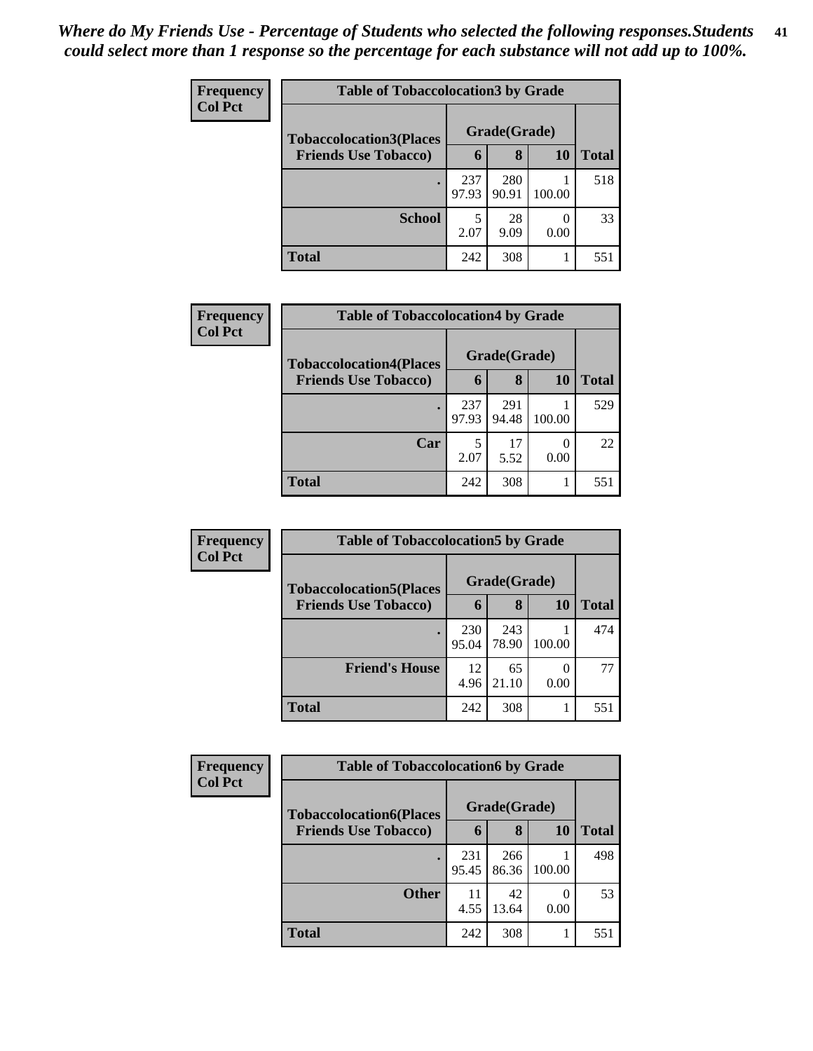*Where do My Friends Use - Percentage of Students who selected the following responses.Students could select more than 1 response so the percentage for each substance will not add up to 100%.*

| Frequency Col Pct | Table of Tobaccolocation3 by Grade | | | |
|---|---|---|---|---|
| Tobaccolocation3(Places Friends Use Tobacco) | Grade(Grade) | | | Total |
| | 6 | 8 | 10 | |
| . | 237<br>97.93 | 280<br>90.91 | 1<br>100.00 | 518 |
| School | 5<br>2.07 | 28<br>9.09 | 0<br>0.00 | 33 |
| Total | 242 | 308 | 1 | 551 |

| Frequency Col Pct | Table of Tobaccolocation4 by Grade | | | |
|---|---|---|---|---|
| Tobaccolocation4(Places Friends Use Tobacco) | Grade(Grade) | | | Total |
| | 6 | 8 | 10 | |
| . | 237<br>97.93 | 291<br>94.48 | 1<br>100.00 | 529 |
| Car | 5<br>2.07 | 17<br>5.52 | 0<br>0.00 | 22 |
| Total | 242 | 308 | 1 | 551 |

| Frequency Col Pct | Table of Tobaccolocation5 by Grade | | | |
|---|---|---|---|---|
| Tobaccolocation5(Places Friends Use Tobacco) | Grade(Grade) | | | Total |
| | 6 | 8 | 10 | |
| . | 230<br>95.04 | 243<br>78.90 | 1<br>100.00 | 474 |
| Friend's House | 12<br>4.96 | 65<br>21.10 | 0<br>0.00 | 77 |
| Total | 242 | 308 | 1 | 551 |

| Frequency Col Pct | Table of Tobaccolocation6 by Grade | | | |
|---|---|---|---|---|
| Tobaccolocation6(Places Friends Use Tobacco) | Grade(Grade) | | | Total |
| | 6 | 8 | 10 | |
| . | 231<br>95.45 | 266<br>86.36 | 1<br>100.00 | 498 |
| Other | 11<br>4.55 | 42<br>13.64 | 0<br>0.00 | 53 |
| Total | 242 | 308 | 1 | 551 |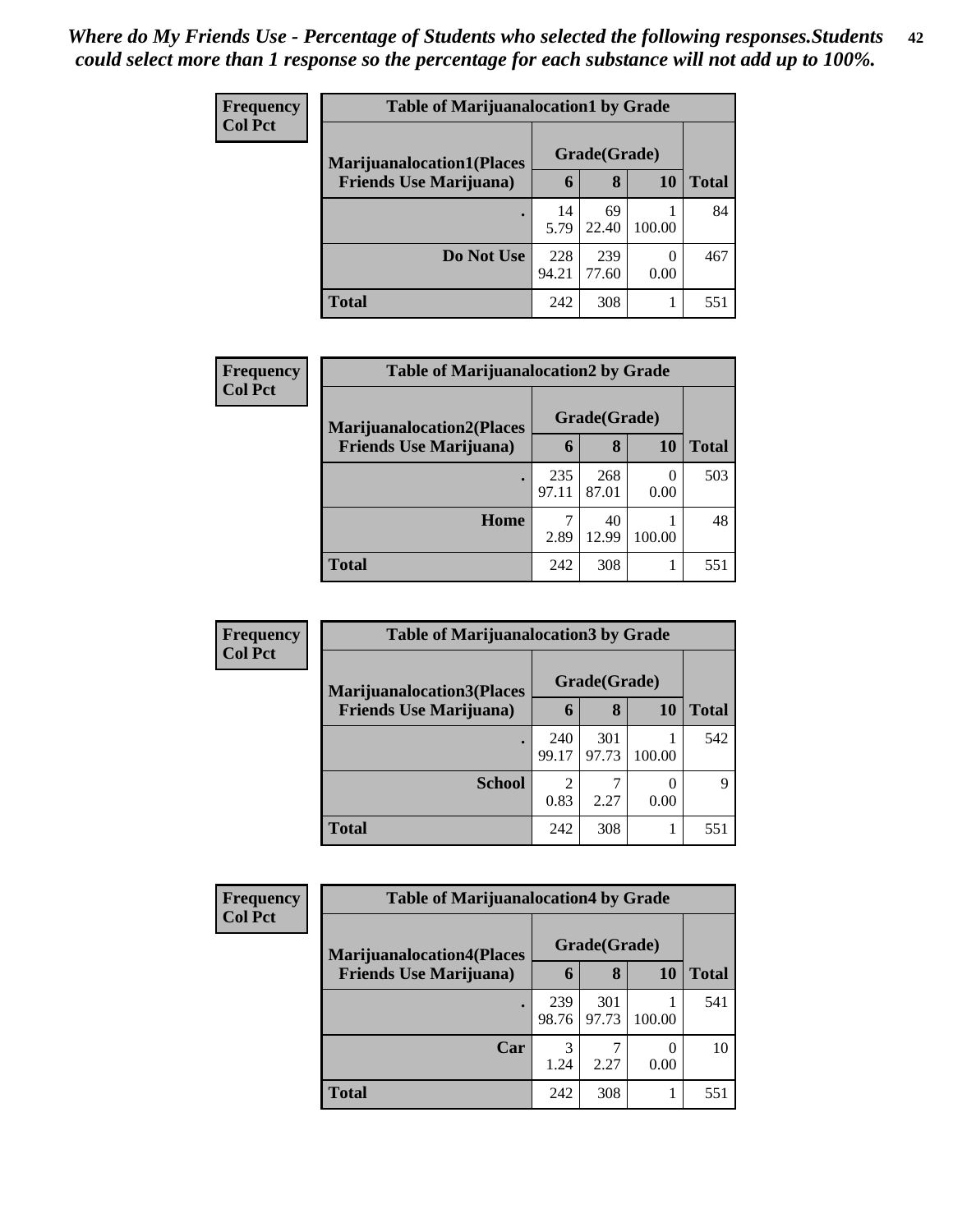*Where do My Friends Use - Percentage of Students who selected the following responses.Students could select more than 1 response so the percentage for each substance will not add up to 100%.*

**Frequency**
**Col Pct**

**Table of Marijuanalocation1 by Grade**

| Marijuanalocation1(Places Friends Use Marijuana) | Grade(Grade) | | | Total |
|---|---|---|---|---|
| | 6 | 8 | 10 | |
| . | 14<br>5.79 | 69<br>22.40 | 1<br>100.00 | 84 |
| Do Not Use | 228<br>94.21 | 239<br>77.60 | 0<br>0.00 | 467 |
| Total | 242 | 308 | 1 | 551 |

**Frequency**
**Col Pct**

**Table of Marijuanalocation2 by Grade**

| Marijuanalocation2(Places Friends Use Marijuana) | Grade(Grade) | | | Total |
|---|---|---|---|---|
| | 6 | 8 | 10 | |
| . | 235<br>97.11 | 268<br>87.01 | 0<br>0.00 | 503 |
| Home | 7<br>2.89 | 40<br>12.99 | 1<br>100.00 | 48 |
| Total | 242 | 308 | 1 | 551 |

**Frequency**
**Col Pct**

**Table of Marijuanalocation3 by Grade**

| Marijuanalocation3(Places Friends Use Marijuana) | Grade(Grade) | | | Total |
|---|---|---|---|---|
| | 6 | 8 | 10 | |
| . | 240<br>99.17 | 301<br>97.73 | 1<br>100.00 | 542 |
| School | 2<br>0.83 | 7<br>2.27 | 0<br>0.00 | 9 |
| Total | 242 | 308 | 1 | 551 |

**Frequency**
**Col Pct**

**Table of Marijuanalocation4 by Grade**

| Marijuanalocation4(Places Friends Use Marijuana) | Grade(Grade) | | | Total |
|---|---|---|---|---|
| | 6 | 8 | 10 | |
| . | 239<br>98.76 | 301<br>97.73 | 1<br>100.00 | 541 |
| Car | 3<br>1.24 | 7<br>2.27 | 0<br>0.00 | 10 |
| Total | 242 | 308 | 1 | 551 |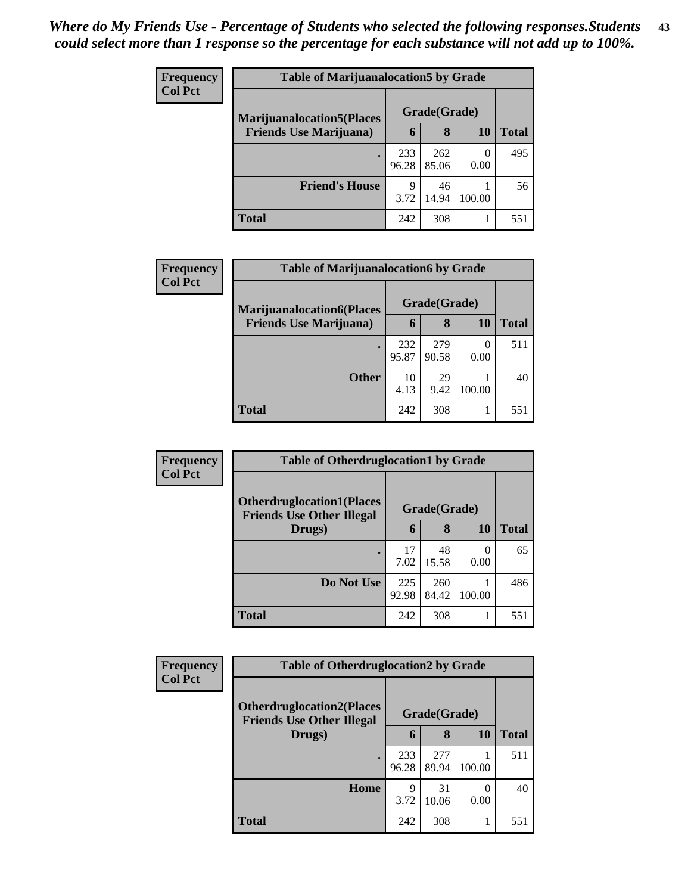*Where do My Friends Use - Percentage of Students who selected the following responses.Students could select more than 1 response so the percentage for each substance will not add up to 100%.*

**Frequency**
**Col Pct**

| Table of Marijuanalocation5 by Grade | | | | |
|---|---|---|---|---|
| **Marijuanalocation5(Places Friends Use Marijuana)** | **Grade(Grade)** | | | **Total** |
| | **6** | **8** | **10** | |
| **.** | 233<br>96.28 | 262<br>85.06 | 0<br>0.00 | 495 |
| **Friend's House** | 9<br>3.72 | 46<br>14.94 | 1<br>100.00 | 56 |
| **Total** | 242 | 308 | 1 | 551 |

**Frequency**
**Col Pct**

| Table of Marijuanalocation6 by Grade | | | | |
|---|---|---|---|---|
| **Marijuanalocation6(Places Friends Use Marijuana)** | **Grade(Grade)** | | | **Total** |
| | **6** | **8** | **10** | |
| **.** | 232<br>95.87 | 279<br>90.58 | 0<br>0.00 | 511 |
| **Other** | 10<br>4.13 | 29<br>9.42 | 1<br>100.00 | 40 |
| **Total** | 242 | 308 | 1 | 551 |

**Frequency**
**Col Pct**

| Table of Otherdruglocation1 by Grade | | | | |
|---|---|---|---|---|
| **Otherdruglocation1(Places Friends Use Other Illegal Drugs)** | **Grade(Grade)** | | | **Total** |
| | **6** | **8** | **10** | |
| **.** | 17<br>7.02 | 48<br>15.58 | 0<br>0.00 | 65 |
| **Do Not Use** | 225<br>92.98 | 260<br>84.42 | 1<br>100.00 | 486 |
| **Total** | 242 | 308 | 1 | 551 |

**Frequency**
**Col Pct**

| Table of Otherdruglocation2 by Grade | | | | |
|---|---|---|---|---|
| **Otherdruglocation2(Places Friends Use Other Illegal Drugs)** | **Grade(Grade)** | | | **Total** |
| | **6** | **8** | **10** | |
| **.** | 233<br>96.28 | 277<br>89.94 | 1<br>100.00 | 511 |
| **Home** | 9<br>3.72 | 31<br>10.06 | 0<br>0.00 | 40 |
| **Total** | 242 | 308 | 1 | 551 |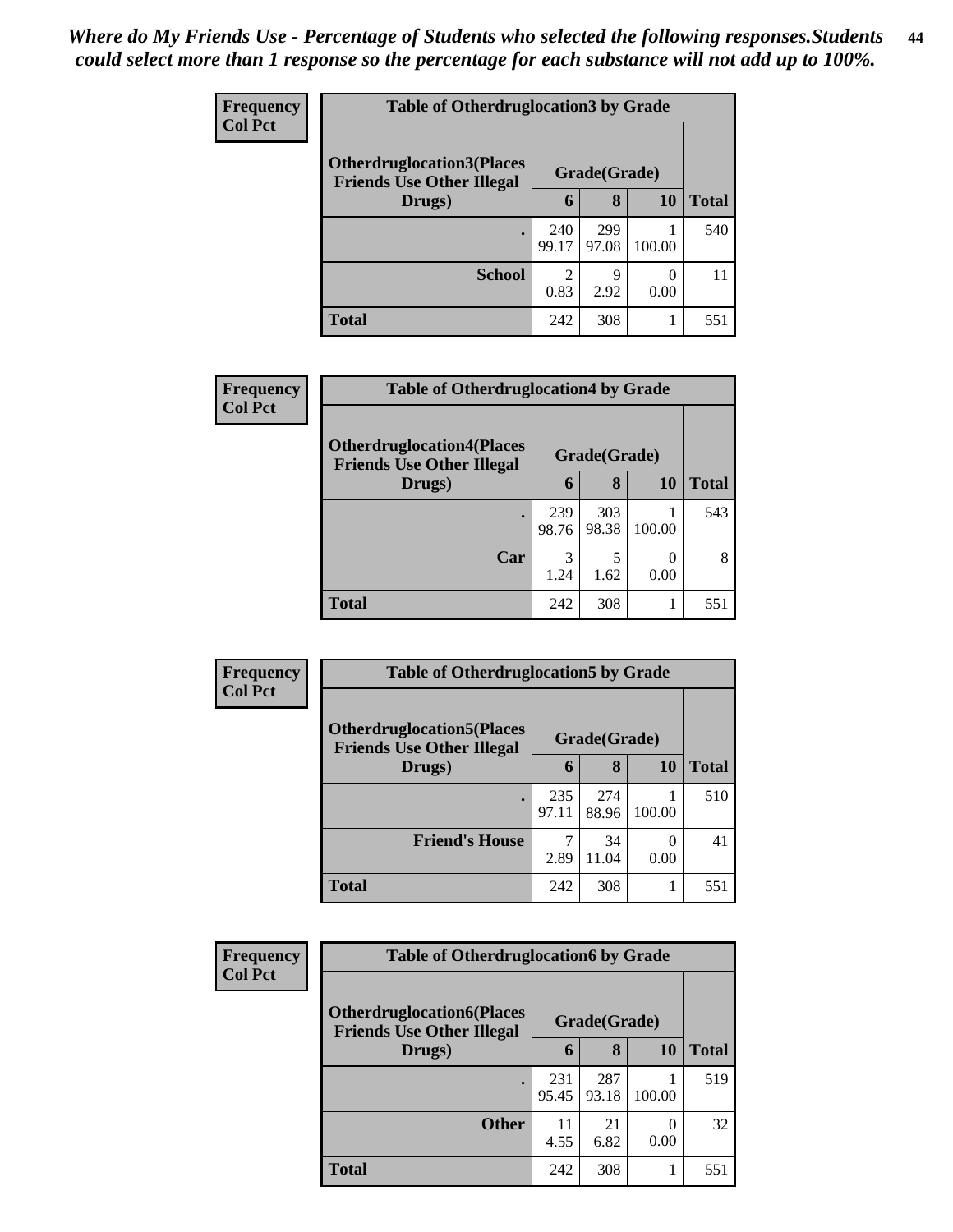*Where do My Friends Use - Percentage of Students who selected the following responses.Students could select more than 1 response so the percentage for each substance will not add up to 100%.*

**Frequency**
**Col Pct**

| Table of Otherdruglocation3 by Grade | | | | |
|---|---|---|---|---|
| **Otherdruglocation3(Places Friends Use Other Illegal Drugs)** | **Grade(Grade)** | | | **Total** |
| | **6** | **8** | **10** | |
| **.** | 240<br>99.17 | 299<br>97.08 | 1<br>100.00 | 540 |
| **School** | 2<br>0.83 | 9<br>2.92 | 0<br>0.00 | 11 |
| **Total** | 242 | 308 | 1 | 551 |

**Frequency**
**Col Pct**

| Table of Otherdruglocation4 by Grade | | | | |
|---|---|---|---|---|
| **Otherdruglocation4(Places Friends Use Other Illegal Drugs)** | **Grade(Grade)** | | | **Total** |
| | **6** | **8** | **10** | |
| **.** | 239<br>98.76 | 303<br>98.38 | 1<br>100.00 | 543 |
| **Car** | 3<br>1.24 | 5<br>1.62 | 0<br>0.00 | 8 |
| **Total** | 242 | 308 | 1 | 551 |

**Frequency**
**Col Pct**

| Table of Otherdruglocation5 by Grade | | | | |
|---|---|---|---|---|
| **Otherdruglocation5(Places Friends Use Other Illegal Drugs)** | **Grade(Grade)** | | | **Total** |
| | **6** | **8** | **10** | |
| **.** | 235<br>97.11 | 274<br>88.96 | 1<br>100.00 | 510 |
| **Friend's House** | 7<br>2.89 | 34<br>11.04 | 0<br>0.00 | 41 |
| **Total** | 242 | 308 | 1 | 551 |

**Frequency**
**Col Pct**

| Table of Otherdruglocation6 by Grade | | | | |
|---|---|---|---|---|
| **Otherdruglocation6(Places Friends Use Other Illegal Drugs)** | **Grade(Grade)** | | | **Total** |
| | **6** | **8** | **10** | |
| **.** | 231<br>95.45 | 287<br>93.18 | 1<br>100.00 | 519 |
| **Other** | 11<br>4.55 | 21<br>6.82 | 0<br>0.00 | 32 |
| **Total** | 242 | 308 | 1 | 551 |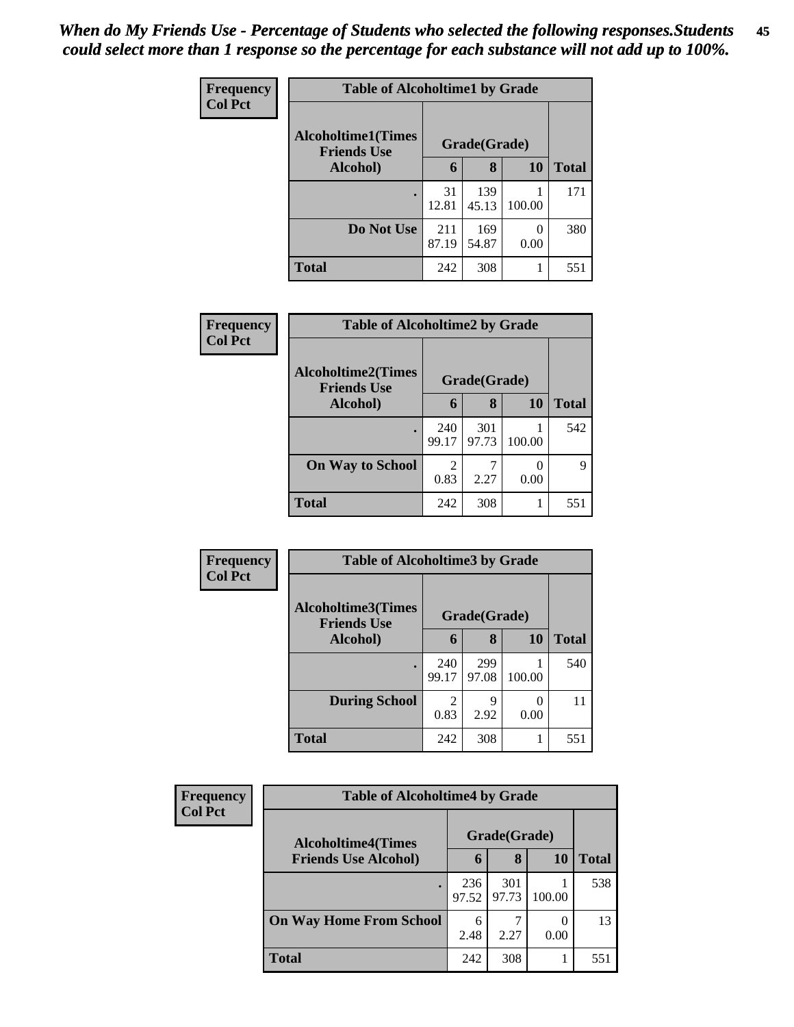*When do My Friends Use - Percentage of Students who selected the following responses.Students could select more than 1 response so the percentage for each substance will not add up to 100%.*

**Frequency**
**Col Pct**

**Table of Alcoholtime1 by Grade**

| Alcoholtime1(Times Friends Use Alcohol) | Grade(Grade) | | | Total |
|---|---|---|---|---|
| | 6 | 8 | 10 | |
| . | 31<br>12.81 | 139<br>45.13 | 1<br>100.00 | 171 |
| Do Not Use | 211<br>87.19 | 169<br>54.87 | 0<br>0.00 | 380 |
| Total | 242 | 308 | 1 | 551 |

**Frequency**
**Col Pct**

**Table of Alcoholtime2 by Grade**

| Alcoholtime2(Times Friends Use Alcohol) | Grade(Grade) | | | Total |
|---|---|---|---|---|
| | 6 | 8 | 10 | |
| . | 240<br>99.17 | 301<br>97.73 | 1<br>100.00 | 542 |
| On Way to School | 2<br>0.83 | 7<br>2.27 | 0<br>0.00 | 9 |
| Total | 242 | 308 | 1 | 551 |

**Frequency**
**Col Pct**

**Table of Alcoholtime3 by Grade**

| Alcoholtime3(Times Friends Use Alcohol) | Grade(Grade) | | | Total |
|---|---|---|---|---|
| | 6 | 8 | 10 | |
| . | 240<br>99.17 | 299<br>97.08 | 1<br>100.00 | 540 |
| During School | 2<br>0.83 | 9<br>2.92 | 0<br>0.00 | 11 |
| Total | 242 | 308 | 1 | 551 |

**Frequency**
**Col Pct**

**Table of Alcoholtime4 by Grade**

| Alcoholtime4(Times Friends Use Alcohol) | Grade(Grade) | | | Total |
|---|---|---|---|---|
| | 6 | 8 | 10 | |
| . | 236<br>97.52 | 301<br>97.73 | 1<br>100.00 | 538 |
| On Way Home From School | 6<br>2.48 | 7<br>2.27 | 0<br>0.00 | 13 |
| Total | 242 | 308 | 1 | 551 |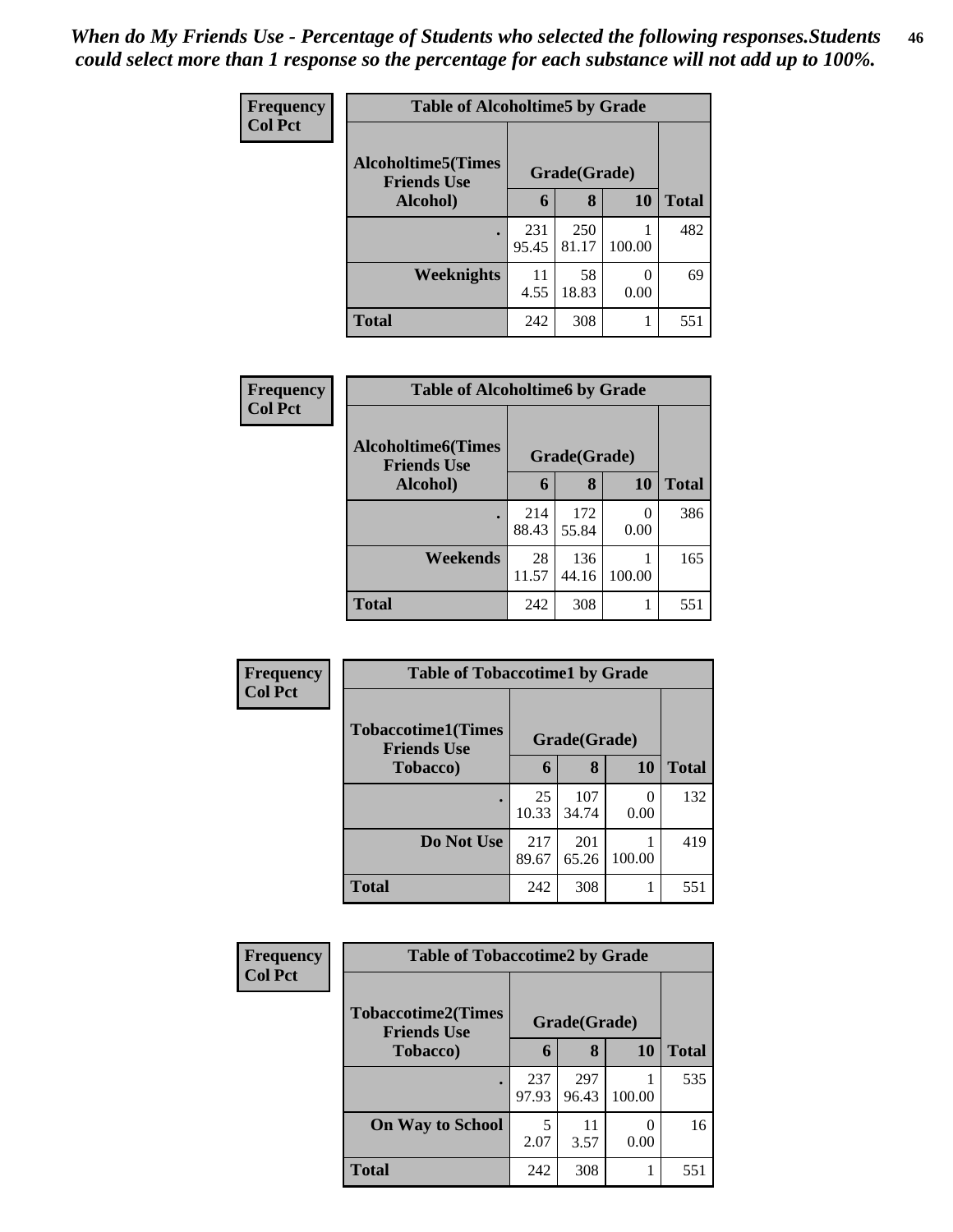*When do My Friends Use - Percentage of Students who selected the following responses.Students could select more than 1 response so the percentage for each substance will not add up to 100%.*

**Frequency**
**Col Pct**

| Table of Alcoholtime5 by Grade | | | | |
|---|---|---|---|---|
| **Alcoholtime5(Times Friends Use Alcohol)** | **Grade(Grade)** | | | **Total** |
| | **6** | **8** | **10** | |
| **.** | 231<br>95.45 | 250<br>81.17 | 1<br>100.00 | 482 |
| **Weeknights** | 11<br>4.55 | 58<br>18.83 | 0<br>0.00 | 69 |
| **Total** | 242 | 308 | 1 | 551 |

**Frequency**
**Col Pct**

| Table of Alcoholtime6 by Grade | | | | |
|---|---|---|---|---|
| **Alcoholtime6(Times Friends Use Alcohol)** | **Grade(Grade)** | | | **Total** |
| | **6** | **8** | **10** | |
| **.** | 214<br>88.43 | 172<br>55.84 | 0<br>0.00 | 386 |
| **Weekends** | 28<br>11.57 | 136<br>44.16 | 1<br>100.00 | 165 |
| **Total** | 242 | 308 | 1 | 551 |

**Frequency**
**Col Pct**

| Table of Tobaccotime1 by Grade | | | | |
|---|---|---|---|---|
| **Tobaccotime1(Times Friends Use Tobacco)** | **Grade(Grade)** | | | **Total** |
| | **6** | **8** | **10** | |
| **.** | 25<br>10.33 | 107<br>34.74 | 0<br>0.00 | 132 |
| **Do Not Use** | 217<br>89.67 | 201<br>65.26 | 1<br>100.00 | 419 |
| **Total** | 242 | 308 | 1 | 551 |

**Frequency**
**Col Pct**

| Table of Tobaccotime2 by Grade | | | | |
|---|---|---|---|---|
| **Tobaccotime2(Times Friends Use Tobacco)** | **Grade(Grade)** | | | **Total** |
| | **6** | **8** | **10** | |
| **.** | 237<br>97.93 | 297<br>96.43 | 1<br>100.00 | 535 |
| **On Way to School** | 5<br>2.07 | 11<br>3.57 | 0<br>0.00 | 16 |
| **Total** | 242 | 308 | 1 | 551 |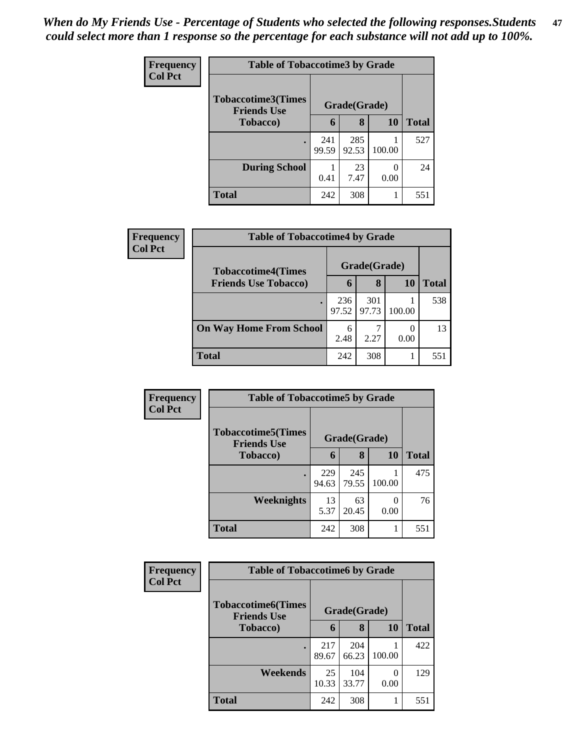*When do My Friends Use - Percentage of Students who selected the following responses.Students could select more than 1 response so the percentage for each substance will not add up to 100%.*

**Frequency**
**Col Pct**

| Table of Tobaccotime3 by Grade | | | | |
|---|---|---|---|---|
| **Tobaccotime3(Times Friends Use Tobacco)** | **Grade(Grade)** | | | **Total** |
| | **6** | **8** | **10** | |
| **.** | 241<br>99.59 | 285<br>92.53 | 1<br>100.00 | 527 |
| **During School** | 1<br>0.41 | 23<br>7.47 | 0<br>0.00 | 24 |
| **Total** | 242 | 308 | 1 | 551 |

**Frequency**
**Col Pct**

| Table of Tobaccotime4 by Grade | | | | |
|---|---|---|---|---|
| **Tobaccotime4(Times Friends Use Tobacco)** | **Grade(Grade)** | | | **Total** |
| | **6** | **8** | **10** | |
| **.** | 236<br>97.52 | 301<br>97.73 | 1<br>100.00 | 538 |
| **On Way Home From School** | 6<br>2.48 | 7<br>2.27 | 0<br>0.00 | 13 |
| **Total** | 242 | 308 | 1 | 551 |

**Frequency**
**Col Pct**

| Table of Tobaccotime5 by Grade | | | | |
|---|---|---|---|---|
| **Tobaccotime5(Times Friends Use Tobacco)** | **Grade(Grade)** | | | **Total** |
| | **6** | **8** | **10** | |
| **.** | 229<br>94.63 | 245<br>79.55 | 1<br>100.00 | 475 |
| **Weeknights** | 13<br>5.37 | 63<br>20.45 | 0<br>0.00 | 76 |
| **Total** | 242 | 308 | 1 | 551 |

**Frequency**
**Col Pct**

| Table of Tobaccotime6 by Grade | | | | |
|---|---|---|---|---|
| **Tobaccotime6(Times Friends Use Tobacco)** | **Grade(Grade)** | | | **Total** |
| | **6** | **8** | **10** | |
| **.** | 217<br>89.67 | 204<br>66.23 | 1<br>100.00 | 422 |
| **Weekends** | 25<br>10.33 | 104<br>33.77 | 0<br>0.00 | 129 |
| **Total** | 242 | 308 | 1 | 551 |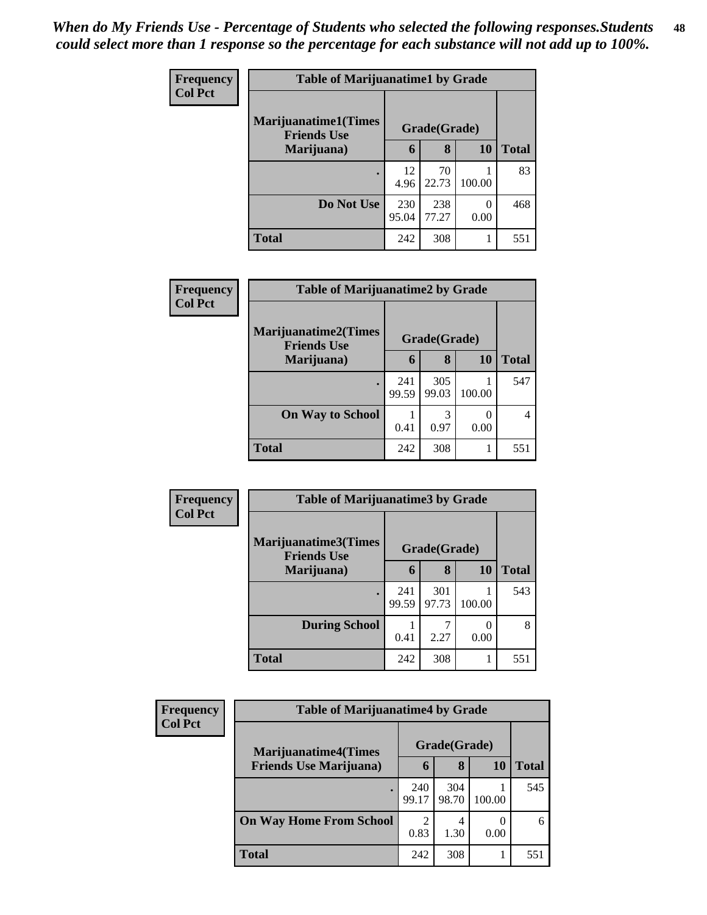*When do My Friends Use - Percentage of Students who selected the following responses.Students could select more than 1 response so the percentage for each substance will not add up to 100%.*

**Frequency**
**Col Pct**

| Table of Marijuanatime1 by Grade | | | | |
|---|---|---|---|---|
| **Marijuanatime1(Times Friends Use Marijuana)** | **Grade(Grade)** | | | |
| | **6** | **8** | **10** | **Total** |
| **.** | 12<br>4.96 | 70<br>22.73 | 1<br>100.00 | 83 |
| **Do Not Use** | 230<br>95.04 | 238<br>77.27 | 0<br>0.00 | 468 |
| **Total** | 242 | 308 | 1 | 551 |

**Frequency**
**Col Pct**

| Table of Marijuanatime2 by Grade | | | | |
|---|---|---|---|---|
| **Marijuanatime2(Times Friends Use Marijuana)** | **Grade(Grade)** | | | |
| | **6** | **8** | **10** | **Total** |
| **.** | 241<br>99.59 | 305<br>99.03 | 1<br>100.00 | 547 |
| **On Way to School** | 1<br>0.41 | 3<br>0.97 | 0<br>0.00 | 4 |
| **Total** | 242 | 308 | 1 | 551 |

**Frequency**
**Col Pct**

| Table of Marijuanatime3 by Grade | | | | |
|---|---|---|---|---|
| **Marijuanatime3(Times Friends Use Marijuana)** | **Grade(Grade)** | | | |
| | **6** | **8** | **10** | **Total** |
| **.** | 241<br>99.59 | 301<br>97.73 | 1<br>100.00 | 543 |
| **During School** | 1<br>0.41 | 7<br>2.27 | 0<br>0.00 | 8 |
| **Total** | 242 | 308 | 1 | 551 |

**Frequency**
**Col Pct**

| Table of Marijuanatime4 by Grade | | | | |
|---|---|---|---|---|
| **Marijuanatime4(Times Friends Use Marijuana)** | **Grade(Grade)** | | | |
| | **6** | **8** | **10** | **Total** |
| **.** | 240<br>99.17 | 304<br>98.70 | 1<br>100.00 | 545 |
| **On Way Home From School** | 2<br>0.83 | 4<br>1.30 | 0<br>0.00 | 6 |
| **Total** | 242 | 308 | 1 | 551 |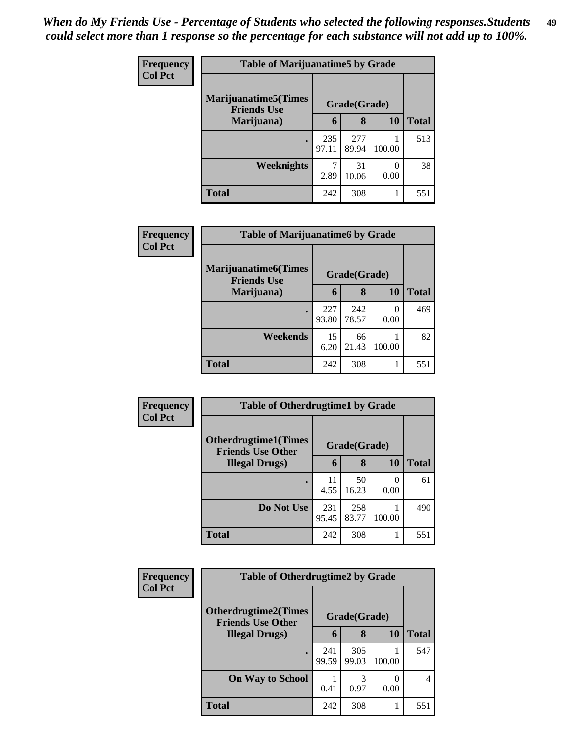*When do My Friends Use - Percentage of Students who selected the following responses.Students could select more than 1 response so the percentage for each substance will not add up to 100%.*

**Frequency**
**Col Pct**

| Table of Marijuanatime5 by Grade | | | | |
|---|---|---|---|---|
| Marijuanatime5(Times Friends Use Marijuana) | Grade(Grade) | | | Total |
| | 6 | 8 | 10 | |
| . | 235<br>97.11 | 277<br>89.94 | 1<br>100.00 | 513 |
| Weeknights | 7<br>2.89 | 31<br>10.06 | 0<br>0.00 | 38 |
| Total | 242 | 308 | 1 | 551 |

**Frequency**
**Col Pct**

| Table of Marijuanatime6 by Grade | | | | |
|---|---|---|---|---|
| Marijuanatime6(Times Friends Use Marijuana) | Grade(Grade) | | | Total |
| | 6 | 8 | 10 | |
| . | 227<br>93.80 | 242<br>78.57 | 0<br>0.00 | 469 |
| Weekends | 15<br>6.20 | 66<br>21.43 | 1<br>100.00 | 82 |
| Total | 242 | 308 | 1 | 551 |

**Frequency**
**Col Pct**

| Table of Otherdrugtime1 by Grade | | | | |
|---|---|---|---|---|
| Otherdrugtime1(Times Friends Use Other Illegal Drugs) | Grade(Grade) | | | Total |
| | 6 | 8 | 10 | |
| . | 11<br>4.55 | 50<br>16.23 | 0<br>0.00 | 61 |
| Do Not Use | 231<br>95.45 | 258<br>83.77 | 1<br>100.00 | 490 |
| Total | 242 | 308 | 1 | 551 |

**Frequency**
**Col Pct**

| Table of Otherdrugtime2 by Grade | | | | |
|---|---|---|---|---|
| Otherdrugtime2(Times Friends Use Other Illegal Drugs) | Grade(Grade) | | | Total |
| | 6 | 8 | 10 | |
| . | 241<br>99.59 | 305<br>99.03 | 1<br>100.00 | 547 |
| On Way to School | 1<br>0.41 | 3<br>0.97 | 0<br>0.00 | 4 |
| Total | 242 | 308 | 1 | 551 |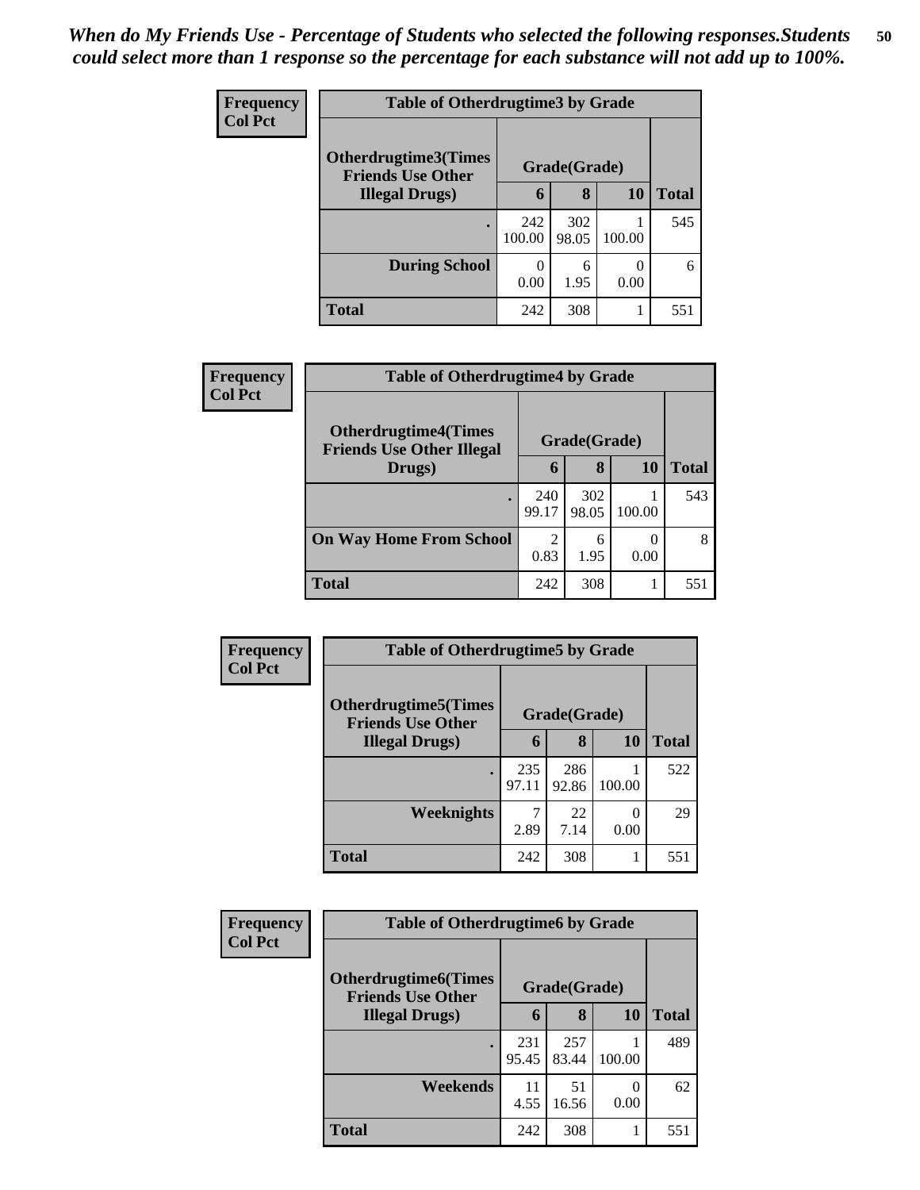*When do My Friends Use - Percentage of Students who selected the following responses.Students could select more than 1 response so the percentage for each substance will not add up to 100%.*

| Frequency<br>Col Pct | Table of Otherdrugtime3 by Grade | | | |
|---|---|---|---|---|
| Otherdrugtime3(Times Friends Use Other Illegal Drugs) | Grade(Grade) | | | |
| | 6 | 8 | 10 | Total |
| . | 242<br>100.00 | 302<br>98.05 | 1<br>100.00 | 545 |
| During School | 0<br>0.00 | 6<br>1.95 | 0<br>0.00 | 6 |
| Total | 242 | 308 | 1 | 551 |

| Frequency<br>Col Pct | Table of Otherdrugtime4 by Grade | | | |
|---|---|---|---|---|
| Otherdrugtime4(Times Friends Use Other Illegal Drugs) | Grade(Grade) | | | |
| | 6 | 8 | 10 | Total |
| . | 240<br>99.17 | 302<br>98.05 | 1<br>100.00 | 543 |
| On Way Home From School | 2<br>0.83 | 6<br>1.95 | 0<br>0.00 | 8 |
| Total | 242 | 308 | 1 | 551 |

| Frequency<br>Col Pct | Table of Otherdrugtime5 by Grade | | | |
|---|---|---|---|---|
| Otherdrugtime5(Times Friends Use Other Illegal Drugs) | Grade(Grade) | | | |
| | 6 | 8 | 10 | Total |
| . | 235<br>97.11 | 286<br>92.86 | 1<br>100.00 | 522 |
| Weeknights | 7<br>2.89 | 22<br>7.14 | 0<br>0.00 | 29 |
| Total | 242 | 308 | 1 | 551 |

| Frequency<br>Col Pct | Table of Otherdrugtime6 by Grade | | | |
|---|---|---|---|---|
| Otherdrugtime6(Times Friends Use Other Illegal Drugs) | Grade(Grade) | | | |
| | 6 | 8 | 10 | Total |
| . | 231<br>95.45 | 257<br>83.44 | 1<br>100.00 | 489 |
| Weekends | 11<br>4.55 | 51<br>16.56 | 0<br>0.00 | 62 |
| Total | 242 | 308 | 1 | 551 |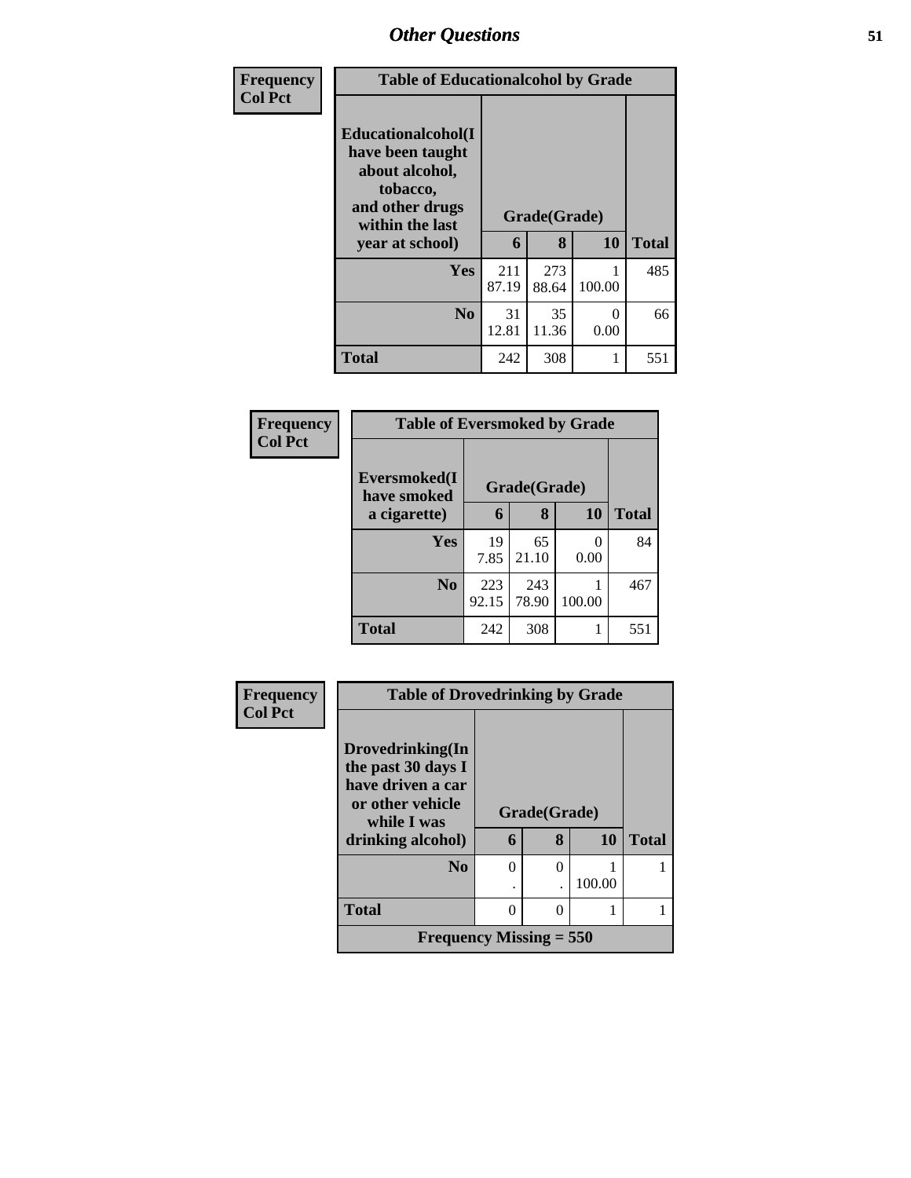# Other Questions

| Frequency<br>Col Pct |
|---|

**Table of Educationalcohol by Grade**

| Educationalcohol(I have been taught about alcohol, tobacco, and other drugs within the last year at school) | Grade(Grade) | | | |
|---|---|---|---|---|
| | 6 | 8 | 10 | Total |
| Yes | 211<br>87.19 | 273<br>88.64 | 1<br>100.00 | 485 |
| No | 31<br>12.81 | 35<br>11.36 | 0<br>0.00 | 66 |
| Total | 242 | 308 | 1 | 551 |

| Frequency<br>Col Pct |
|---|

**Table of Eversmoked by Grade**

| Eversmoked(I have smoked a cigarette) | Grade(Grade) | | | |
|---|---|---|---|---|
| | 6 | 8 | 10 | Total |
| Yes | 19<br>7.85 | 65<br>21.10 | 0<br>0.00 | 84 |
| No | 223<br>92.15 | 243<br>78.90 | 1<br>100.00 | 467 |
| Total | 242 | 308 | 1 | 551 |

| Frequency<br>Col Pct |
|---|

**Table of Drovedrinking by Grade**

| Drovedrinking(In the past 30 days I have driven a car or other vehicle while I was drinking alcohol) | Grade(Grade) | | | |
|---|---|---|---|---|
| | 6 | 8 | 10 | Total |
| No | 0<br>. | 0<br>. | 1<br>100.00 | 1 |
| Total | 0 | 0 | 1 | 1 |
| Frequency Missing = 550 | | | | |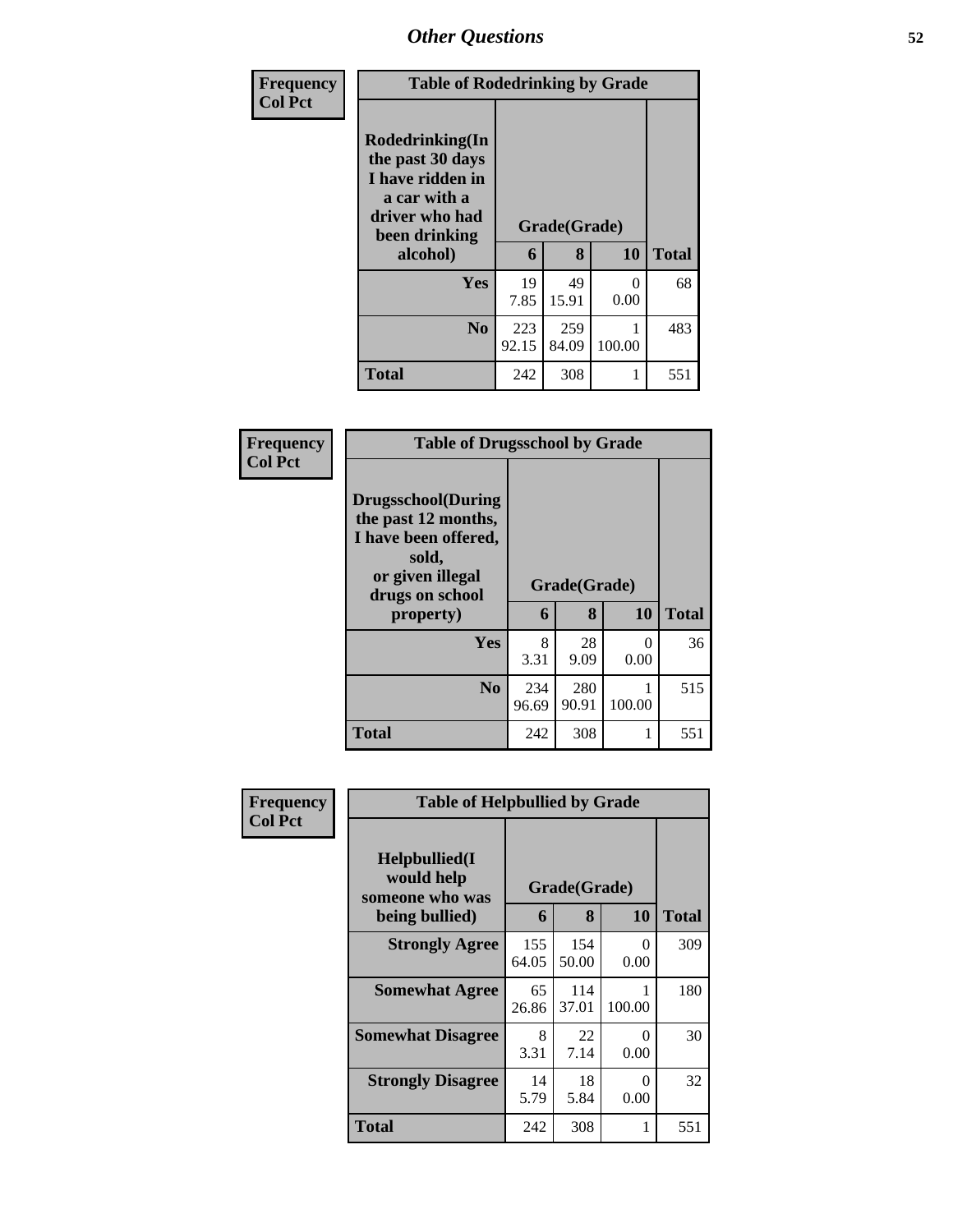| Frequency<br>Col Pct |
|---|

**Table of Rodedrinking by Grade**

| Rodedrinking(In the past 30 days I have ridden in a car with a driver who had been drinking alcohol) | Grade(Grade) | | | Total |
|---|---|---|---|---|
| | 6 | 8 | 10 | |
| Yes | 19<br>7.85 | 49<br>15.91 | 0<br>0.00 | 68 |
| No | 223<br>92.15 | 259<br>84.09 | 1<br>100.00 | 483 |
| Total | 242 | 308 | 1 | 551 |

| Frequency<br>Col Pct |
|---|

**Table of Drugsschool by Grade**

| Drugsschool(During the past 12 months, I have been offered, sold, or given illegal drugs on school property) | Grade(Grade) | | | Total |
|---|---|---|---|---|
| | 6 | 8 | 10 | |
| Yes | 8<br>3.31 | 28<br>9.09 | 0<br>0.00 | 36 |
| No | 234<br>96.69 | 280<br>90.91 | 1<br>100.00 | 515 |
| Total | 242 | 308 | 1 | 551 |

| Frequency<br>Col Pct |
|---|

**Table of Helpbullied by Grade**

| Helpbullied(I would help someone who was being bullied) | Grade(Grade) | | | Total |
|---|---|---|---|---|
| | 6 | 8 | 10 | |
| Strongly Agree | 155<br>64.05 | 154<br>50.00 | 0<br>0.00 | 309 |
| Somewhat Agree | 65<br>26.86 | 114<br>37.01 | 1<br>100.00 | 180 |
| Somewhat Disagree | 8<br>3.31 | 22<br>7.14 | 0<br>0.00 | 30 |
| Strongly Disagree | 14<br>5.79 | 18<br>5.84 | 0<br>0.00 | 32 |
| Total | 242 | 308 | 1 | 551 |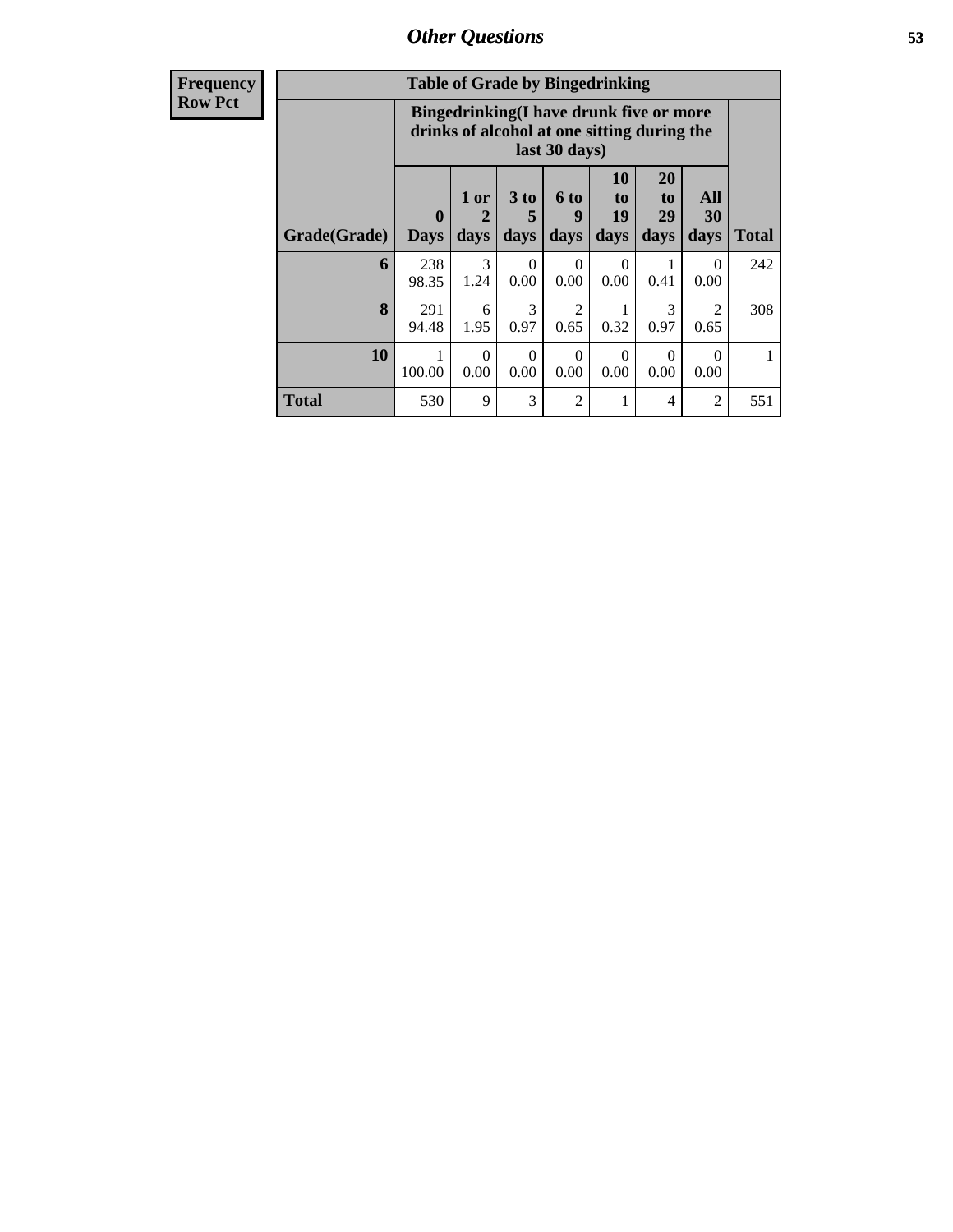# Other Questions

| Frequency<br>Row Pct | Table of Grade by Bingedrinking | | | | | | | |
|---|---|---|---|---|---|---|---|---|
| | Bingedrinking(I have drunk five or more drinks of alcohol at one sitting during the last 30 days) | | | | | | | |
| Grade(Grade) | 0 Days | 1 or 2 days | 3 to 5 days | 6 to 9 days | 10 to 19 days | 20 to 29 days | All 30 days | Total |
| 6 | 238<br>98.35 | 3<br>1.24 | 0<br>0.00 | 0<br>0.00 | 0<br>0.00 | 1<br>0.41 | 0<br>0.00 | 242 |
| 8 | 291<br>94.48 | 6<br>1.95 | 3<br>0.97 | 2<br>0.65 | 1<br>0.32 | 3<br>0.97 | 2<br>0.65 | 308 |
| 10 | 1<br>100.00 | 0<br>0.00 | 0<br>0.00 | 0<br>0.00 | 0<br>0.00 | 0<br>0.00 | 0<br>0.00 | 1 |
| Total | 530 | 9 | 3 | 2 | 1 | 4 | 2 | 551 |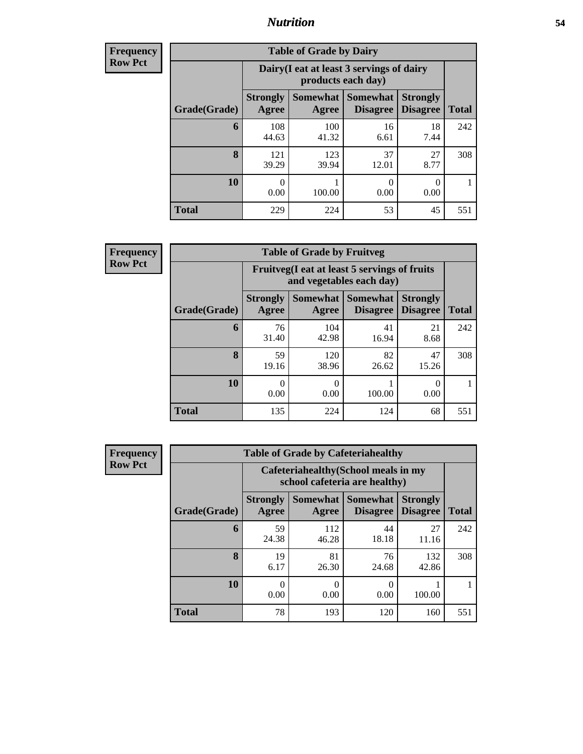## Nutrition

**Frequency**
**Row Pct**

| Table of Grade by Dairy | | | | | |
|---|---|---|---|---|---|
| | Dairy(I eat at least 3 servings of dairy products each day) | | | | |
| Grade(Grade) | Strongly Agree | Somewhat Agree | Somewhat Disagree | Strongly Disagree | Total |
| **6** | 108<br>44.63 | 100<br>41.32 | 16<br>6.61 | 18<br>7.44 | 242 |
| **8** | 121<br>39.29 | 123<br>39.94 | 37<br>12.01 | 27<br>8.77 | 308 |
| **10** | 0<br>0.00 | 1<br>100.00 | 0<br>0.00 | 0<br>0.00 | 1 |
| **Total** | 229 | 224 | 53 | 45 | 551 |

**Frequency**
**Row Pct**

| Table of Grade by Fruitveg | | | | | |
|---|---|---|---|---|---|
| | Fruitveg(I eat at least 5 servings of fruits and vegetables each day) | | | | |
| Grade(Grade) | Strongly Agree | Somewhat Agree | Somewhat Disagree | Strongly Disagree | Total |
| **6** | 76<br>31.40 | 104<br>42.98 | 41<br>16.94 | 21<br>8.68 | 242 |
| **8** | 59<br>19.16 | 120<br>38.96 | 82<br>26.62 | 47<br>15.26 | 308 |
| **10** | 0<br>0.00 | 0<br>0.00 | 1<br>100.00 | 0<br>0.00 | 1 |
| **Total** | 135 | 224 | 124 | 68 | 551 |

**Frequency**
**Row Pct**

| Table of Grade by Cafeteriahealthy | | | | | |
|---|---|---|---|---|---|
| | Cafeteriahealthy(School meals in my school cafeteria are healthy) | | | | |
| Grade(Grade) | Strongly Agree | Somewhat Agree | Somewhat Disagree | Strongly Disagree | Total |
| **6** | 59<br>24.38 | 112<br>46.28 | 44<br>18.18 | 27<br>11.16 | 242 |
| **8** | 19<br>6.17 | 81<br>26.30 | 76<br>24.68 | 132<br>42.86 | 308 |
| **10** | 0<br>0.00 | 0<br>0.00 | 0<br>0.00 | 1<br>100.00 | 1 |
| **Total** | 78 | 193 | 120 | 160 | 551 |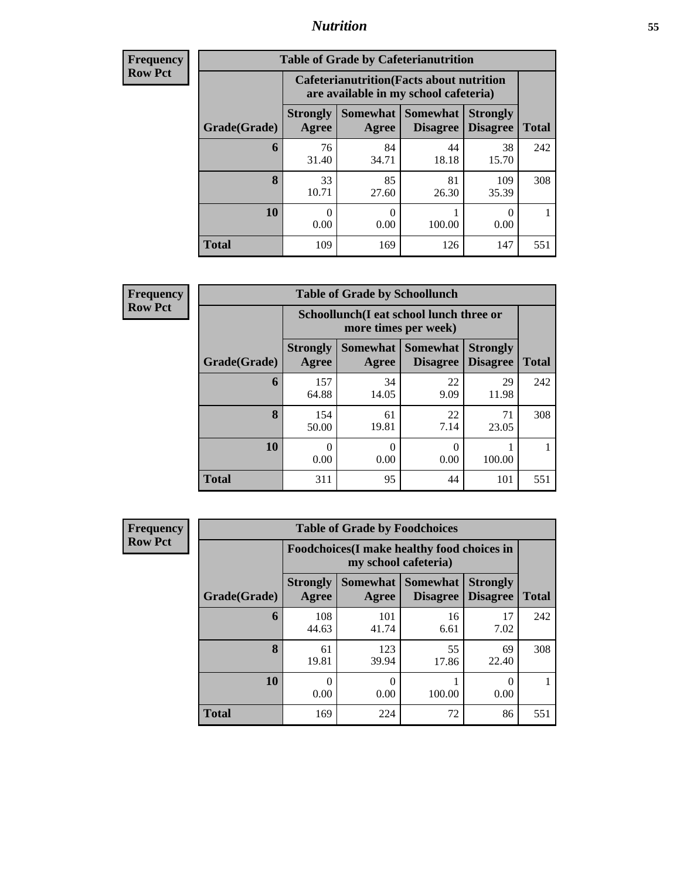**Frequency**
**Row Pct**

| Table of Grade by Cafeterianutrition | | | | | |
|---|---|---|---|---|---|
| | Cafeterianutrition(Facts about nutrition are available in my school cafeteria) | | | | |
| Grade(Grade) | Strongly Agree | Somewhat Agree | Somewhat Disagree | Strongly Disagree | Total |
| 6 | 76<br>31.40 | 84<br>34.71 | 44<br>18.18 | 38<br>15.70 | 242 |
| 8 | 33<br>10.71 | 85<br>27.60 | 81<br>26.30 | 109<br>35.39 | 308 |
| 10 | 0<br>0.00 | 0<br>0.00 | 1<br>100.00 | 0<br>0.00 | 1 |
| Total | 109 | 169 | 126 | 147 | 551 |

**Frequency**
**Row Pct**

| Table of Grade by Schoollunch | | | | | |
|---|---|---|---|---|---|
| | Schoollunch(I eat school lunch three or more times per week) | | | | |
| Grade(Grade) | Strongly Agree | Somewhat Agree | Somewhat Disagree | Strongly Disagree | Total |
| 6 | 157<br>64.88 | 34<br>14.05 | 22<br>9.09 | 29<br>11.98 | 242 |
| 8 | 154<br>50.00 | 61<br>19.81 | 22<br>7.14 | 71<br>23.05 | 308 |
| 10 | 0<br>0.00 | 0<br>0.00 | 0<br>0.00 | 1<br>100.00 | 1 |
| Total | 311 | 95 | 44 | 101 | 551 |

**Frequency**
**Row Pct**

| Table of Grade by Foodchoices | | | | | |
|---|---|---|---|---|---|
| | Foodchoices(I make healthy food choices in my school cafeteria) | | | | |
| Grade(Grade) | Strongly Agree | Somewhat Agree | Somewhat Disagree | Strongly Disagree | Total |
| 6 | 108<br>44.63 | 101<br>41.74 | 16<br>6.61 | 17<br>7.02 | 242 |
| 8 | 61<br>19.81 | 123<br>39.94 | 55<br>17.86 | 69<br>22.40 | 308 |
| 10 | 0<br>0.00 | 0<br>0.00 | 1<br>100.00 | 0<br>0.00 | 1 |
| Total | 169 | 224 | 72 | 86 | 551 |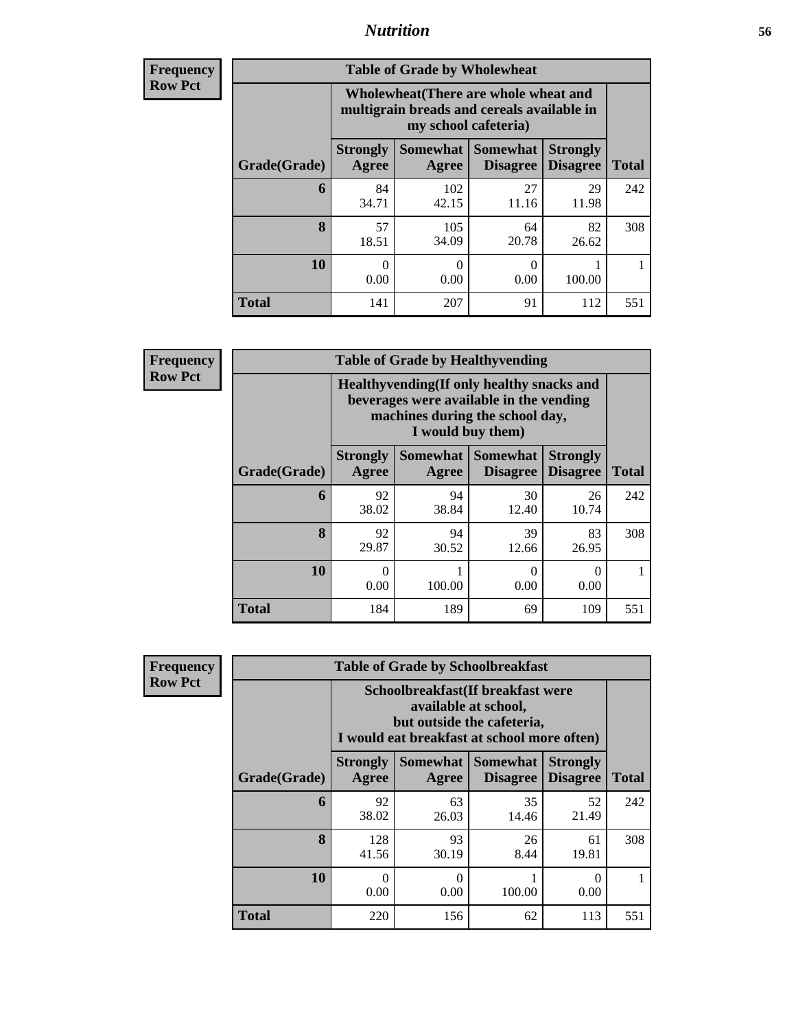# Nutrition

**Frequency**
**Row Pct**

| Table of Grade by Wholewheat | | | | | |
|---|---|---|---|---|---|
| | Wholewheat(There are whole wheat and multigrain breads and cereals available in my school cafeteria) | | | | |
| Grade(Grade) | Strongly Agree | Somewhat Agree | Somewhat Disagree | Strongly Disagree | Total |
| 6 | 84<br>34.71 | 102<br>42.15 | 27<br>11.16 | 29<br>11.98 | 242 |
| 8 | 57<br>18.51 | 105<br>34.09 | 64<br>20.78 | 82<br>26.62 | 308 |
| 10 | 0<br>0.00 | 0<br>0.00 | 0<br>0.00 | 1<br>100.00 | 1 |
| Total | 141 | 207 | 91 | 112 | 551 |

**Frequency**
**Row Pct**

| Table of Grade by Healthyvending | | | | | |
|---|---|---|---|---|---|
| | Healthyvending(If only healthy snacks and beverages were available in the vending machines during the school day, I would buy them) | | | | |
| Grade(Grade) | Strongly Agree | Somewhat Agree | Somewhat Disagree | Strongly Disagree | Total |
| 6 | 92<br>38.02 | 94<br>38.84 | 30<br>12.40 | 26<br>10.74 | 242 |
| 8 | 92<br>29.87 | 94<br>30.52 | 39<br>12.66 | 83<br>26.95 | 308 |
| 10 | 0<br>0.00 | 1<br>100.00 | 0<br>0.00 | 0<br>0.00 | 1 |
| Total | 184 | 189 | 69 | 109 | 551 |

**Frequency**
**Row Pct**

| Table of Grade by Schoolbreakfast | | | | | |
|---|---|---|---|---|---|
| | Schoolbreakfast(If breakfast were available at school, but outside the cafeteria, I would eat breakfast at school more often) | | | | |
| Grade(Grade) | Strongly Agree | Somewhat Agree | Somewhat Disagree | Strongly Disagree | Total |
| 6 | 92<br>38.02 | 63<br>26.03 | 35<br>14.46 | 52<br>21.49 | 242 |
| 8 | 128<br>41.56 | 93<br>30.19 | 26<br>8.44 | 61<br>19.81 | 308 |
| 10 | 0<br>0.00 | 0<br>0.00 | 1<br>100.00 | 0<br>0.00 | 1 |
| Total | 220 | 156 | 62 | 113 | 551 |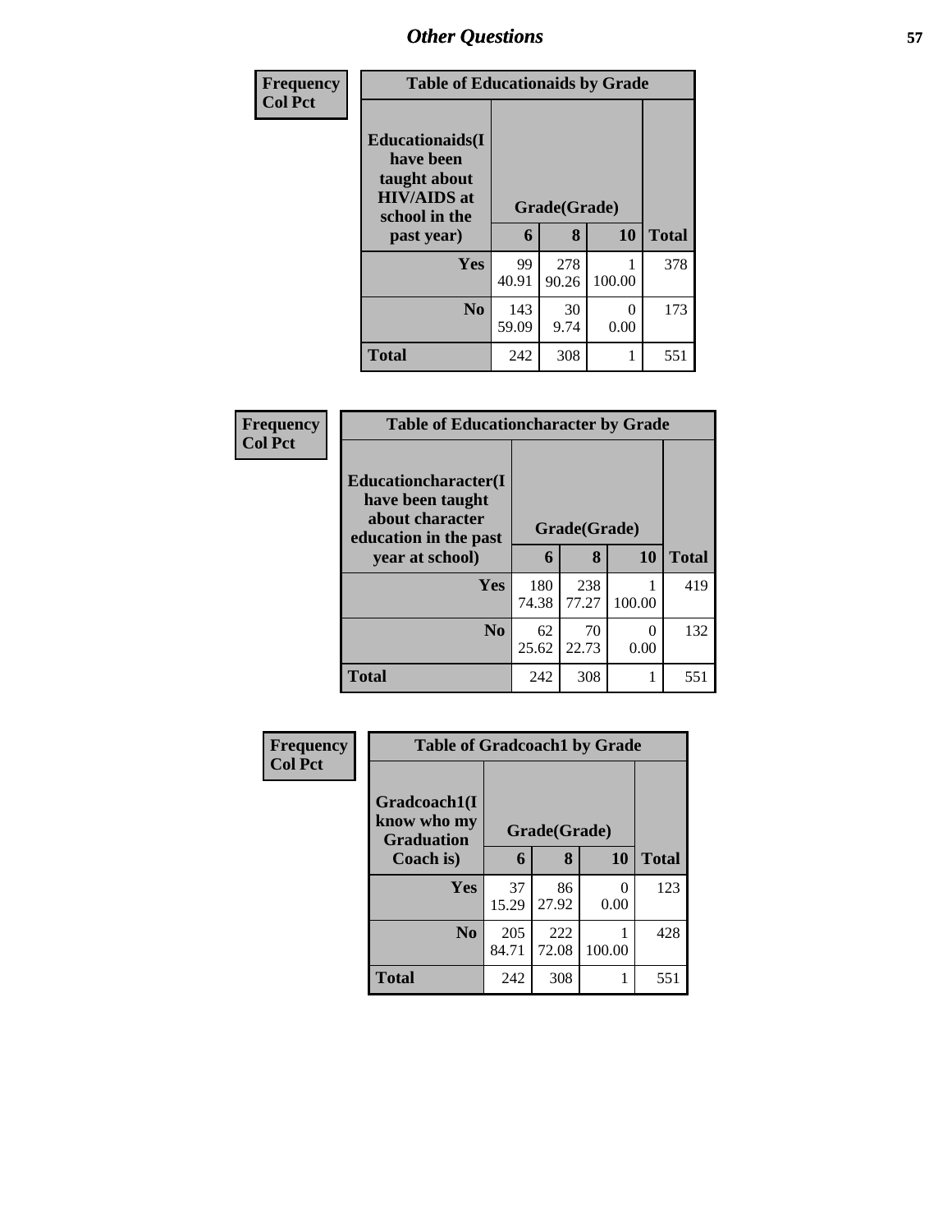## Other Questions

**Frequency**
**Col Pct**

| Table of Educationaids by Grade | | | | |
|---|---|---|---|---|
| **Educationaids(I have been taught about HIV/AIDS at school in the past year)** | **Grade(Grade)** | | | |
| | **6** | **8** | **10** | **Total** |
| **Yes** | 99<br>40.91 | 278<br>90.26 | 1<br>100.00 | 378 |
| **No** | 143<br>59.09 | 30<br>9.74 | 0<br>0.00 | 173 |
| **Total** | 242 | 308 | 1 | 551 |

**Frequency**
**Col Pct**

| Table of Educationcharacter by Grade | | | | |
|---|---|---|---|---|
| **Educationcharacter(I have been taught about character education in the past year at school)** | **Grade(Grade)** | | | |
| | **6** | **8** | **10** | **Total** |
| **Yes** | 180<br>74.38 | 238<br>77.27 | 1<br>100.00 | 419 |
| **No** | 62<br>25.62 | 70<br>22.73 | 0<br>0.00 | 132 |
| **Total** | 242 | 308 | 1 | 551 |

**Frequency**
**Col Pct**

| Table of Gradcoach1 by Grade | | | | |
|---|---|---|---|---|
| **Gradcoach1(I know who my Graduation Coach is)** | **Grade(Grade)** | | | |
| | **6** | **8** | **10** | **Total** |
| **Yes** | 37<br>15.29 | 86<br>27.92 | 0<br>0.00 | 123 |
| **No** | 205<br>84.71 | 222<br>72.08 | 1<br>100.00 | 428 |
| **Total** | 242 | 308 | 1 | 551 |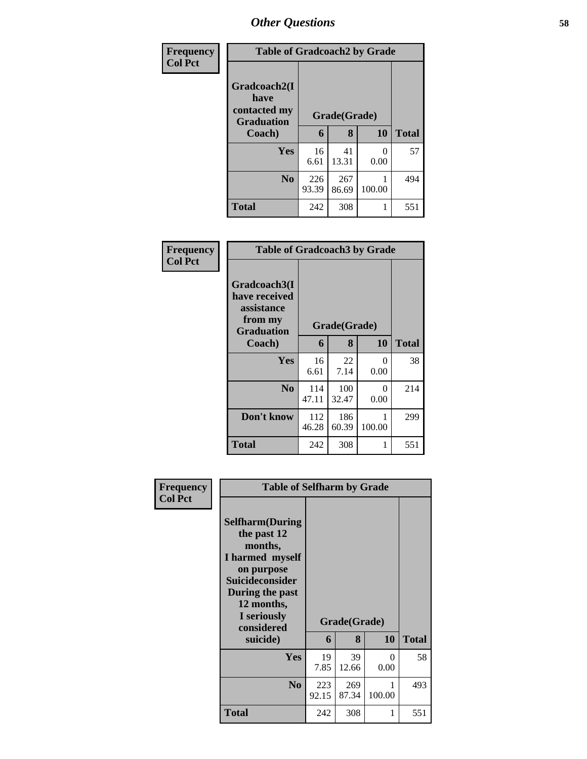# Other Questions

**Frequency**
**Col Pct**

| Table of Gradcoach2 by Grade | | | | |
|---|---|---|---|---|
| Gradcoach2(I have contacted my Graduation Coach) | Grade(Grade) | | | Total |
| | 6 | 8 | 10 | |
| Yes | 16<br>6.61 | 41<br>13.31 | 0<br>0.00 | 57 |
| No | 226<br>93.39 | 267<br>86.69 | 1<br>100.00 | 494 |
| Total | 242 | 308 | 1 | 551 |

**Frequency**
**Col Pct**

| Table of Gradcoach3 by Grade | | | | |
|---|---|---|---|---|
| Gradcoach3(I have received assistance from my Graduation Coach) | Grade(Grade) | | | Total |
| | 6 | 8 | 10 | |
| Yes | 16<br>6.61 | 22<br>7.14 | 0<br>0.00 | 38 |
| No | 114<br>47.11 | 100<br>32.47 | 0<br>0.00 | 214 |
| Don't know | 112<br>46.28 | 186<br>60.39 | 1<br>100.00 | 299 |
| Total | 242 | 308 | 1 | 551 |

**Frequency**
**Col Pct**

| Table of Selfharm by Grade | | | | |
|---|---|---|---|---|
| Selfharm(During the past 12 months, I harmed myself on purpose Suicideconsider During the past 12 months, I seriously considered suicide) | Grade(Grade) | | | Total |
| | 6 | 8 | 10 | |
| Yes | 19<br>7.85 | 39<br>12.66 | 0<br>0.00 | 58 |
| No | 223<br>92.15 | 269<br>87.34 | 1<br>100.00 | 493 |
| Total | 242 | 308 | 1 | 551 |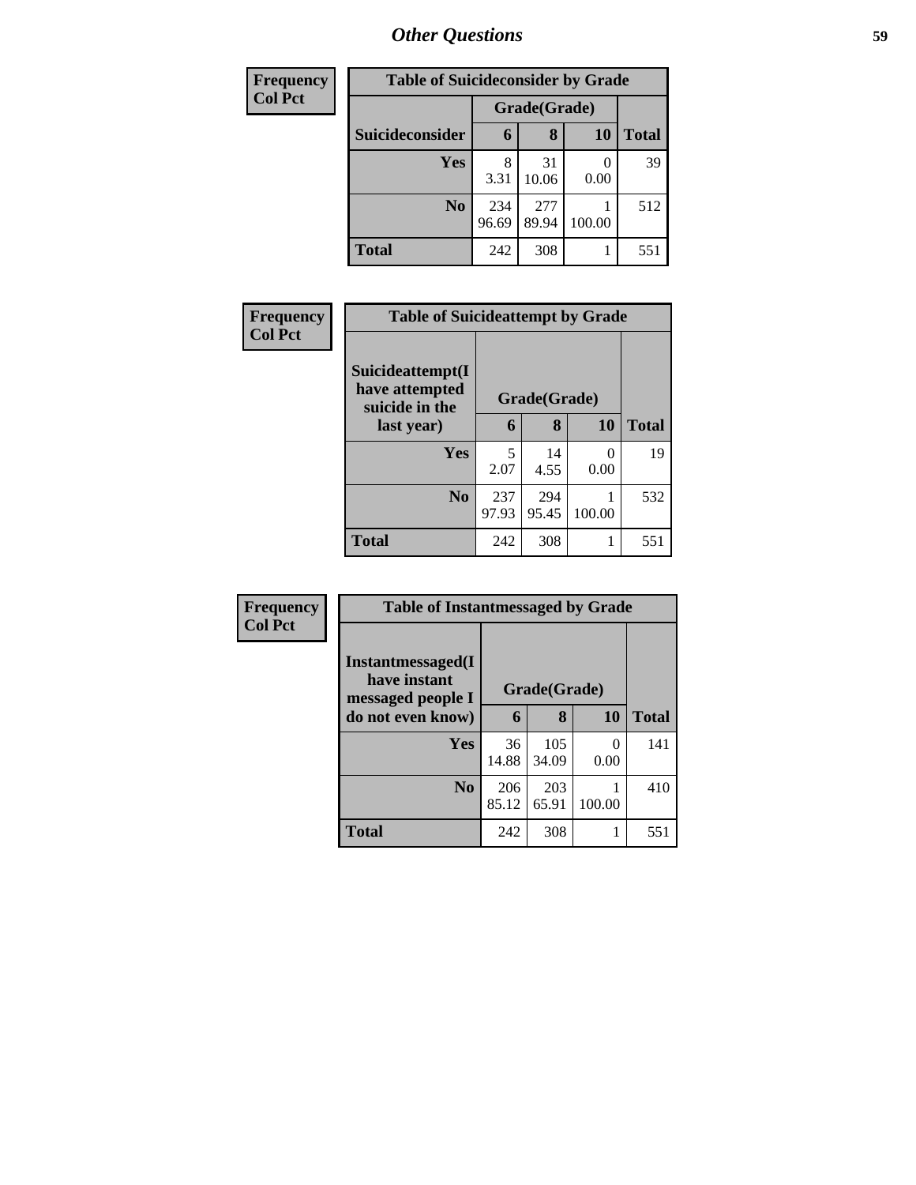# Other Questions

**Frequency**
**Col Pct**

| Table of Suicideconsider by Grade | | | | |
|---|---|---|---|---|
| | Grade(Grade) | | | |
| **Suicideconsider** | **6** | **8** | **10** | **Total** |
| **Yes** | 8<br>3.31 | 31<br>10.06 | 0<br>0.00 | 39 |
| **No** | 234<br>96.69 | 277<br>89.94 | 1<br>100.00 | 512 |
| **Total** | 242 | 308 | 1 | 551 |

**Frequency**
**Col Pct**

| Table of Suicideattempt by Grade | | | | |
|---|---|---|---|---|
| **Suicideattempt(I have attempted suicide in the last year)** | Grade(Grade) | | | |
| | **6** | **8** | **10** | **Total** |
| **Yes** | 5<br>2.07 | 14<br>4.55 | 0<br>0.00 | 19 |
| **No** | 237<br>97.93 | 294<br>95.45 | 1<br>100.00 | 532 |
| **Total** | 242 | 308 | 1 | 551 |

**Frequency**
**Col Pct**

| Table of Instantmessaged by Grade | | | | |
|---|---|---|---|---|
| **Instantmessaged(I have instant messaged people I do not even know)** | Grade(Grade) | | | |
| | **6** | **8** | **10** | **Total** |
| **Yes** | 36<br>14.88 | 105<br>34.09 | 0<br>0.00 | 141 |
| **No** | 206<br>85.12 | 203<br>65.91 | 1<br>100.00 | 410 |
| **Total** | 242 | 308 | 1 | 551 |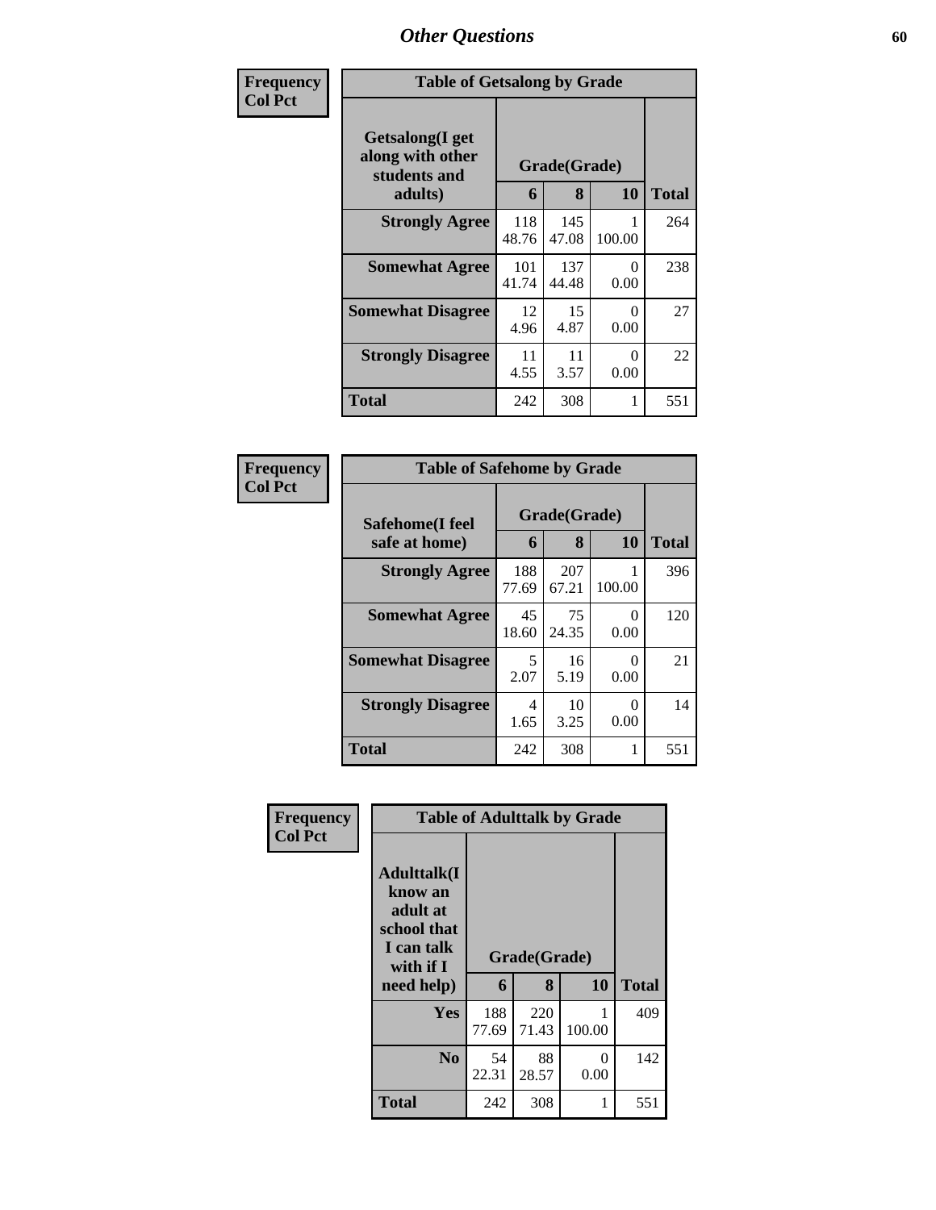## Other Questions

**Frequency / Col Pct**

**Table of Getsalong by Grade**

| Getsalong(I get along with other students and adults) | Grade(Grade) | | | Total |
|---|---|---|---|---|
| | 6 | 8 | 10 | |
| **Strongly Agree** | 118<br>48.76 | 145<br>47.08 | 1<br>100.00 | 264 |
| **Somewhat Agree** | 101<br>41.74 | 137<br>44.48 | 0<br>0.00 | 238 |
| **Somewhat Disagree** | 12<br>4.96 | 15<br>4.87 | 0<br>0.00 | 27 |
| **Strongly Disagree** | 11<br>4.55 | 11<br>3.57 | 0<br>0.00 | 22 |
| **Total** | 242 | 308 | 1 | 551 |

**Frequency / Col Pct**

**Table of Safehome by Grade**

| Safehome(I feel safe at home) | Grade(Grade) | | | Total |
|---|---|---|---|---|
| | 6 | 8 | 10 | |
| **Strongly Agree** | 188<br>77.69 | 207<br>67.21 | 1<br>100.00 | 396 |
| **Somewhat Agree** | 45<br>18.60 | 75<br>24.35 | 0<br>0.00 | 120 |
| **Somewhat Disagree** | 5<br>2.07 | 16<br>5.19 | 0<br>0.00 | 21 |
| **Strongly Disagree** | 4<br>1.65 | 10<br>3.25 | 0<br>0.00 | 14 |
| **Total** | 242 | 308 | 1 | 551 |

**Frequency / Col Pct**

**Table of Adulttalk by Grade**

| Adulttalk(I know an adult at school that I can talk with if I need help) | Grade(Grade) | | | Total |
|---|---|---|---|---|
| | 6 | 8 | 10 | |
| **Yes** | 188<br>77.69 | 220<br>71.43 | 1<br>100.00 | 409 |
| **No** | 54<br>22.31 | 88<br>28.57 | 0<br>0.00 | 142 |
| **Total** | 242 | 308 | 1 | 551 |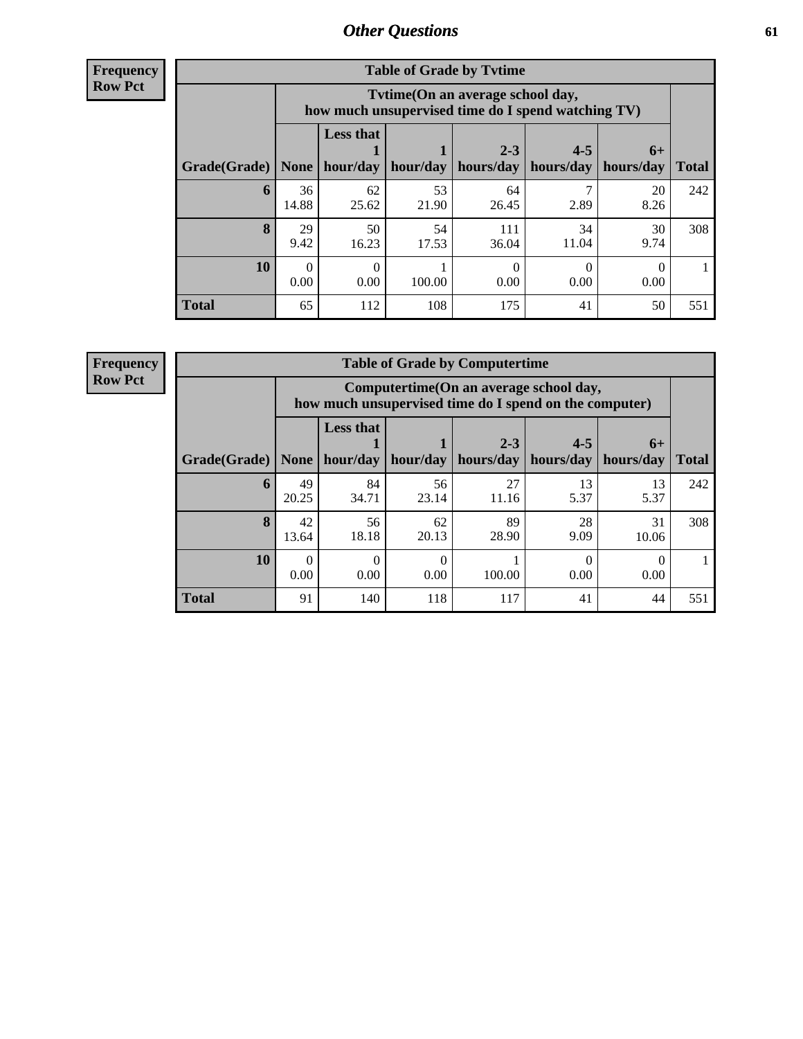## Other Questions

**Frequency**
**Row Pct**

**Table of Grade by Tvtime**

| Grade(Grade) | Tvtime(On an average school day, how much unsupervised time do I spend watching TV) | | | | | | Total |
|---|---|---|---|---|---|---|---|
| | None | Less that 1 hour/day | 1 hour/day | 2-3 hours/day | 4-5 hours/day | 6+ hours/day | |
| **6** | 36<br>14.88 | 62<br>25.62 | 53<br>21.90 | 64<br>26.45 | 7<br>2.89 | 20<br>8.26 | 242 |
| **8** | 29<br>9.42 | 50<br>16.23 | 54<br>17.53 | 111<br>36.04 | 34<br>11.04 | 30<br>9.74 | 308 |
| **10** | 0<br>0.00 | 0<br>0.00 | 1<br>100.00 | 0<br>0.00 | 0<br>0.00 | 0<br>0.00 | 1 |
| **Total** | 65 | 112 | 108 | 175 | 41 | 50 | 551 |

**Frequency**
**Row Pct**

**Table of Grade by Computertime**

| Grade(Grade) | Computertime(On an average school day, how much unsupervised time do I spend on the computer) | | | | | | Total |
|---|---|---|---|---|---|---|---|
| | None | Less that 1 hour/day | 1 hour/day | 2-3 hours/day | 4-5 hours/day | 6+ hours/day | |
| **6** | 49<br>20.25 | 84<br>34.71 | 56<br>23.14 | 27<br>11.16 | 13<br>5.37 | 13<br>5.37 | 242 |
| **8** | 42<br>13.64 | 56<br>18.18 | 62<br>20.13 | 89<br>28.90 | 28<br>9.09 | 31<br>10.06 | 308 |
| **10** | 0<br>0.00 | 0<br>0.00 | 0<br>0.00 | 1<br>100.00 | 0<br>0.00 | 0<br>0.00 | 1 |
| **Total** | 91 | 140 | 118 | 117 | 41 | 44 | 551 |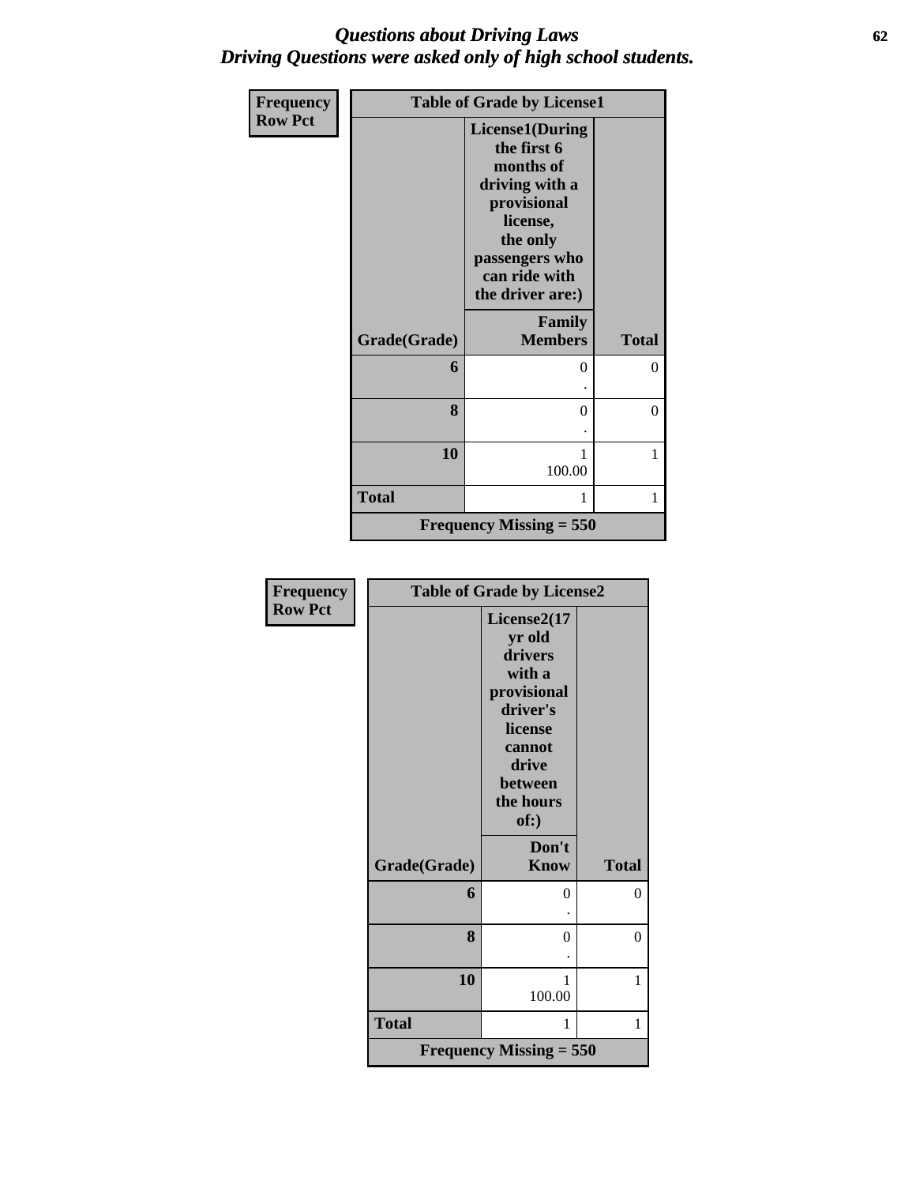## *Questions about Driving Laws*
## *Driving Questions were asked only of high school students.*

| Frequency<br>Row Pct | Table of Grade by License1 | |
|---|---|---|
| | License1(During the first 6 months of driving with a provisional license, the only passengers who can ride with the driver are:) | |
| Grade(Grade) | Family Members | Total |
| 6 | 0<br>. | 0 |
| 8 | 0<br>. | 0 |
| 10 | 1<br>100.00 | 1 |
| Total | 1 | 1 |
| Frequency Missing = 550 | | |

| Frequency<br>Row Pct | Table of Grade by License2 | |
|---|---|---|
| | License2(17 yr old drivers with a provisional driver's license cannot drive between the hours of:) | |
| Grade(Grade) | Don't Know | Total |
| 6 | 0<br>. | 0 |
| 8 | 0<br>. | 0 |
| 10 | 1<br>100.00 | 1 |
| Total | 1 | 1 |
| Frequency Missing = 550 | | |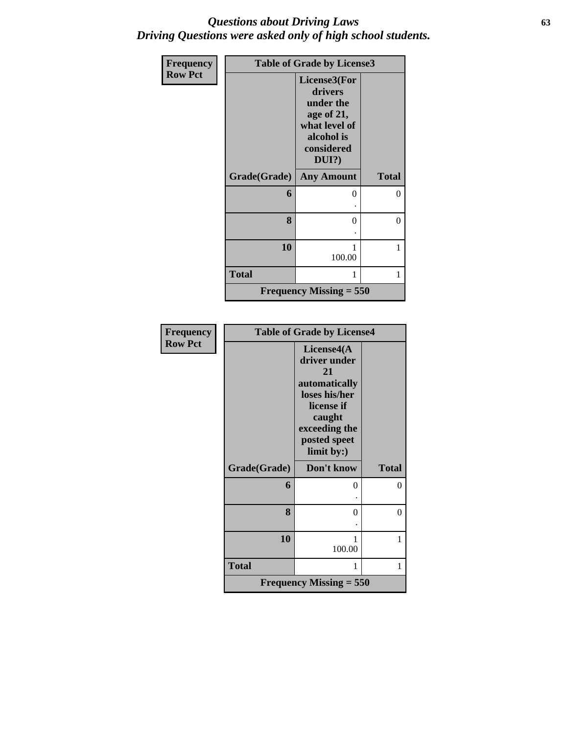# *Questions about Driving Laws*
## *Driving Questions were asked only of high school students.*

| Frequency<br>Row Pct | Table of Grade by License3 | |
|---|---|---|
| | License3(For drivers under the age of 21, what level of alcohol is considered DUI?) | |
| Grade(Grade) | Any Amount | Total |
| 6 | 0<br>. | 0 |
| 8 | 0<br>. | 0 |
| 10 | 1<br>100.00 | 1 |
| Total | 1 | 1 |
| Frequency Missing = 550 | | |

| Frequency<br>Row Pct | Table of Grade by License4 | |
|---|---|---|
| | License4(A driver under 21 automatically loses his/her license if caught exceeding the posted speet limit by:) | |
| Grade(Grade) | Don't know | Total |
| 6 | 0<br>. | 0 |
| 8 | 0<br>. | 0 |
| 10 | 1<br>100.00 | 1 |
| Total | 1 | 1 |
| Frequency Missing = 550 | | |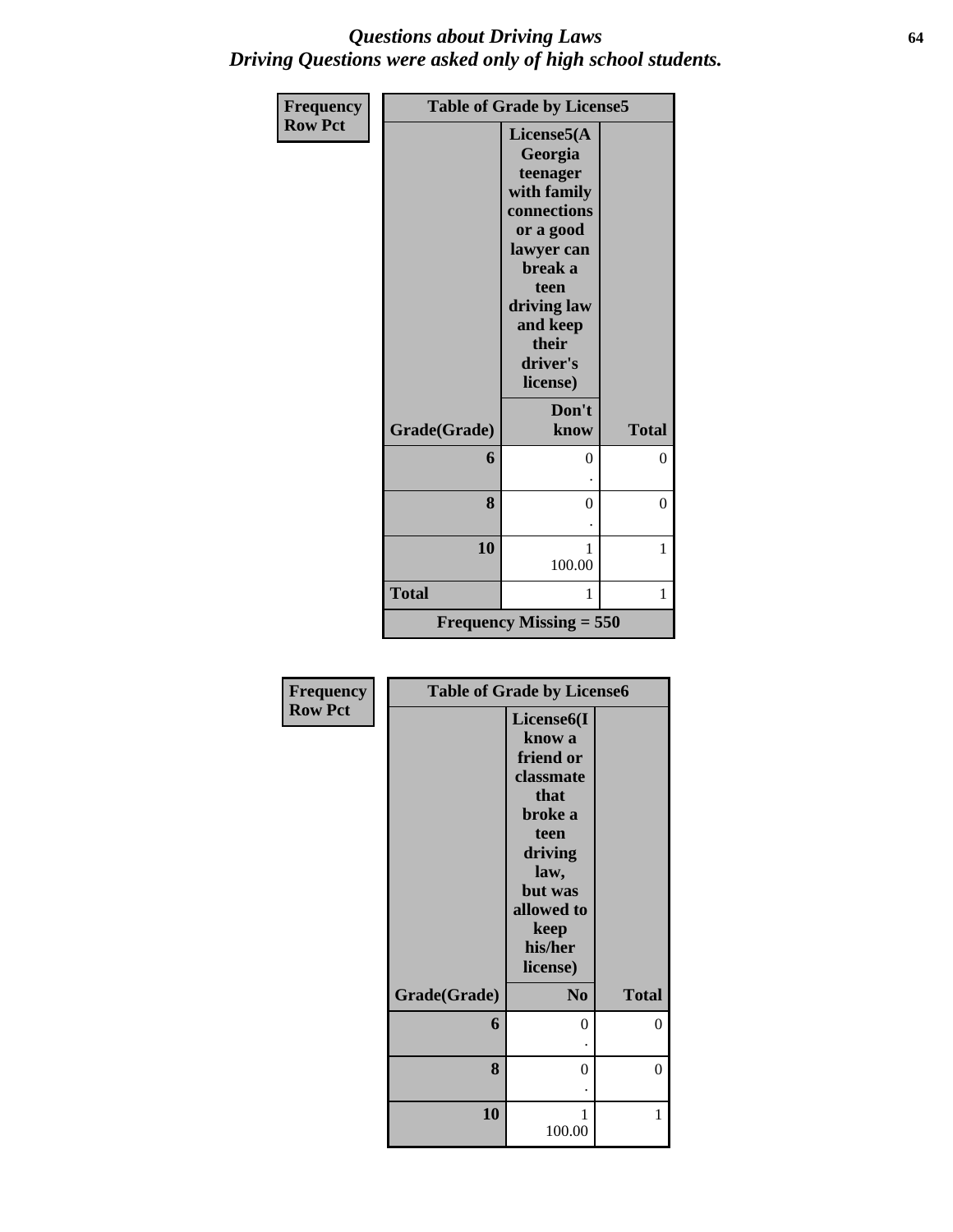# Questions about Driving Laws
# Driving Questions were asked only of high school students.

| Frequency Row Pct | Table of Grade by License5 | |
|---|---|---|
| | **License5(A Georgia teenager with family connections or a good lawyer can break a teen driving law and keep their driver's license)** | |
| **Grade(Grade)** | **Don't know** | **Total** |
| **6** | 0<br>. | 0 |
| **8** | 0<br>. | 0 |
| **10** | 1<br>100.00 | 1 |
| **Total** | 1 | 1 |
| **Frequency Missing = 550** | | |

| Frequency Row Pct | Table of Grade by License6 | |
|---|---|---|
| | **License6(I know a friend or classmate that broke a teen driving law, but was allowed to keep his/her license)** | |
| **Grade(Grade)** | **No** | **Total** |
| **6** | 0<br>. | 0 |
| **8** | 0<br>. | 0 |
| **10** | 1<br>100.00 | 1 |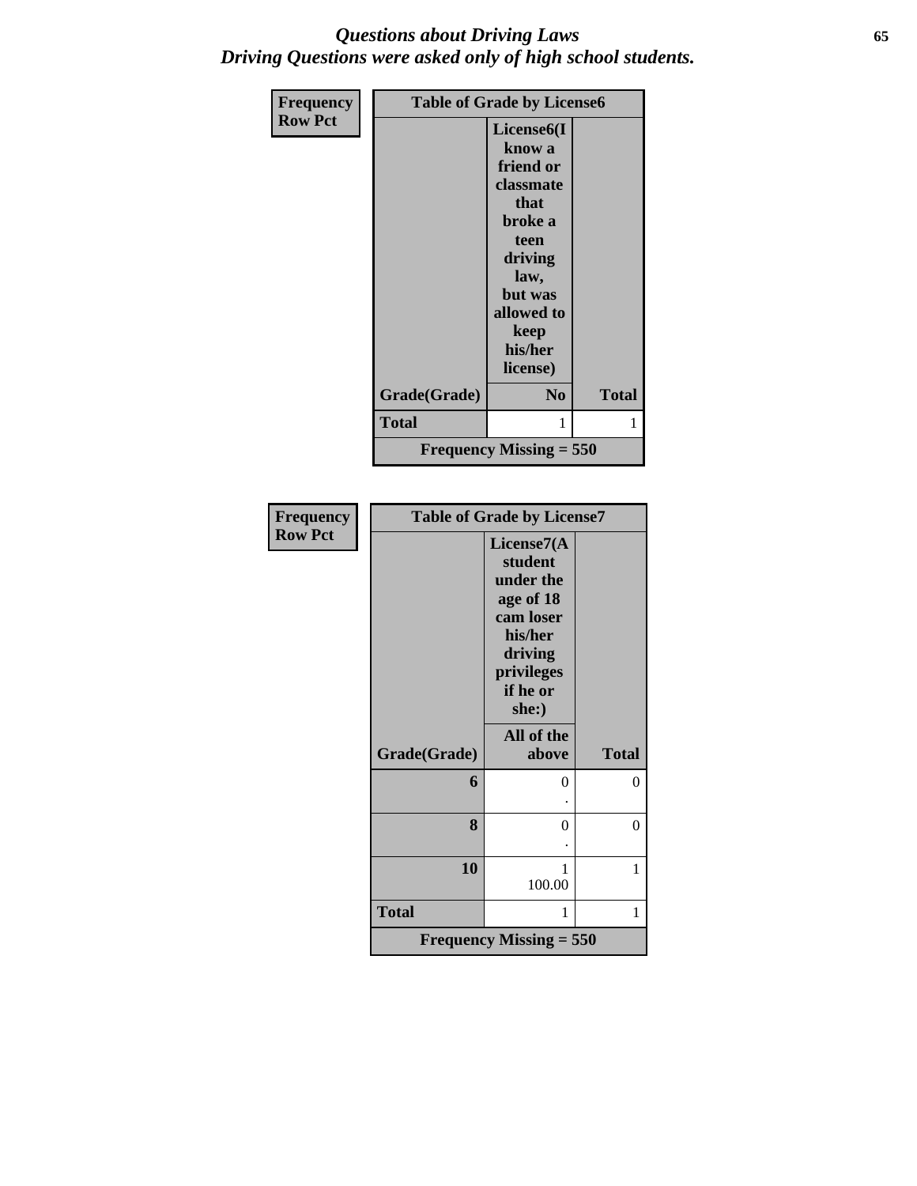# *Questions about Driving Laws*
## *Driving Questions were asked only of high school students.*

| Frequency<br>Row Pct | Table of Grade by License6 | | |
|---|---|---|---|
| | | License6(I know a friend or classmate that broke a teen driving law, but was allowed to keep his/her license) | |
| | Grade(Grade) | No | Total |
| | **Total** | 1 | 1 |
| | **Frequency Missing = 550** | | |

| Frequency<br>Row Pct | Table of Grade by License7 | | |
|---|---|---|---|
| | | License7(A student under the age of 18 cam loser his/her driving privileges if he or she:) | |
| | Grade(Grade) | All of the above | Total |
| | **6** | 0<br>. | 0 |
| | **8** | 0<br>. | 0 |
| | **10** | 1<br>100.00 | 1 |
| | **Total** | 1 | 1 |
| | **Frequency Missing = 550** | | |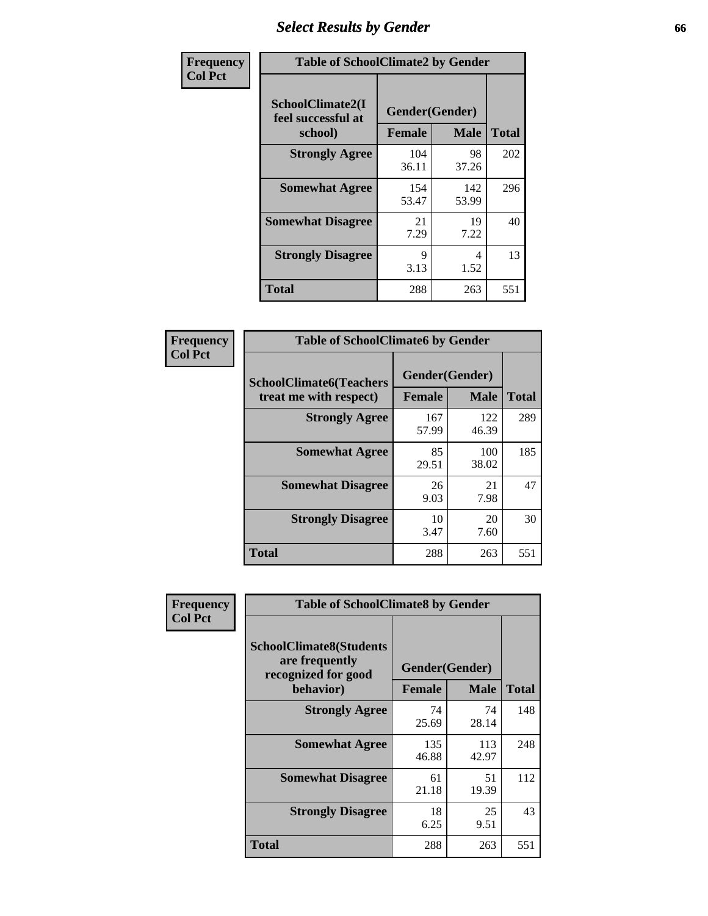# Select Results by Gender

**Frequency**
**Col Pct**

| SchoolClimate2(I feel successful at school) | Gender(Gender) | | Total |
|---|---|---|---|
| | Female | Male | |
| **Strongly Agree** | 104<br>36.11 | 98<br>37.26 | 202 |
| **Somewhat Agree** | 154<br>53.47 | 142<br>53.99 | 296 |
| **Somewhat Disagree** | 21<br>7.29 | 19<br>7.22 | 40 |
| **Strongly Disagree** | 9<br>3.13 | 4<br>1.52 | 13 |
| **Total** | 288 | 263 | 551 |

Table of SchoolClimate2 by Gender

**Frequency**
**Col Pct**

| SchoolClimate6(Teachers treat me with respect) | Gender(Gender) | | Total |
|---|---|---|---|
| | Female | Male | |
| **Strongly Agree** | 167<br>57.99 | 122<br>46.39 | 289 |
| **Somewhat Agree** | 85<br>29.51 | 100<br>38.02 | 185 |
| **Somewhat Disagree** | 26<br>9.03 | 21<br>7.98 | 47 |
| **Strongly Disagree** | 10<br>3.47 | 20<br>7.60 | 30 |
| **Total** | 288 | 263 | 551 |

Table of SchoolClimate6 by Gender

**Frequency**
**Col Pct**

| SchoolClimate8(Students are frequently recognized for good behavior) | Gender(Gender) | | Total |
|---|---|---|---|
| | Female | Male | |
| **Strongly Agree** | 74<br>25.69 | 74<br>28.14 | 148 |
| **Somewhat Agree** | 135<br>46.88 | 113<br>42.97 | 248 |
| **Somewhat Disagree** | 61<br>21.18 | 51<br>19.39 | 112 |
| **Strongly Disagree** | 18<br>6.25 | 25<br>9.51 | 43 |
| **Total** | 288 | 263 | 551 |

Table of SchoolClimate8 by Gender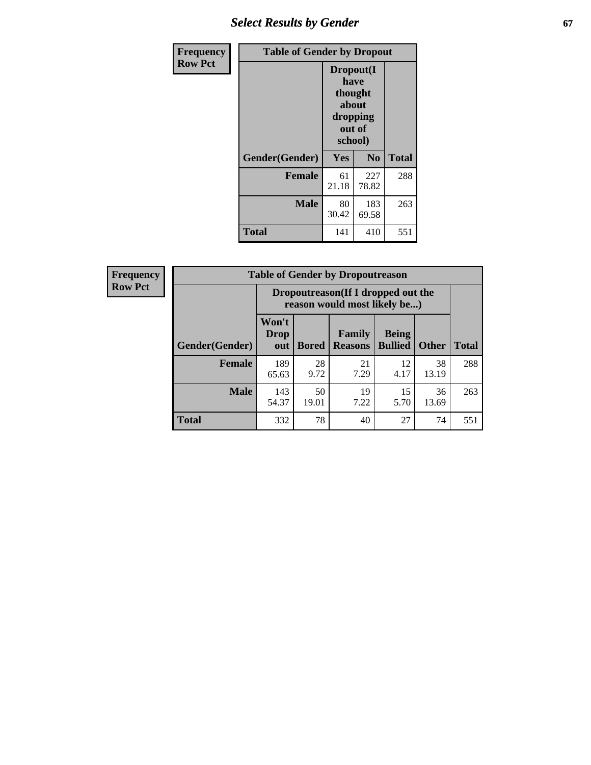## Select Results by Gender

**Frequency**
**Row Pct**

| Table of Gender by Dropout | | | |
|---|---|---|---|
| | Dropout(I have thought about dropping out of school) | | |
| Gender(Gender) | Yes | No | Total |
| **Female** | 61<br>21.18 | 227<br>78.82 | 288 |
| **Male** | 80<br>30.42 | 183<br>69.58 | 263 |
| **Total** | 141 | 410 | 551 |

**Frequency**
**Row Pct**

| Table of Gender by Dropoutreason | | | | | | |
|---|---|---|---|---|---|---|
| | Dropoutreason(If I dropped out the reason would most likely be...) | | | | | |
| Gender(Gender) | Won't Drop out | Bored | Family Reasons | Being Bullied | Other | Total |
| **Female** | 189<br>65.63 | 28<br>9.72 | 21<br>7.29 | 12<br>4.17 | 38<br>13.19 | 288 |
| **Male** | 143<br>54.37 | 50<br>19.01 | 19<br>7.22 | 15<br>5.70 | 36<br>13.69 | 263 |
| **Total** | 332 | 78 | 40 | 27 | 74 | 551 |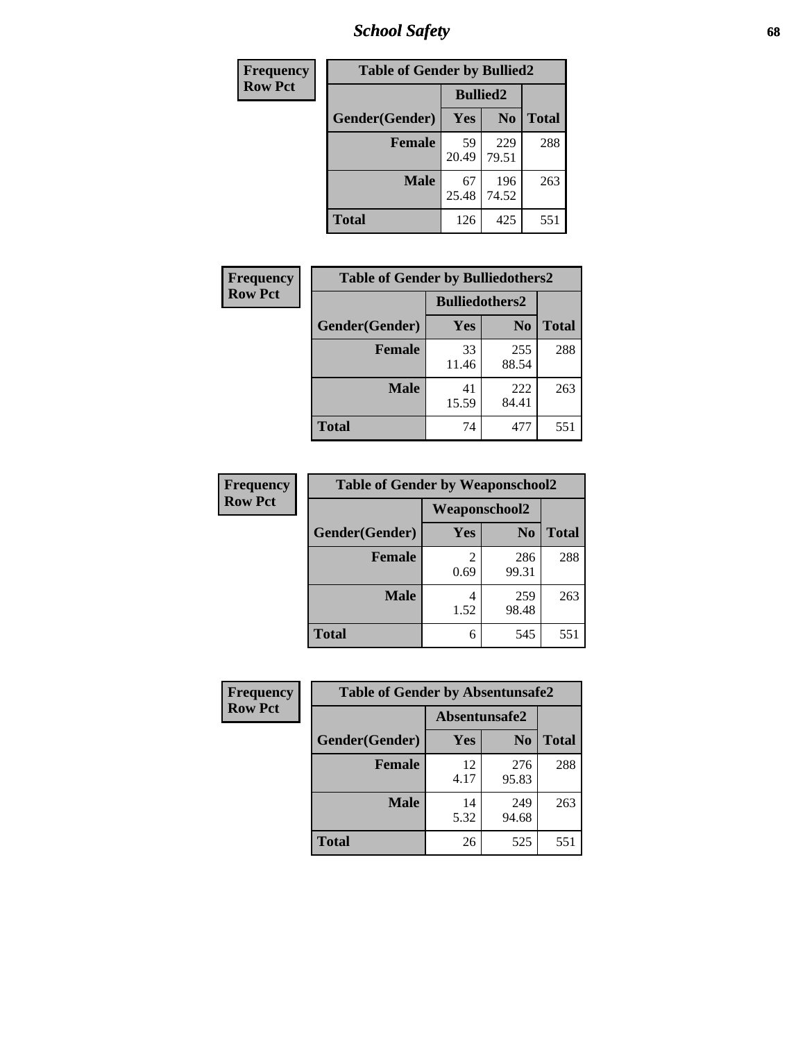| Frequency Row Pct | | | |
|---|---|---|---|

**Table of Gender by Bullied2**

| | Bullied2 | | |
|---|---|---|---|
| Gender(Gender) | Yes | No | Total |
| Female | 59<br>20.49 | 229<br>79.51 | 288 |
| Male | 67<br>25.48 | 196<br>74.52 | 263 |
| Total | 126 | 425 | 551 |

**Table of Gender by Bulliedothers2**

| | Bulliedothers2 | | |
|---|---|---|---|
| Gender(Gender) | Yes | No | Total |
| Female | 33<br>11.46 | 255<br>88.54 | 288 |
| Male | 41<br>15.59 | 222<br>84.41 | 263 |
| Total | 74 | 477 | 551 |

**Table of Gender by Weaponschool2**

| | Weaponschool2 | | |
|---|---|---|---|
| Gender(Gender) | Yes | No | Total |
| Female | 2<br>0.69 | 286<br>99.31 | 288 |
| Male | 4<br>1.52 | 259<br>98.48 | 263 |
| Total | 6 | 545 | 551 |

**Table of Gender by Absentunsafe2**

| | Absentunsafe2 | | |
|---|---|---|---|
| Gender(Gender) | Yes | No | Total |
| Female | 12<br>4.17 | 276<br>95.83 | 288 |
| Male | 14<br>5.32 | 249<br>94.68 | 263 |
| Total | 26 | 525 | 551 |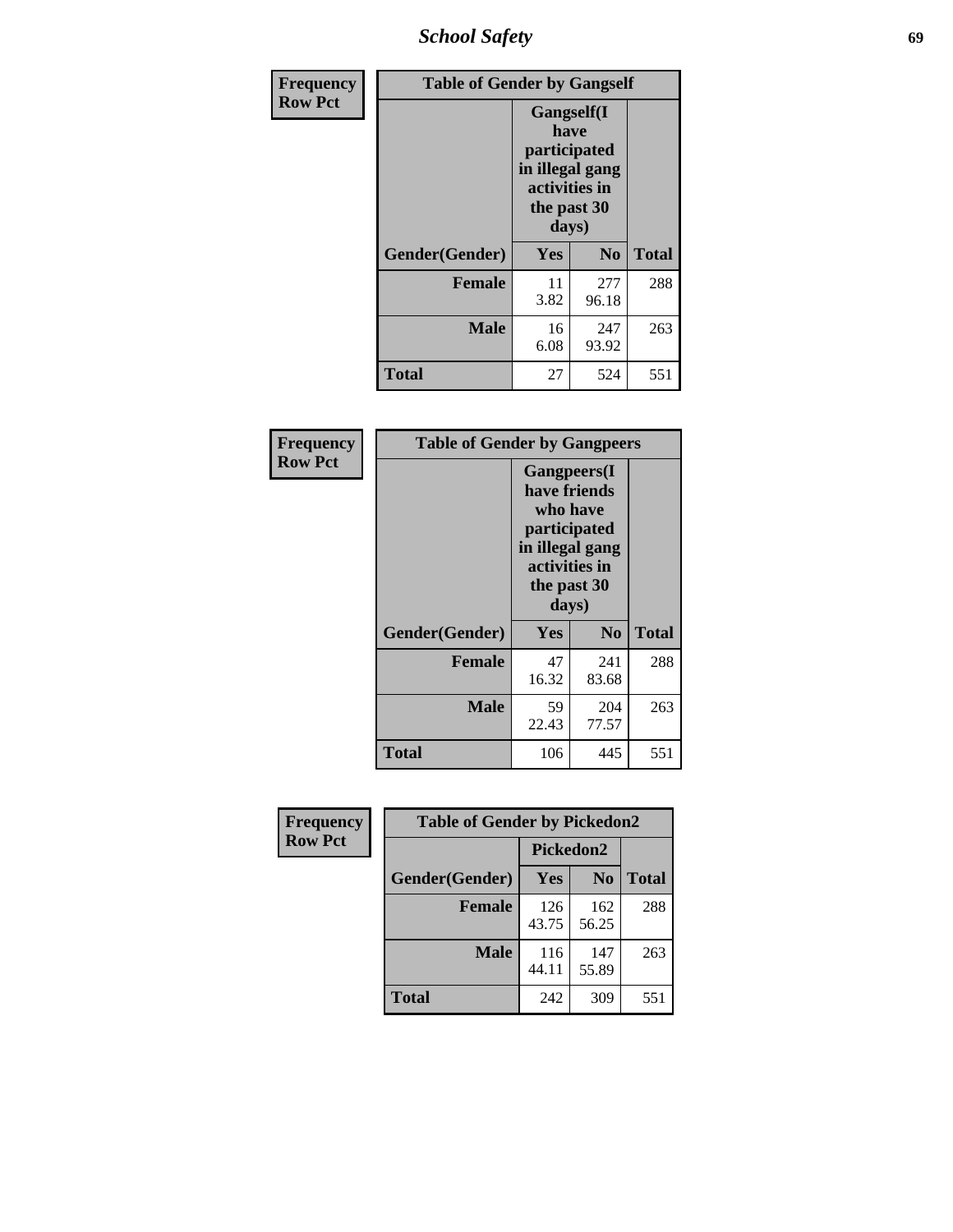| Frequency<br>Row Pct |
|---|

**Table of Gender by Gangself**

| | Gangself(I have participated in illegal gang activities in the past 30 days) | | |
|---|---|---|---|
| Gender(Gender) | Yes | No | Total |
| Female | 11<br>3.82 | 277<br>96.18 | 288 |
| Male | 16<br>6.08 | 247<br>93.92 | 263 |
| Total | 27 | 524 | 551 |

| Frequency<br>Row Pct |
|---|

**Table of Gender by Gangpeers**

| | Gangpeers(I have friends who have participated in illegal gang activities in the past 30 days) | | |
|---|---|---|---|
| Gender(Gender) | Yes | No | Total |
| Female | 47<br>16.32 | 241<br>83.68 | 288 |
| Male | 59<br>22.43 | 204<br>77.57 | 263 |
| Total | 106 | 445 | 551 |

| Frequency<br>Row Pct |
|---|

**Table of Gender by Pickedon2**

| | Pickedon2 | | |
|---|---|---|---|
| Gender(Gender) | Yes | No | Total |
| Female | 126<br>43.75 | 162<br>56.25 | 288 |
| Male | 116<br>44.11 | 147<br>55.89 | 263 |
| Total | 242 | 309 | 551 |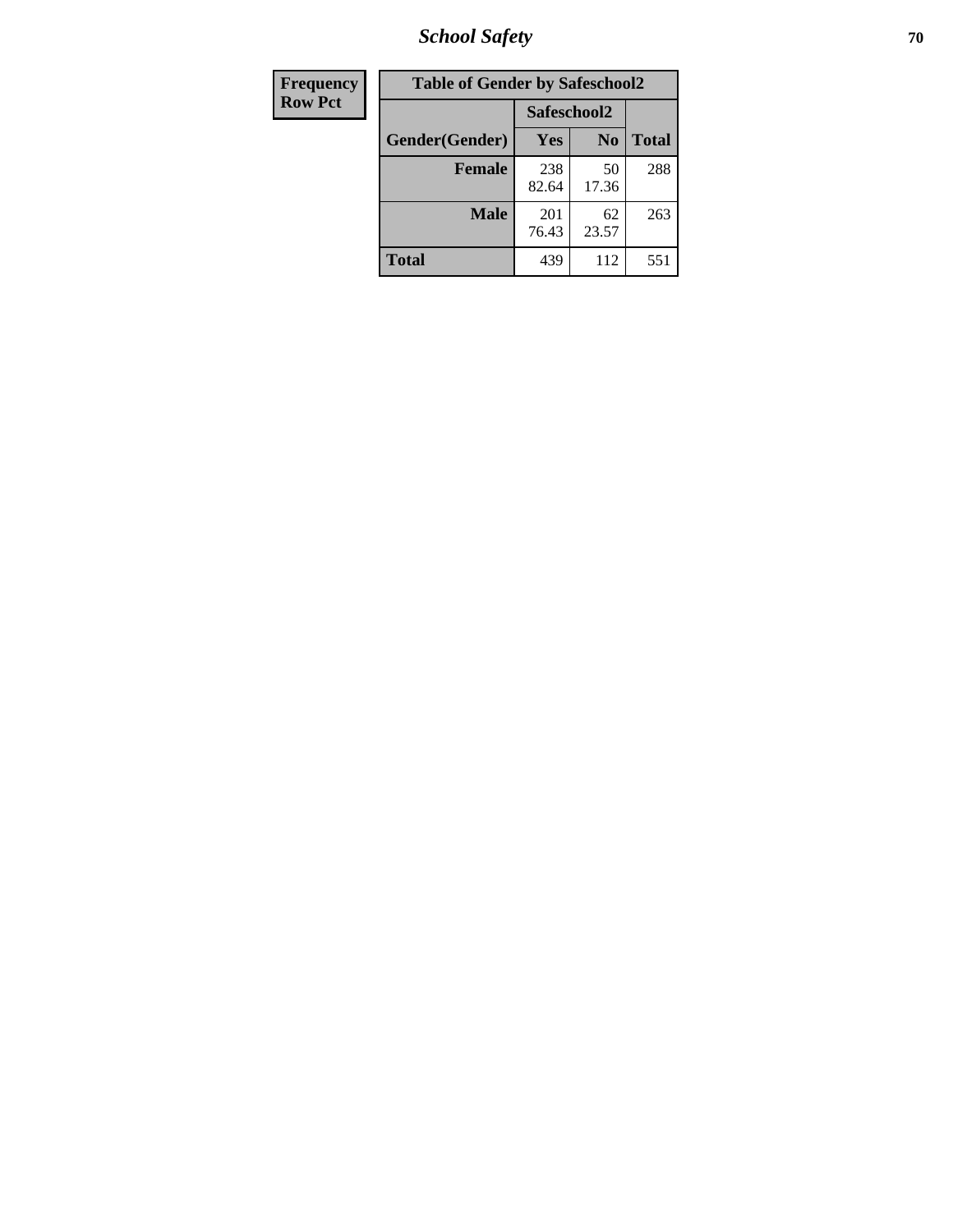| Frequency Row Pct |
|---|

**Table of Gender by Safeschool2**

| Gender(Gender) | Safeschool2 | | Total |
|---|---|---|---|
| | Yes | No | |
| Female | 238<br>82.64 | 50<br>17.36 | 288 |
| Male | 201<br>76.43 | 62<br>23.57 | 263 |
| Total | 439 | 112 | 551 |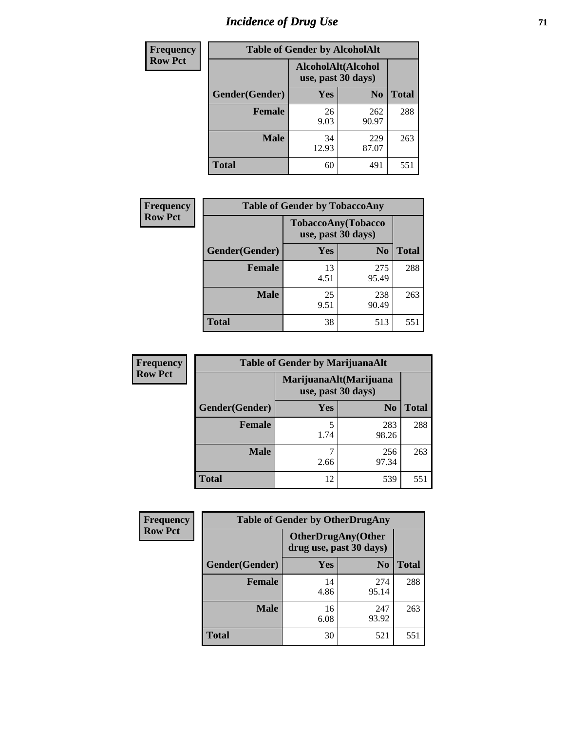# Incidence of Drug Use

**Frequency**
**Row Pct**

**Table of Gender by AlcoholAlt**

| | AlcoholAlt(Alcohol use, past 30 days) | | |
|---|---|---|---|
| Gender(Gender) | Yes | No | Total |
| Female | 26<br>9.03 | 262<br>90.97 | 288 |
| Male | 34<br>12.93 | 229<br>87.07 | 263 |
| Total | 60 | 491 | 551 |

**Frequency**
**Row Pct**

**Table of Gender by TobaccoAny**

| | TobaccoAny(Tobacco use, past 30 days) | | |
|---|---|---|---|
| Gender(Gender) | Yes | No | Total |
| Female | 13<br>4.51 | 275<br>95.49 | 288 |
| Male | 25<br>9.51 | 238<br>90.49 | 263 |
| Total | 38 | 513 | 551 |

**Frequency**
**Row Pct**

**Table of Gender by MarijuanaAlt**

| | MarijuanaAlt(Marijuana use, past 30 days) | | |
|---|---|---|---|
| Gender(Gender) | Yes | No | Total |
| Female | 5<br>1.74 | 283<br>98.26 | 288 |
| Male | 7<br>2.66 | 256<br>97.34 | 263 |
| Total | 12 | 539 | 551 |

**Frequency**
**Row Pct**

**Table of Gender by OtherDrugAny**

| | OtherDrugAny(Other drug use, past 30 days) | | |
|---|---|---|---|
| Gender(Gender) | Yes | No | Total |
| Female | 14<br>4.86 | 274<br>95.14 | 288 |
| Male | 16<br>6.08 | 247<br>93.92 | 263 |
| Total | 30 | 521 | 551 |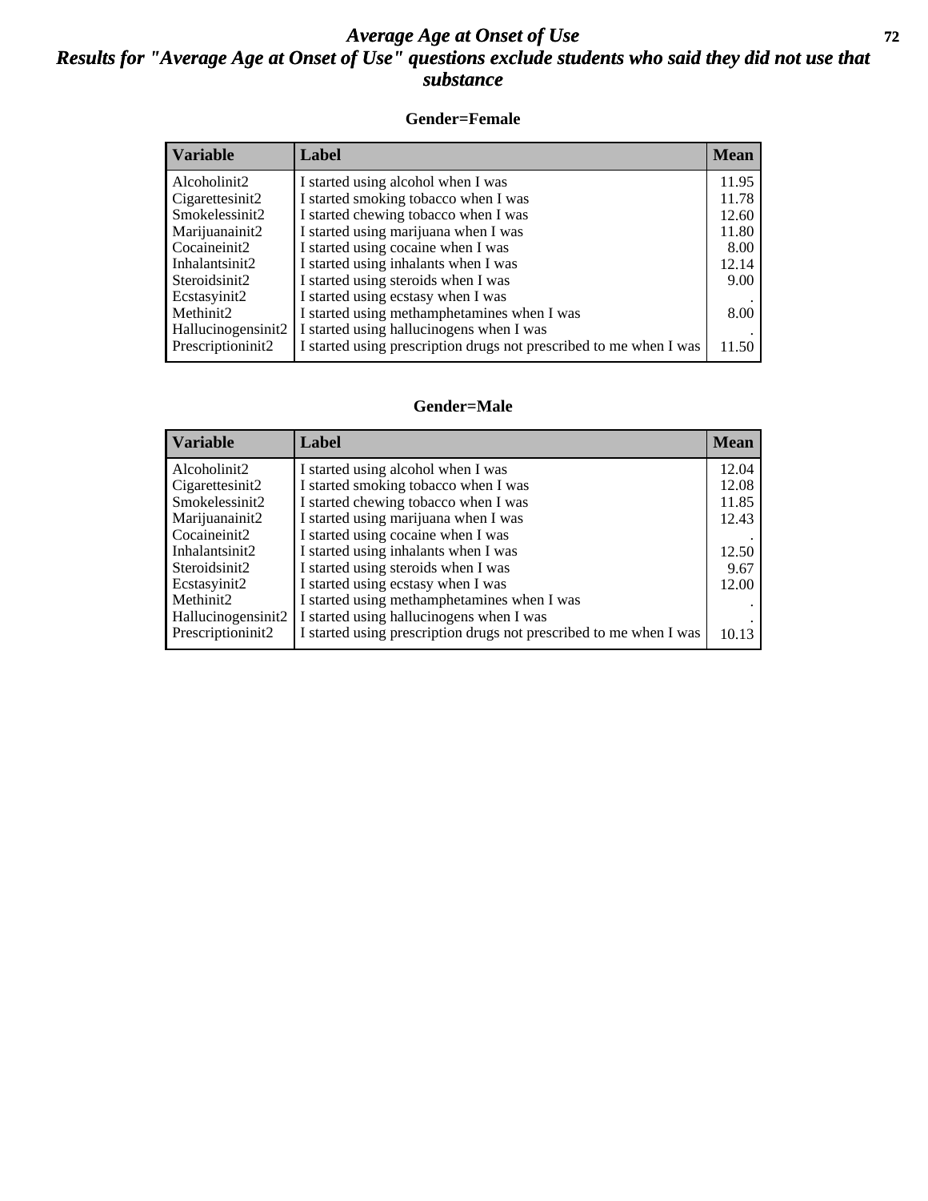# *Average Age at Onset of Use*

## *Results for "Average Age at Onset of Use" questions exclude students who said they did not use that substance*

### Gender=Female

| Variable | Label | Mean |
|---|---|---|
| Alcoholinit2 | I started using alcohol when I was | 11.95 |
| Cigarettesinit2 | I started smoking tobacco when I was | 11.78 |
| Smokelessinit2 | I started chewing tobacco when I was | 12.60 |
| Marijuanainit2 | I started using marijuana when I was | 11.80 |
| Cocaineinit2 | I started using cocaine when I was | 8.00 |
| Inhalantsinit2 | I started using inhalants when I was | 12.14 |
| Steroidsinit2 | I started using steroids when I was | 9.00 |
| Ecstasyinit2 | I started using ecstasy when I was | . |
| Methinit2 | I started using methamphetamines when I was | 8.00 |
| Hallucinogensinit2 | I started using hallucinogens when I was | . |
| Prescriptioninit2 | I started using prescription drugs not prescribed to me when I was | 11.50 |

### Gender=Male

| Variable | Label | Mean |
|---|---|---|
| Alcoholinit2 | I started using alcohol when I was | 12.04 |
| Cigarettesinit2 | I started smoking tobacco when I was | 12.08 |
| Smokelessinit2 | I started chewing tobacco when I was | 11.85 |
| Marijuanainit2 | I started using marijuana when I was | 12.43 |
| Cocaineinit2 | I started using cocaine when I was | . |
| Inhalantsinit2 | I started using inhalants when I was | 12.50 |
| Steroidsinit2 | I started using steroids when I was | 9.67 |
| Ecstasyinit2 | I started using ecstasy when I was | 12.00 |
| Methinit2 | I started using methamphetamines when I was | . |
| Hallucinogensinit2 | I started using hallucinogens when I was | . |
| Prescriptioninit2 | I started using prescription drugs not prescribed to me when I was | 10.13 |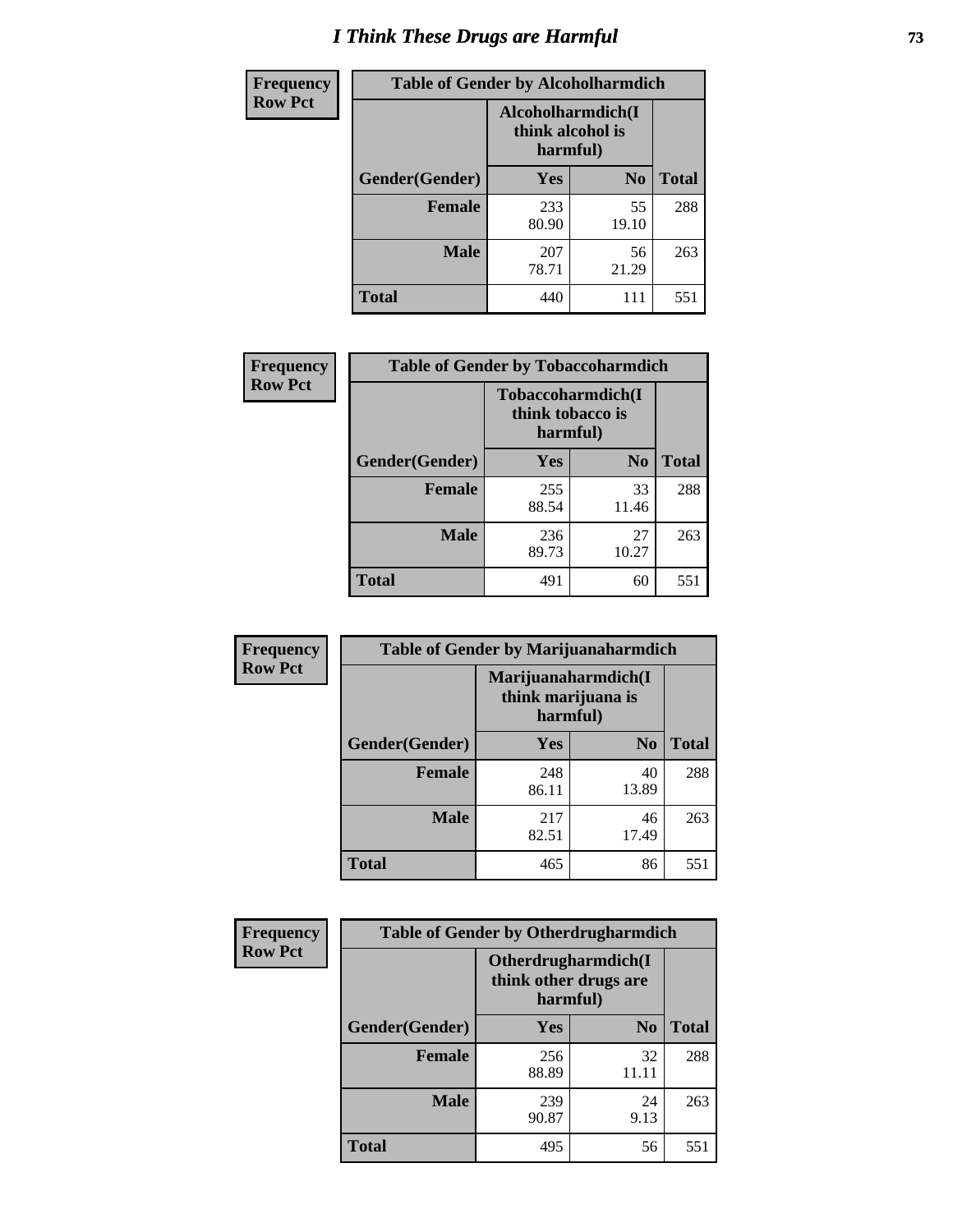# I Think These Drugs are Harmful

**Frequency**
**Row Pct**

| Table of Gender by Alcoholharmdich | | | |
|---|---|---|---|
| | Alcoholharmdich(I think alcohol is harmful) | | |
| Gender(Gender) | Yes | No | Total |
| Female | 233<br>80.90 | 55<br>19.10 | 288 |
| Male | 207<br>78.71 | 56<br>21.29 | 263 |
| Total | 440 | 111 | 551 |

**Frequency**
**Row Pct**

| Table of Gender by Tobaccoharmdich | | | |
|---|---|---|---|
| | Tobaccoharmdich(I think tobacco is harmful) | | |
| Gender(Gender) | Yes | No | Total |
| Female | 255<br>88.54 | 33<br>11.46 | 288 |
| Male | 236<br>89.73 | 27<br>10.27 | 263 |
| Total | 491 | 60 | 551 |

**Frequency**
**Row Pct**

| Table of Gender by Marijuanaharmdich | | | |
|---|---|---|---|
| | Marijuanaharmdich(I think marijuana is harmful) | | |
| Gender(Gender) | Yes | No | Total |
| Female | 248<br>86.11 | 40<br>13.89 | 288 |
| Male | 217<br>82.51 | 46<br>17.49 | 263 |
| Total | 465 | 86 | 551 |

**Frequency**
**Row Pct**

| Table of Gender by Otherdrugharmdich | | | |
|---|---|---|---|
| | Otherdrugharmdich(I think other drugs are harmful) | | |
| Gender(Gender) | Yes | No | Total |
| Female | 256<br>88.89 | 32<br>11.11 | 288 |
| Male | 239<br>90.87 | 24<br>9.13 | 263 |
| Total | 495 | 56 | 551 |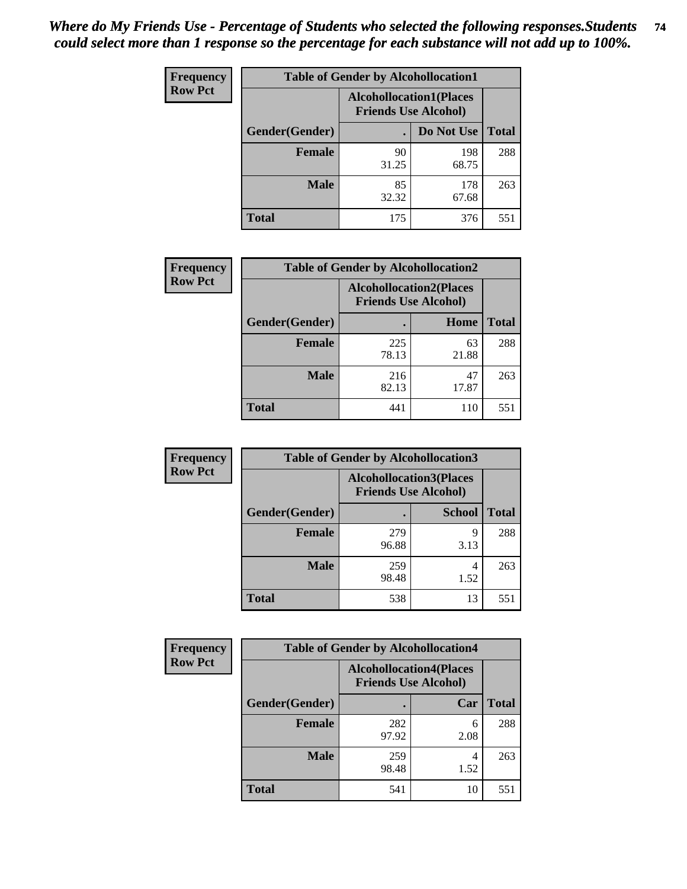*Where do My Friends Use - Percentage of Students who selected the following responses.Students could select more than 1 response so the percentage for each substance will not add up to 100%.*

| Frequency<br>Row Pct | Table of Gender by Alcohollocation1 | | |
|---|---|---|---|
| | Alcohollocation1(Places Friends Use Alcohol) | | |
| Gender(Gender) | . | Do Not Use | Total |
| Female | 90<br>31.25 | 198<br>68.75 | 288 |
| Male | 85<br>32.32 | 178<br>67.68 | 263 |
| Total | 175 | 376 | 551 |

| Frequency<br>Row Pct | Table of Gender by Alcohollocation2 | | |
|---|---|---|---|
| | Alcohollocation2(Places Friends Use Alcohol) | | |
| Gender(Gender) | . | Home | Total |
| Female | 225<br>78.13 | 63<br>21.88 | 288 |
| Male | 216<br>82.13 | 47<br>17.87 | 263 |
| Total | 441 | 110 | 551 |

| Frequency<br>Row Pct | Table of Gender by Alcohollocation3 | | |
|---|---|---|---|
| | Alcohollocation3(Places Friends Use Alcohol) | | |
| Gender(Gender) | . | School | Total |
| Female | 279<br>96.88 | 9<br>3.13 | 288 |
| Male | 259<br>98.48 | 4<br>1.52 | 263 |
| Total | 538 | 13 | 551 |

| Frequency<br>Row Pct | Table of Gender by Alcohollocation4 | | |
|---|---|---|---|
| | Alcohollocation4(Places Friends Use Alcohol) | | |
| Gender(Gender) | . | Car | Total |
| Female | 282<br>97.92 | 6<br>2.08 | 288 |
| Male | 259<br>98.48 | 4<br>1.52 | 263 |
| Total | 541 | 10 | 551 |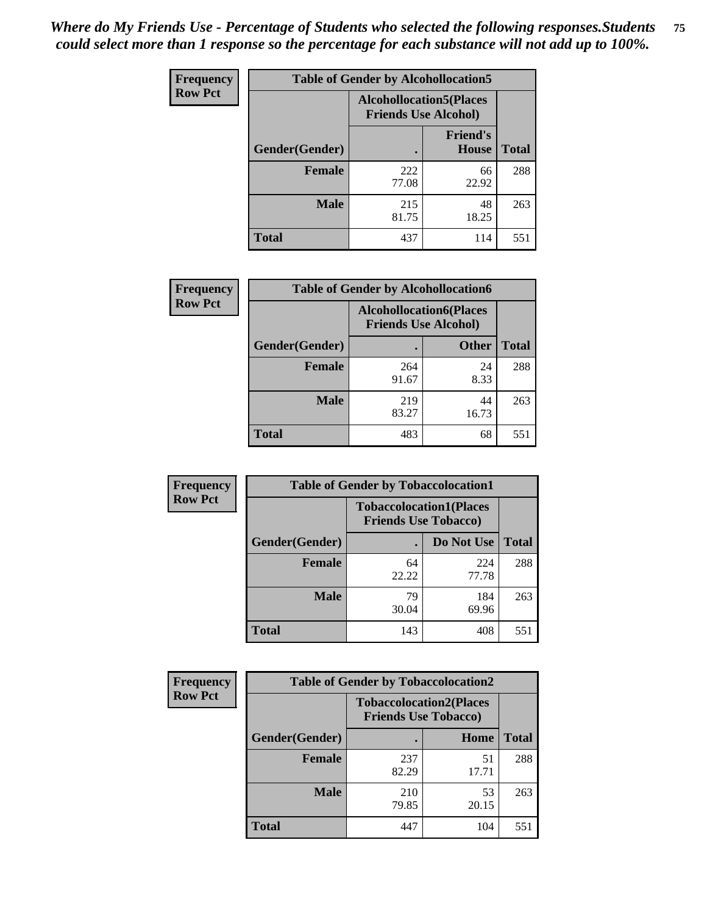*Where do My Friends Use - Percentage of Students who selected the following responses.Students could select more than 1 response so the percentage for each substance will not add up to 100%.*

**Frequency / Row Pct**

| Table of Gender by Alcohollocation5 | | | |
|---|---|---|---|
| | Alcohollocation5(Places Friends Use Alcohol) | | |
| Gender(Gender) | . | Friend's House | Total |
| **Female** | 222<br>77.08 | 66<br>22.92 | 288 |
| **Male** | 215<br>81.75 | 48<br>18.25 | 263 |
| **Total** | 437 | 114 | 551 |

**Frequency / Row Pct**

| Table of Gender by Alcohollocation6 | | | |
|---|---|---|---|
| | Alcohollocation6(Places Friends Use Alcohol) | | |
| Gender(Gender) | . | Other | Total |
| **Female** | 264<br>91.67 | 24<br>8.33 | 288 |
| **Male** | 219<br>83.27 | 44<br>16.73 | 263 |
| **Total** | 483 | 68 | 551 |

**Frequency / Row Pct**

| Table of Gender by Tobaccolocation1 | | | |
|---|---|---|---|
| | Tobaccolocation1(Places Friends Use Tobacco) | | |
| Gender(Gender) | . | Do Not Use | Total |
| **Female** | 64<br>22.22 | 224<br>77.78 | 288 |
| **Male** | 79<br>30.04 | 184<br>69.96 | 263 |
| **Total** | 143 | 408 | 551 |

**Frequency / Row Pct**

| Table of Gender by Tobaccolocation2 | | | |
|---|---|---|---|
| | Tobaccolocation2(Places Friends Use Tobacco) | | |
| Gender(Gender) | . | Home | Total |
| **Female** | 237<br>82.29 | 51<br>17.71 | 288 |
| **Male** | 210<br>79.85 | 53<br>20.15 | 263 |
| **Total** | 447 | 104 | 551 |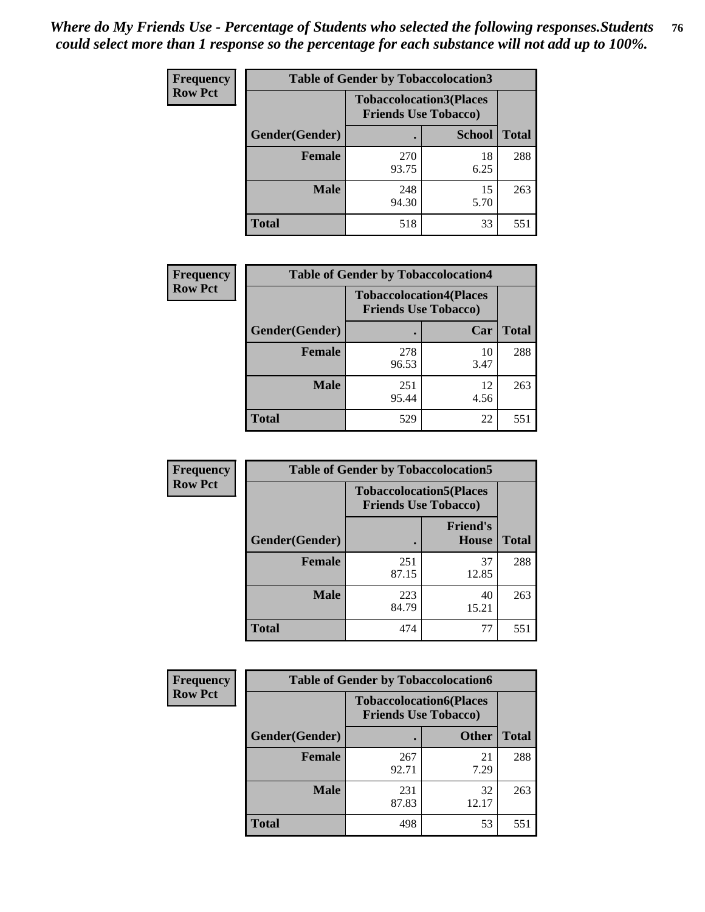*Where do My Friends Use - Percentage of Students who selected the following responses.Students could select more than 1 response so the percentage for each substance will not add up to 100%.*

**Frequency**
**Row Pct**

| Table of Gender by Tobaccolocation3 | | | |
|---|---|---|---|
| | Tobaccolocation3(Places Friends Use Tobacco) | | |
| Gender(Gender) | . | School | Total |
| Female | 270<br>93.75 | 18<br>6.25 | 288 |
| Male | 248<br>94.30 | 15<br>5.70 | 263 |
| Total | 518 | 33 | 551 |

**Frequency**
**Row Pct**

| Table of Gender by Tobaccolocation4 | | | |
|---|---|---|---|
| | Tobaccolocation4(Places Friends Use Tobacco) | | |
| Gender(Gender) | . | Car | Total |
| Female | 278<br>96.53 | 10<br>3.47 | 288 |
| Male | 251<br>95.44 | 12<br>4.56 | 263 |
| Total | 529 | 22 | 551 |

**Frequency**
**Row Pct**

| Table of Gender by Tobaccolocation5 | | | |
|---|---|---|---|
| | Tobaccolocation5(Places Friends Use Tobacco) | | |
| Gender(Gender) | . | Friend's House | Total |
| Female | 251<br>87.15 | 37<br>12.85 | 288 |
| Male | 223<br>84.79 | 40<br>15.21 | 263 |
| Total | 474 | 77 | 551 |

**Frequency**
**Row Pct**

| Table of Gender by Tobaccolocation6 | | | |
|---|---|---|---|
| | Tobaccolocation6(Places Friends Use Tobacco) | | |
| Gender(Gender) | . | Other | Total |
| Female | 267<br>92.71 | 21<br>7.29 | 288 |
| Male | 231<br>87.83 | 32<br>12.17 | 263 |
| Total | 498 | 53 | 551 |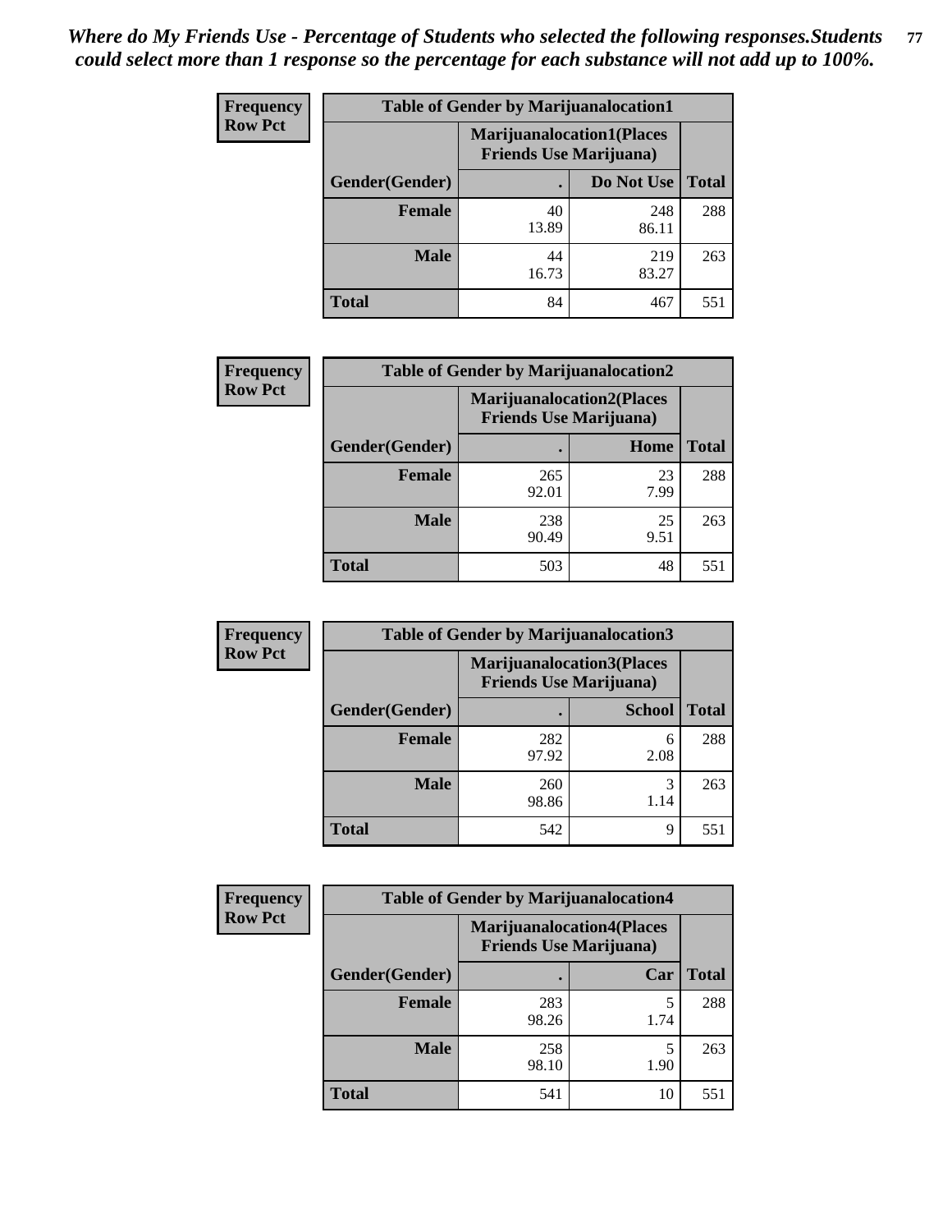*Where do My Friends Use - Percentage of Students who selected the following responses.Students could select more than 1 response so the percentage for each substance will not add up to 100%.*

**Frequency**
**Row Pct**

| Table of Gender by Marijuanalocation1 | | | |
|---|---|---|---|
| | Marijuanalocation1(Places Friends Use Marijuana) | | |
| Gender(Gender) | . | Do Not Use | Total |
| **Female** | 40<br>13.89 | 248<br>86.11 | 288 |
| **Male** | 44<br>16.73 | 219<br>83.27 | 263 |
| **Total** | 84 | 467 | 551 |

**Frequency**
**Row Pct**

| Table of Gender by Marijuanalocation2 | | | |
|---|---|---|---|
| | Marijuanalocation2(Places Friends Use Marijuana) | | |
| Gender(Gender) | . | Home | Total |
| **Female** | 265<br>92.01 | 23<br>7.99 | 288 |
| **Male** | 238<br>90.49 | 25<br>9.51 | 263 |
| **Total** | 503 | 48 | 551 |

**Frequency**
**Row Pct**

| Table of Gender by Marijuanalocation3 | | | |
|---|---|---|---|
| | Marijuanalocation3(Places Friends Use Marijuana) | | |
| Gender(Gender) | . | School | Total |
| **Female** | 282<br>97.92 | 6<br>2.08 | 288 |
| **Male** | 260<br>98.86 | 3<br>1.14 | 263 |
| **Total** | 542 | 9 | 551 |

**Frequency**
**Row Pct**

| Table of Gender by Marijuanalocation4 | | | |
|---|---|---|---|
| | Marijuanalocation4(Places Friends Use Marijuana) | | |
| Gender(Gender) | . | Car | Total |
| **Female** | 283<br>98.26 | 5<br>1.74 | 288 |
| **Male** | 258<br>98.10 | 5<br>1.90 | 263 |
| **Total** | 541 | 10 | 551 |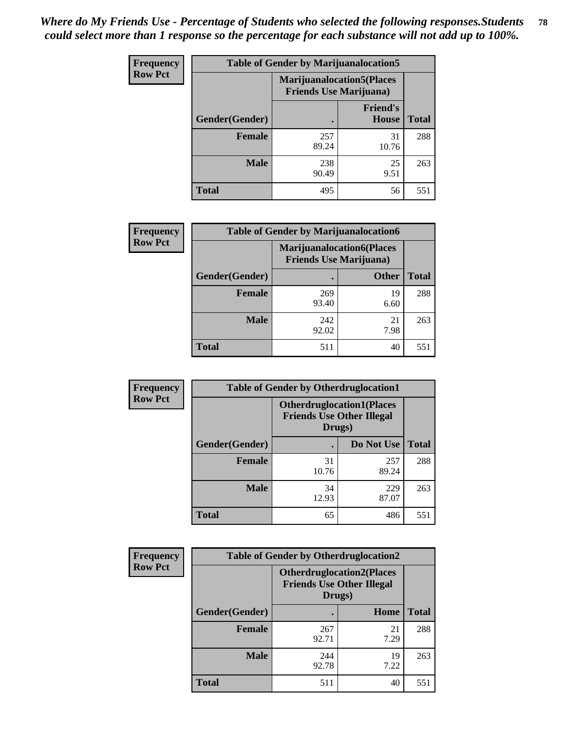*Where do My Friends Use - Percentage of Students who selected the following responses.Students could select more than 1 response so the percentage for each substance will not add up to 100%.*

**Frequency**
**Row Pct**

| Table of Gender by Marijuanalocation5 | | | |
|---|---|---|---|
| | Marijuanalocation5(Places Friends Use Marijuana) | | |
| Gender(Gender) | . | Friend's House | Total |
| **Female** | 257<br>89.24 | 31<br>10.76 | 288 |
| **Male** | 238<br>90.49 | 25<br>9.51 | 263 |
| **Total** | 495 | 56 | 551 |

**Frequency**
**Row Pct**

| Table of Gender by Marijuanalocation6 | | | |
|---|---|---|---|
| | Marijuanalocation6(Places Friends Use Marijuana) | | |
| Gender(Gender) | . | Other | Total |
| **Female** | 269<br>93.40 | 19<br>6.60 | 288 |
| **Male** | 242<br>92.02 | 21<br>7.98 | 263 |
| **Total** | 511 | 40 | 551 |

**Frequency**
**Row Pct**

| Table of Gender by Otherdruglocation1 | | | |
|---|---|---|---|
| | Otherdruglocation1(Places Friends Use Other Illegal Drugs) | | |
| Gender(Gender) | . | Do Not Use | Total |
| **Female** | 31<br>10.76 | 257<br>89.24 | 288 |
| **Male** | 34<br>12.93 | 229<br>87.07 | 263 |
| **Total** | 65 | 486 | 551 |

**Frequency**
**Row Pct**

| Table of Gender by Otherdruglocation2 | | | |
|---|---|---|---|
| | Otherdruglocation2(Places Friends Use Other Illegal Drugs) | | |
| Gender(Gender) | . | Home | Total |
| **Female** | 267<br>92.71 | 21<br>7.29 | 288 |
| **Male** | 244<br>92.78 | 19<br>7.22 | 263 |
| **Total** | 511 | 40 | 551 |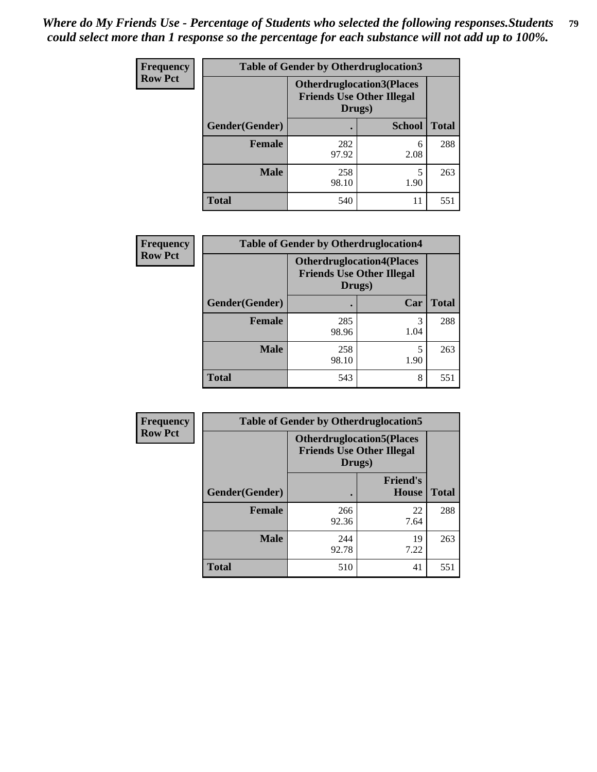*Where do My Friends Use - Percentage of Students who selected the following responses.Students could select more than 1 response so the percentage for each substance will not add up to 100%.*

**Frequency**
**Row Pct**

| Table of Gender by Otherdruglocation3 | | | |
|---|---|---|---|
| | Otherdruglocation3(Places Friends Use Other Illegal Drugs) | | |
| Gender(Gender) | . | School | Total |
| **Female** | 282<br>97.92 | 6<br>2.08 | 288 |
| **Male** | 258<br>98.10 | 5<br>1.90 | 263 |
| **Total** | 540 | 11 | 551 |

**Frequency**
**Row Pct**

| Table of Gender by Otherdruglocation4 | | | |
|---|---|---|---|
| | Otherdruglocation4(Places Friends Use Other Illegal Drugs) | | |
| Gender(Gender) | . | Car | Total |
| **Female** | 285<br>98.96 | 3<br>1.04 | 288 |
| **Male** | 258<br>98.10 | 5<br>1.90 | 263 |
| **Total** | 543 | 8 | 551 |

**Frequency**
**Row Pct**

| Table of Gender by Otherdruglocation5 | | | |
|---|---|---|---|
| | Otherdruglocation5(Places Friends Use Other Illegal Drugs) | | |
| Gender(Gender) | . | Friend's House | Total |
| **Female** | 266<br>92.36 | 22<br>7.64 | 288 |
| **Male** | 244<br>92.78 | 19<br>7.22 | 263 |
| **Total** | 510 | 41 | 551 |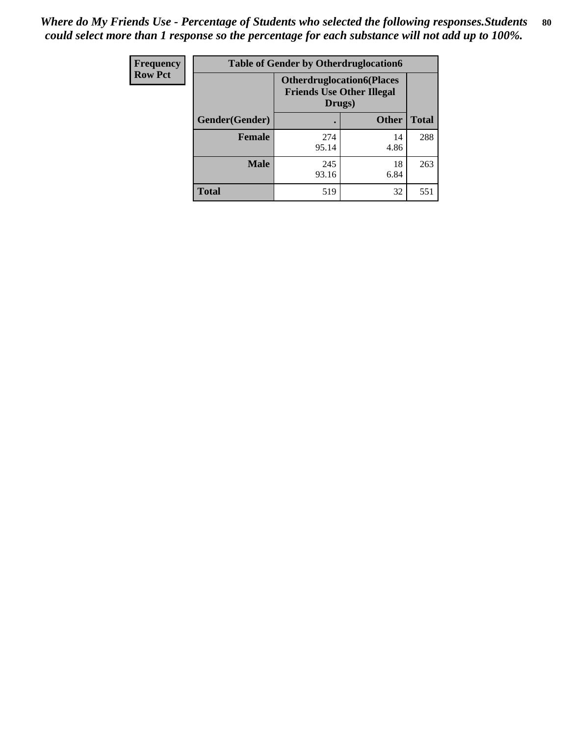*Where do My Friends Use - Percentage of Students who selected the following responses.Students could select more than 1 response so the percentage for each substance will not add up to 100%.*

| Frequency<br>Row Pct | Table of Gender by Otherdruglocation6 | | | |
|---|---|---|---|---|
| | | Otherdruglocation6(Places Friends Use Other Illegal Drugs) | | |
| | Gender(Gender) | . | Other | Total |
| | Female | 274<br>95.14 | 14<br>4.86 | 288 |
| | Male | 245<br>93.16 | 18<br>6.84 | 263 |
| | Total | 519 | 32 | 551 |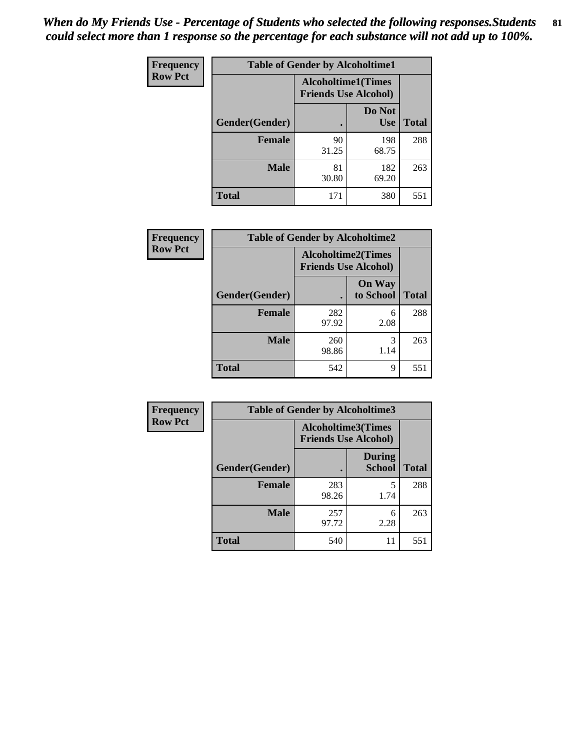*When do My Friends Use - Percentage of Students who selected the following responses.Students could select more than 1 response so the percentage for each substance will not add up to 100%.*

**Frequency**
**Row Pct**

| Table of Gender by Alcoholtime1 | | | |
|---|---|---|---|
| | Alcoholtime1(Times Friends Use Alcohol) | | |
| Gender(Gender) | . | Do Not Use | Total |
| **Female** | 90<br>31.25 | 198<br>68.75 | 288 |
| **Male** | 81<br>30.80 | 182<br>69.20 | 263 |
| **Total** | 171 | 380 | 551 |

**Frequency**
**Row Pct**

| Table of Gender by Alcoholtime2 | | | |
|---|---|---|---|
| | Alcoholtime2(Times Friends Use Alcohol) | | |
| Gender(Gender) | . | On Way to School | Total |
| **Female** | 282<br>97.92 | 6<br>2.08 | 288 |
| **Male** | 260<br>98.86 | 3<br>1.14 | 263 |
| **Total** | 542 | 9 | 551 |

**Frequency**
**Row Pct**

| Table of Gender by Alcoholtime3 | | | |
|---|---|---|---|
| | Alcoholtime3(Times Friends Use Alcohol) | | |
| Gender(Gender) | . | During School | Total |
| **Female** | 283<br>98.26 | 5<br>1.74 | 288 |
| **Male** | 257<br>97.72 | 6<br>2.28 | 263 |
| **Total** | 540 | 11 | 551 |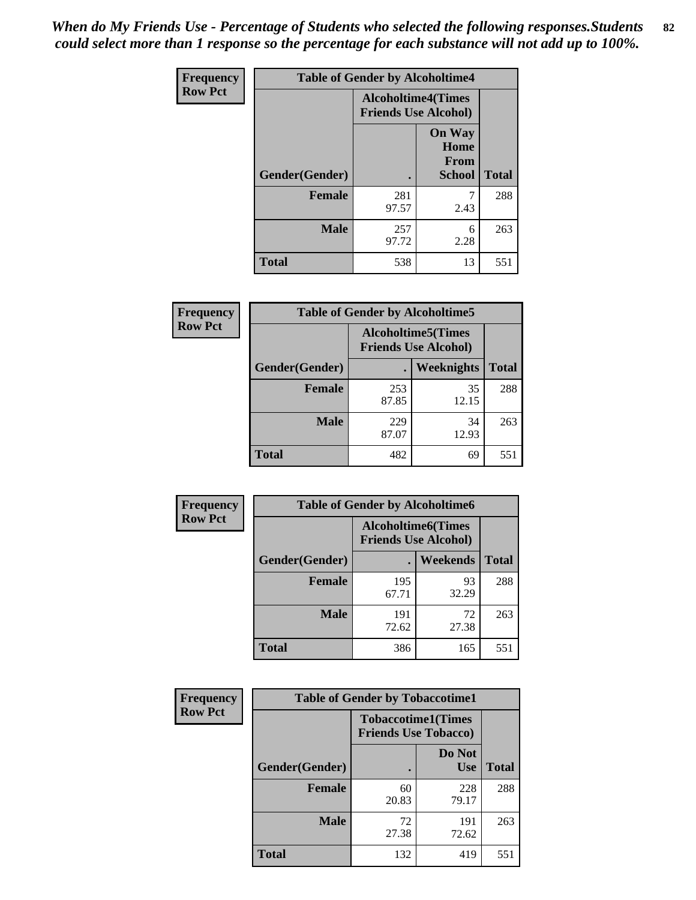*When do My Friends Use - Percentage of Students who selected the following responses.Students could select more than 1 response so the percentage for each substance will not add up to 100%.*

**Frequency**
**Row Pct**

| Table of Gender by Alcoholtime4 | | | |
|---|---|---|---|
| | Alcoholtime4(Times Friends Use Alcohol) | | |
| Gender(Gender) | . | On Way Home From School | Total |
| **Female** | 281<br>97.57 | 7<br>2.43 | 288 |
| **Male** | 257<br>97.72 | 6<br>2.28 | 263 |
| **Total** | 538 | 13 | 551 |

**Frequency**
**Row Pct**

| Table of Gender by Alcoholtime5 | | | |
|---|---|---|---|
| | Alcoholtime5(Times Friends Use Alcohol) | | |
| Gender(Gender) | . | Weeknights | Total |
| **Female** | 253<br>87.85 | 35<br>12.15 | 288 |
| **Male** | 229<br>87.07 | 34<br>12.93 | 263 |
| **Total** | 482 | 69 | 551 |

**Frequency**
**Row Pct**

| Table of Gender by Alcoholtime6 | | | |
|---|---|---|---|
| | Alcoholtime6(Times Friends Use Alcohol) | | |
| Gender(Gender) | . | Weekends | Total |
| **Female** | 195<br>67.71 | 93<br>32.29 | 288 |
| **Male** | 191<br>72.62 | 72<br>27.38 | 263 |
| **Total** | 386 | 165 | 551 |

**Frequency**
**Row Pct**

| Table of Gender by Tobaccotime1 | | | |
|---|---|---|---|
| | Tobaccotime1(Times Friends Use Tobacco) | | |
| Gender(Gender) | . | Do Not Use | Total |
| **Female** | 60<br>20.83 | 228<br>79.17 | 288 |
| **Male** | 72<br>27.38 | 191<br>72.62 | 263 |
| **Total** | 132 | 419 | 551 |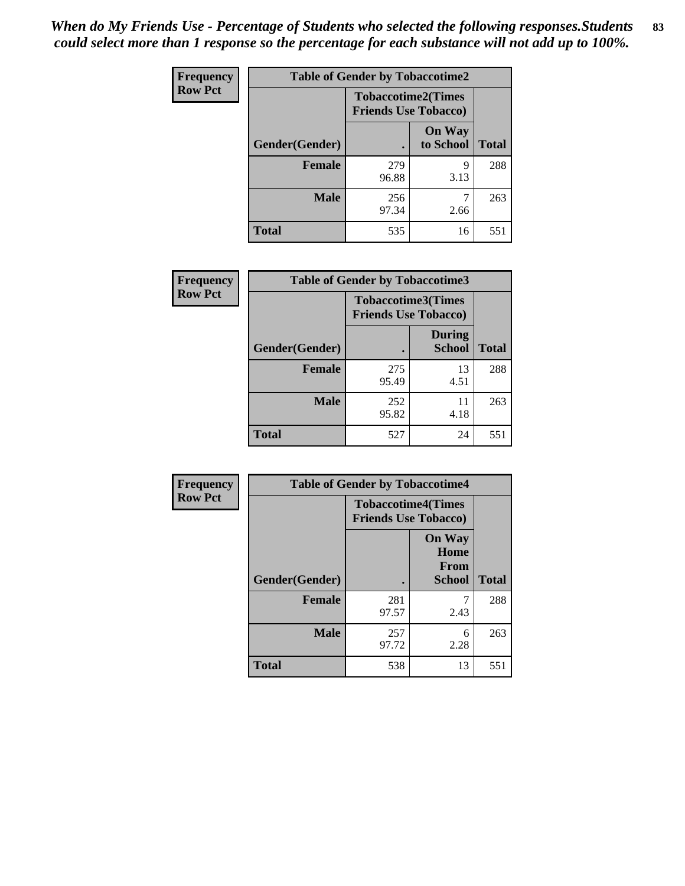*When do My Friends Use - Percentage of Students who selected the following responses.Students could select more than 1 response so the percentage for each substance will not add up to 100%.*

**Frequency**
**Row Pct**

| Table of Gender by Tobaccotime2 | | | |
|---|---|---|---|
| | Tobaccotime2(Times Friends Use Tobacco) | | |
| Gender(Gender) | . | On Way to School | Total |
| **Female** | 279<br>96.88 | 9<br>3.13 | 288 |
| **Male** | 256<br>97.34 | 7<br>2.66 | 263 |
| **Total** | 535 | 16 | 551 |

**Frequency**
**Row Pct**

| Table of Gender by Tobaccotime3 | | | |
|---|---|---|---|
| | Tobaccotime3(Times Friends Use Tobacco) | | |
| Gender(Gender) | . | During School | Total |
| **Female** | 275<br>95.49 | 13<br>4.51 | 288 |
| **Male** | 252<br>95.82 | 11<br>4.18 | 263 |
| **Total** | 527 | 24 | 551 |

**Frequency**
**Row Pct**

| Table of Gender by Tobaccotime4 | | | |
|---|---|---|---|
| | Tobaccotime4(Times Friends Use Tobacco) | | |
| Gender(Gender) | . | On Way Home From School | Total |
| **Female** | 281<br>97.57 | 7<br>2.43 | 288 |
| **Male** | 257<br>97.72 | 6<br>2.28 | 263 |
| **Total** | 538 | 13 | 551 |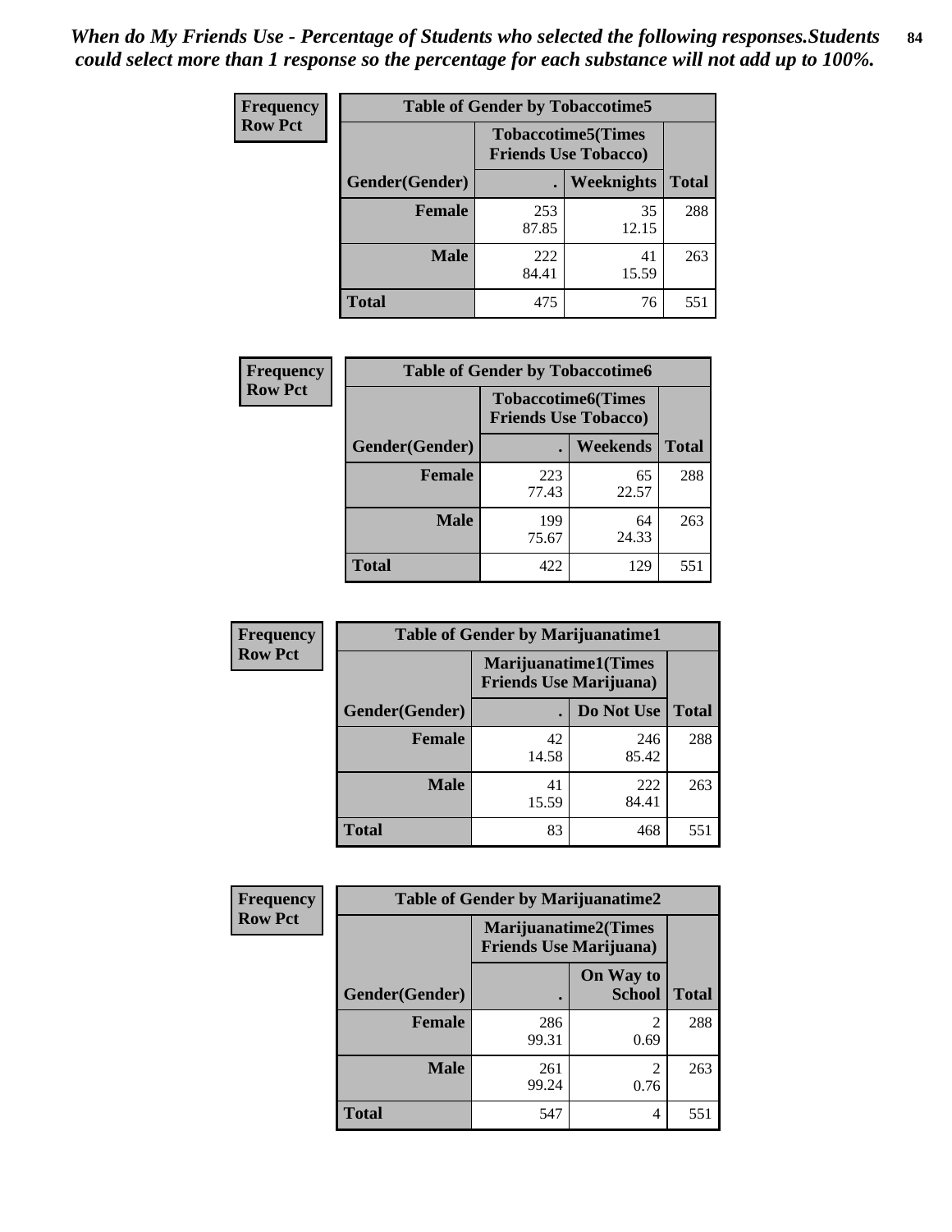*When do My Friends Use - Percentage of Students who selected the following responses.Students could select more than 1 response so the percentage for each substance will not add up to 100%.*

**Frequency**
**Row Pct**

| Table of Gender by Tobaccotime5 | | | |
|---|---|---|---|
| | Tobaccotime5(Times Friends Use Tobacco) | | |
| Gender(Gender) | . | Weeknights | Total |
| **Female** | 253<br>87.85 | 35<br>12.15 | 288 |
| **Male** | 222<br>84.41 | 41<br>15.59 | 263 |
| **Total** | 475 | 76 | 551 |

**Frequency**
**Row Pct**

| Table of Gender by Tobaccotime6 | | | |
|---|---|---|---|
| | Tobaccotime6(Times Friends Use Tobacco) | | |
| Gender(Gender) | . | Weekends | Total |
| **Female** | 223<br>77.43 | 65<br>22.57 | 288 |
| **Male** | 199<br>75.67 | 64<br>24.33 | 263 |
| **Total** | 422 | 129 | 551 |

**Frequency**
**Row Pct**

| Table of Gender by Marijuanatime1 | | | |
|---|---|---|---|
| | Marijuanatime1(Times Friends Use Marijuana) | | |
| Gender(Gender) | . | Do Not Use | Total |
| **Female** | 42<br>14.58 | 246<br>85.42 | 288 |
| **Male** | 41<br>15.59 | 222<br>84.41 | 263 |
| **Total** | 83 | 468 | 551 |

**Frequency**
**Row Pct**

| Table of Gender by Marijuanatime2 | | | |
|---|---|---|---|
| | Marijuanatime2(Times Friends Use Marijuana) | | |
| Gender(Gender) | . | On Way to School | Total |
| **Female** | 286<br>99.31 | 2<br>0.69 | 288 |
| **Male** | 261<br>99.24 | 2<br>0.76 | 263 |
| **Total** | 547 | 4 | 551 |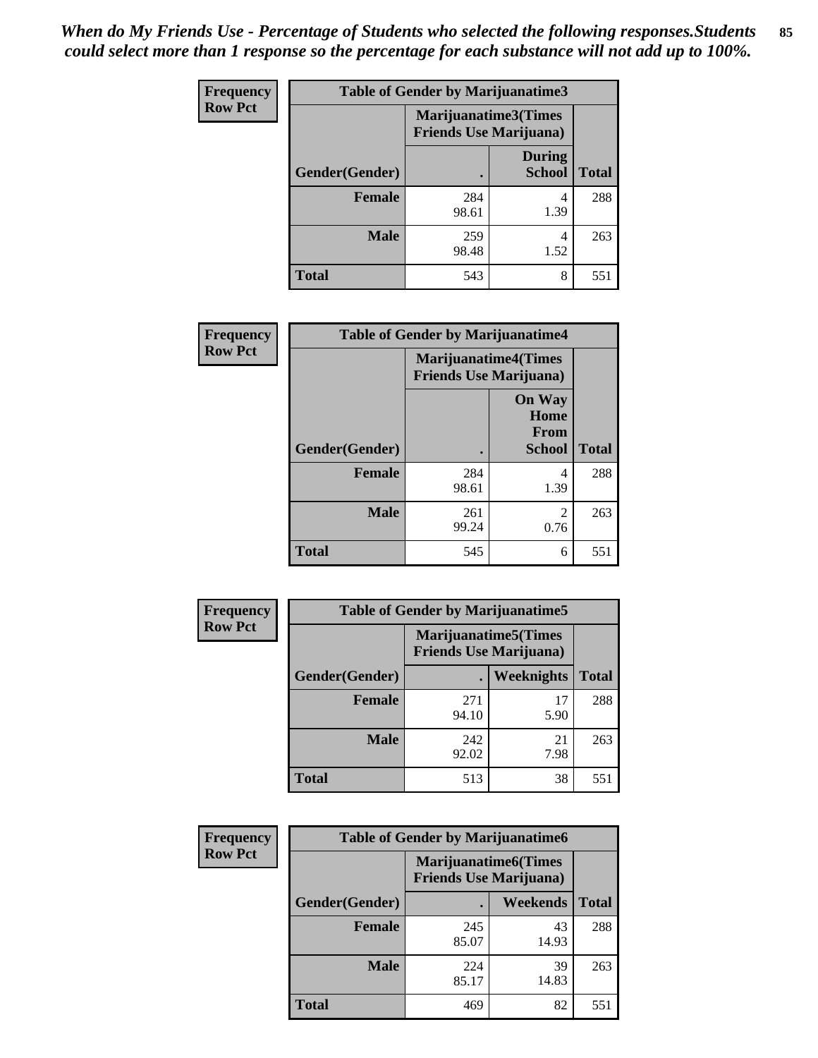*When do My Friends Use - Percentage of Students who selected the following responses.Students could select more than 1 response so the percentage for each substance will not add up to 100%.*

**Frequency**
**Row Pct**

| Table of Gender by Marijuanatime3 | | | |
|---|---|---|---|
| | Marijuanatime3(Times Friends Use Marijuana) | | |
| Gender(Gender) | . | During School | Total |
| **Female** | 284<br>98.61 | 4<br>1.39 | 288 |
| **Male** | 259<br>98.48 | 4<br>1.52 | 263 |
| **Total** | 543 | 8 | 551 |

**Frequency**
**Row Pct**

| Table of Gender by Marijuanatime4 | | | |
|---|---|---|---|
| | Marijuanatime4(Times Friends Use Marijuana) | | |
| Gender(Gender) | . | On Way Home From School | Total |
| **Female** | 284<br>98.61 | 4<br>1.39 | 288 |
| **Male** | 261<br>99.24 | 2<br>0.76 | 263 |
| **Total** | 545 | 6 | 551 |

**Frequency**
**Row Pct**

| Table of Gender by Marijuanatime5 | | | |
|---|---|---|---|
| | Marijuanatime5(Times Friends Use Marijuana) | | |
| Gender(Gender) | . | Weeknights | Total |
| **Female** | 271<br>94.10 | 17<br>5.90 | 288 |
| **Male** | 242<br>92.02 | 21<br>7.98 | 263 |
| **Total** | 513 | 38 | 551 |

**Frequency**
**Row Pct**

| Table of Gender by Marijuanatime6 | | | |
|---|---|---|---|
| | Marijuanatime6(Times Friends Use Marijuana) | | |
| Gender(Gender) | . | Weekends | Total |
| **Female** | 245<br>85.07 | 43<br>14.93 | 288 |
| **Male** | 224<br>85.17 | 39<br>14.83 | 263 |
| **Total** | 469 | 82 | 551 |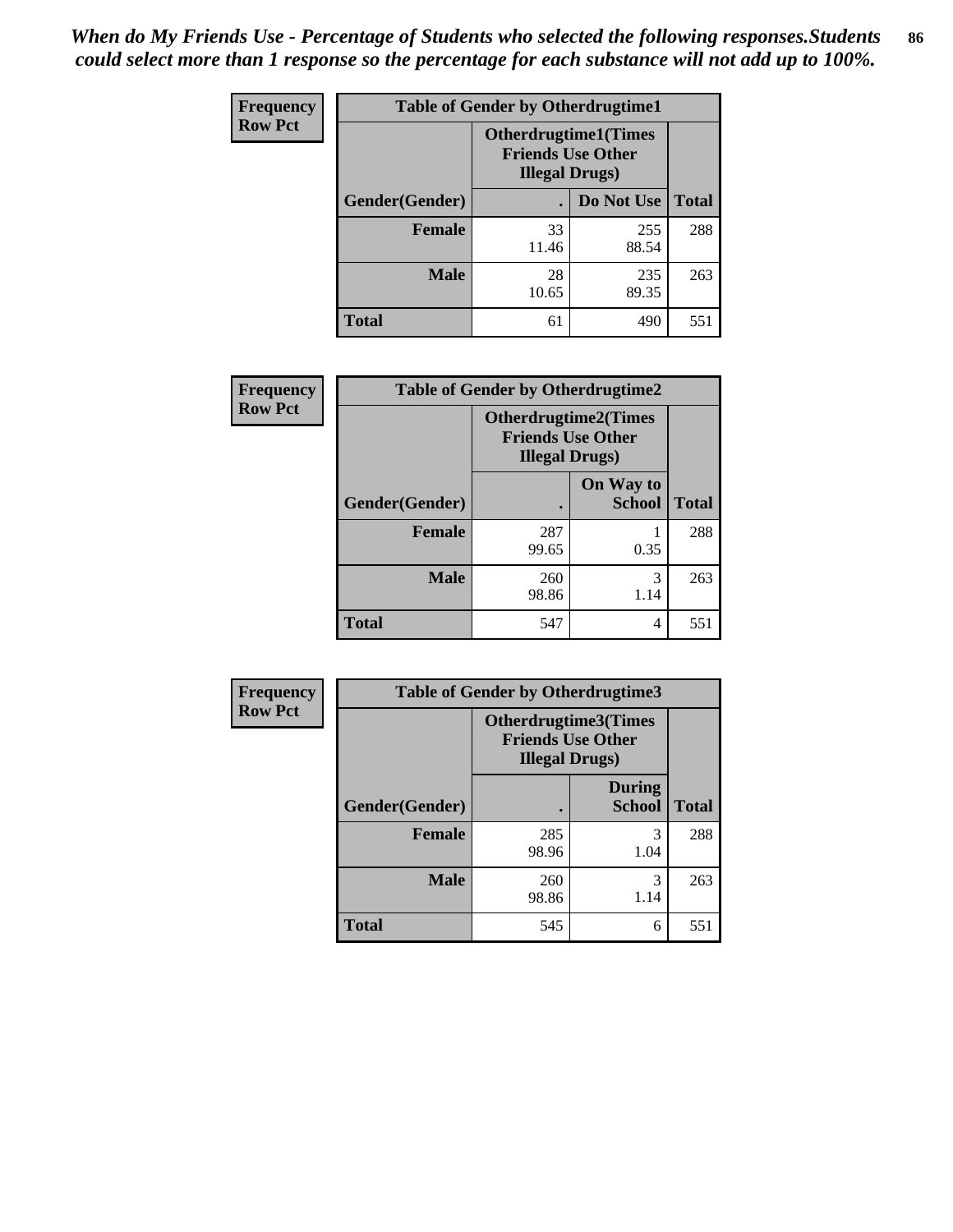*When do My Friends Use - Percentage of Students who selected the following responses.Students could select more than 1 response so the percentage for each substance will not add up to 100%.*

**Frequency**
**Row Pct**

| Table of Gender by Otherdrugtime1 | | | |
|---|---|---|---|
| | Otherdrugtime1(Times Friends Use Other Illegal Drugs) | | |
| Gender(Gender) | . | Do Not Use | Total |
| **Female** | 33<br>11.46 | 255<br>88.54 | 288 |
| **Male** | 28<br>10.65 | 235<br>89.35 | 263 |
| **Total** | 61 | 490 | 551 |

**Frequency**
**Row Pct**

| Table of Gender by Otherdrugtime2 | | | |
|---|---|---|---|
| | Otherdrugtime2(Times Friends Use Other Illegal Drugs) | | |
| Gender(Gender) | . | On Way to School | Total |
| **Female** | 287<br>99.65 | 1<br>0.35 | 288 |
| **Male** | 260<br>98.86 | 3<br>1.14 | 263 |
| **Total** | 547 | 4 | 551 |

**Frequency**
**Row Pct**

| Table of Gender by Otherdrugtime3 | | | |
|---|---|---|---|
| | Otherdrugtime3(Times Friends Use Other Illegal Drugs) | | |
| Gender(Gender) | . | During School | Total |
| **Female** | 285<br>98.96 | 3<br>1.04 | 288 |
| **Male** | 260<br>98.86 | 3<br>1.14 | 263 |
| **Total** | 545 | 6 | 551 |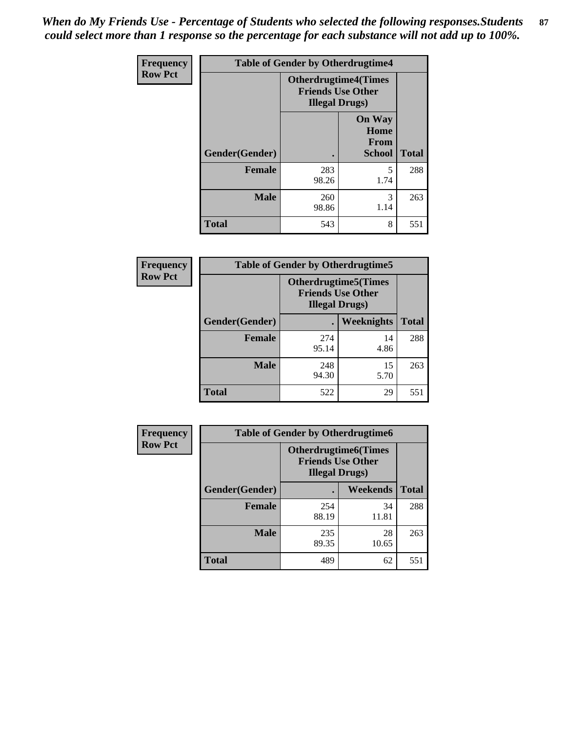*When do My Friends Use - Percentage of Students who selected the following responses.Students could select more than 1 response so the percentage for each substance will not add up to 100%.*

| Frequency Row Pct | Table of Gender by Otherdrugtime4 | | |
|---|---|---|---|
| | Otherdrugtime4(Times Friends Use Other Illegal Drugs) | | |
| Gender(Gender) | . | On Way Home From School | Total |
| Female | 283<br>98.26 | 5<br>1.74 | 288 |
| Male | 260<br>98.86 | 3<br>1.14 | 263 |
| Total | 543 | 8 | 551 |

| Frequency Row Pct | Table of Gender by Otherdrugtime5 | | |
|---|---|---|---|
| | Otherdrugtime5(Times Friends Use Other Illegal Drugs) | | |
| Gender(Gender) | . | Weeknights | Total |
| Female | 274<br>95.14 | 14<br>4.86 | 288 |
| Male | 248<br>94.30 | 15<br>5.70 | 263 |
| Total | 522 | 29 | 551 |

| Frequency Row Pct | Table of Gender by Otherdrugtime6 | | |
|---|---|---|---|
| | Otherdrugtime6(Times Friends Use Other Illegal Drugs) | | |
| Gender(Gender) | . | Weekends | Total |
| Female | 254<br>88.19 | 34<br>11.81 | 288 |
| Male | 235<br>89.35 | 28<br>10.65 | 263 |
| Total | 489 | 62 | 551 |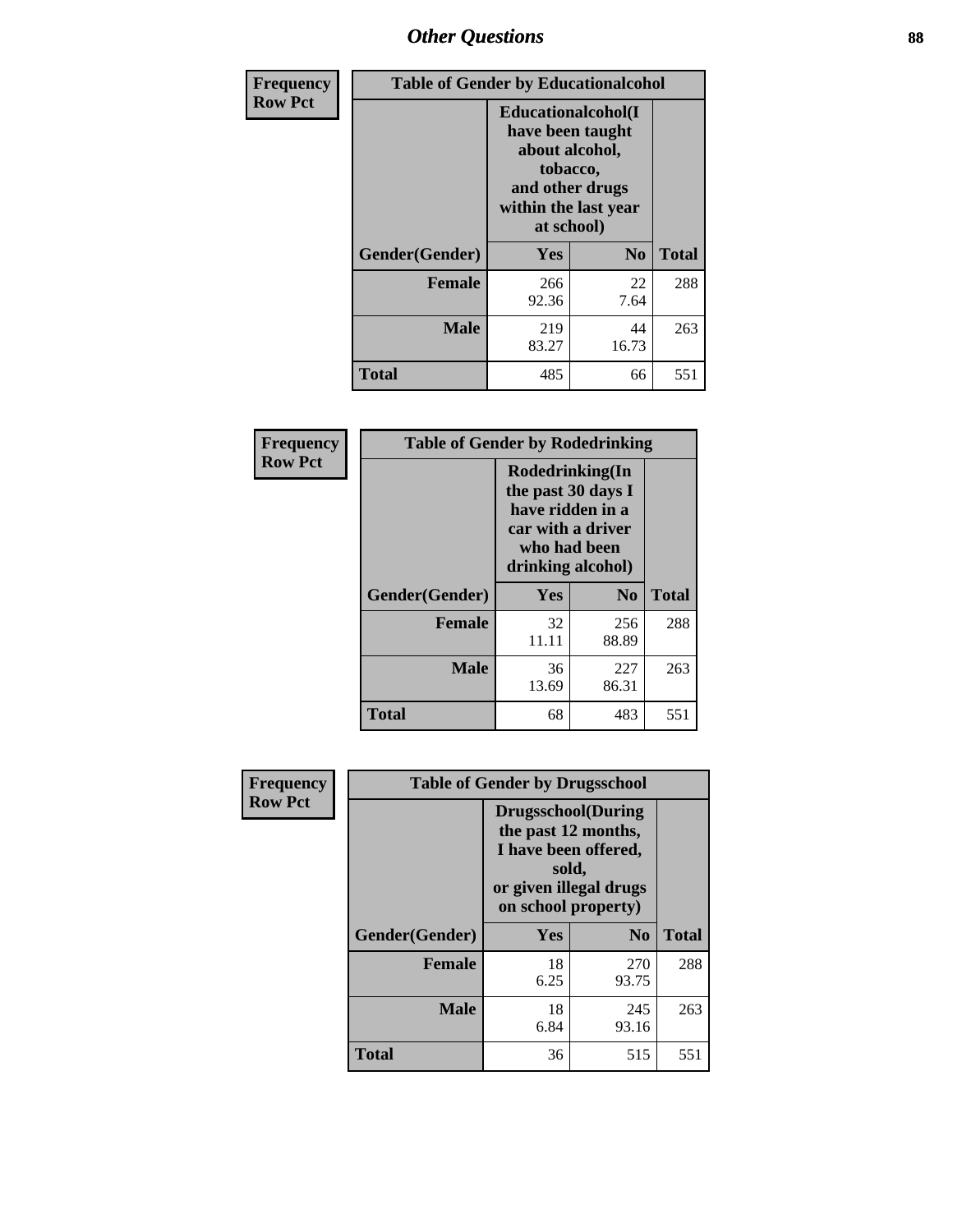## Other Questions

**Frequency**
**Row Pct**

| Table of Gender by Educationalcohol | | | |
|---|---|---|---|
| | Educationalcohol(I have been taught about alcohol, tobacco, and other drugs within the last year at school) | | |
| Gender(Gender) | Yes | No | Total |
| Female | 266<br>92.36 | 22<br>7.64 | 288 |
| Male | 219<br>83.27 | 44<br>16.73 | 263 |
| Total | 485 | 66 | 551 |

**Frequency**
**Row Pct**

| Table of Gender by Rodedrinking | | | |
|---|---|---|---|
| | Rodedrinking(In the past 30 days I have ridden in a car with a driver who had been drinking alcohol) | | |
| Gender(Gender) | Yes | No | Total |
| Female | 32<br>11.11 | 256<br>88.89 | 288 |
| Male | 36<br>13.69 | 227<br>86.31 | 263 |
| Total | 68 | 483 | 551 |

**Frequency**
**Row Pct**

| Table of Gender by Drugsschool | | | |
|---|---|---|---|
| | Drugsschool(During the past 12 months, I have been offered, sold, or given illegal drugs on school property) | | |
| Gender(Gender) | Yes | No | Total |
| Female | 18<br>6.25 | 270<br>93.75 | 288 |
| Male | 18<br>6.84 | 245<br>93.16 | 263 |
| Total | 36 | 515 | 551 |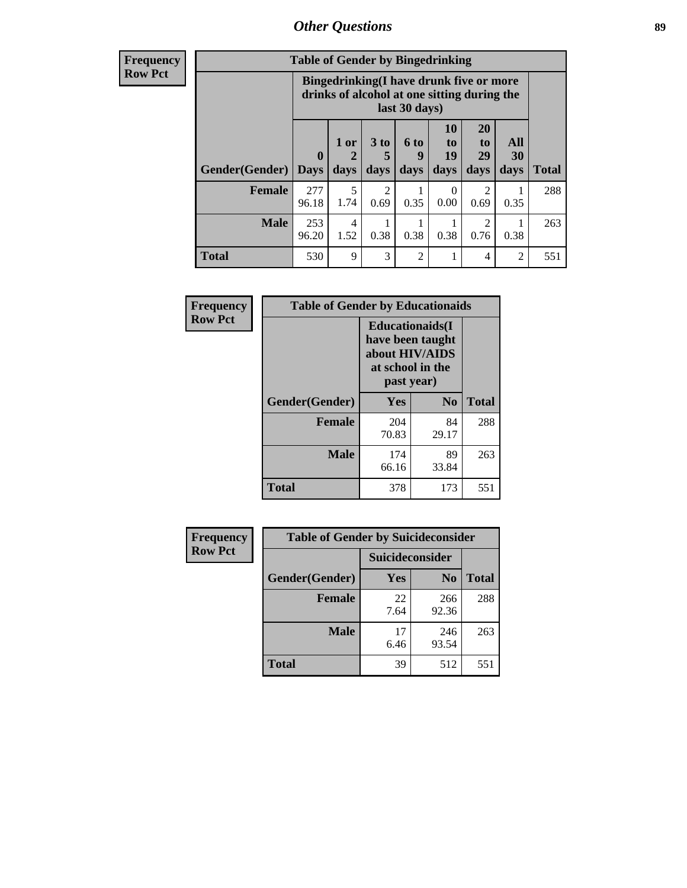## Other Questions

**Frequency**
**Row Pct**

| Table of Gender by Bingedrinking | | | | | | | | |
|---|---|---|---|---|---|---|---|---|
| | Bingedrinking(I have drunk five or more drinks of alcohol at one sitting during the last 30 days) | | | | | | | |
| Gender(Gender) | 0 Days | 1 or 2 days | 3 to 5 days | 6 to 9 days | 10 to 19 days | 20 to 29 days | All 30 days | Total |
| **Female** | 277<br>96.18 | 5<br>1.74 | 2<br>0.69 | 1<br>0.35 | 0<br>0.00 | 2<br>0.69 | 1<br>0.35 | 288 |
| **Male** | 253<br>96.20 | 4<br>1.52 | 1<br>0.38 | 1<br>0.38 | 1<br>0.38 | 2<br>0.76 | 1<br>0.38 | 263 |
| **Total** | 530 | 9 | 3 | 2 | 1 | 4 | 2 | 551 |

**Frequency**
**Row Pct**

| Table of Gender by Educationaids | | | |
|---|---|---|---|
| | Educationaids(I have been taught about HIV/AIDS at school in the past year) | | |
| Gender(Gender) | Yes | No | Total |
| **Female** | 204<br>70.83 | 84<br>29.17 | 288 |
| **Male** | 174<br>66.16 | 89<br>33.84 | 263 |
| **Total** | 378 | 173 | 551 |

**Frequency**
**Row Pct**

| Table of Gender by Suicideconsider | | | |
|---|---|---|---|
| | Suicideconsider | | |
| Gender(Gender) | Yes | No | Total |
| **Female** | 22<br>7.64 | 266<br>92.36 | 288 |
| **Male** | 17<br>6.46 | 246<br>93.54 | 263 |
| **Total** | 39 | 512 | 551 |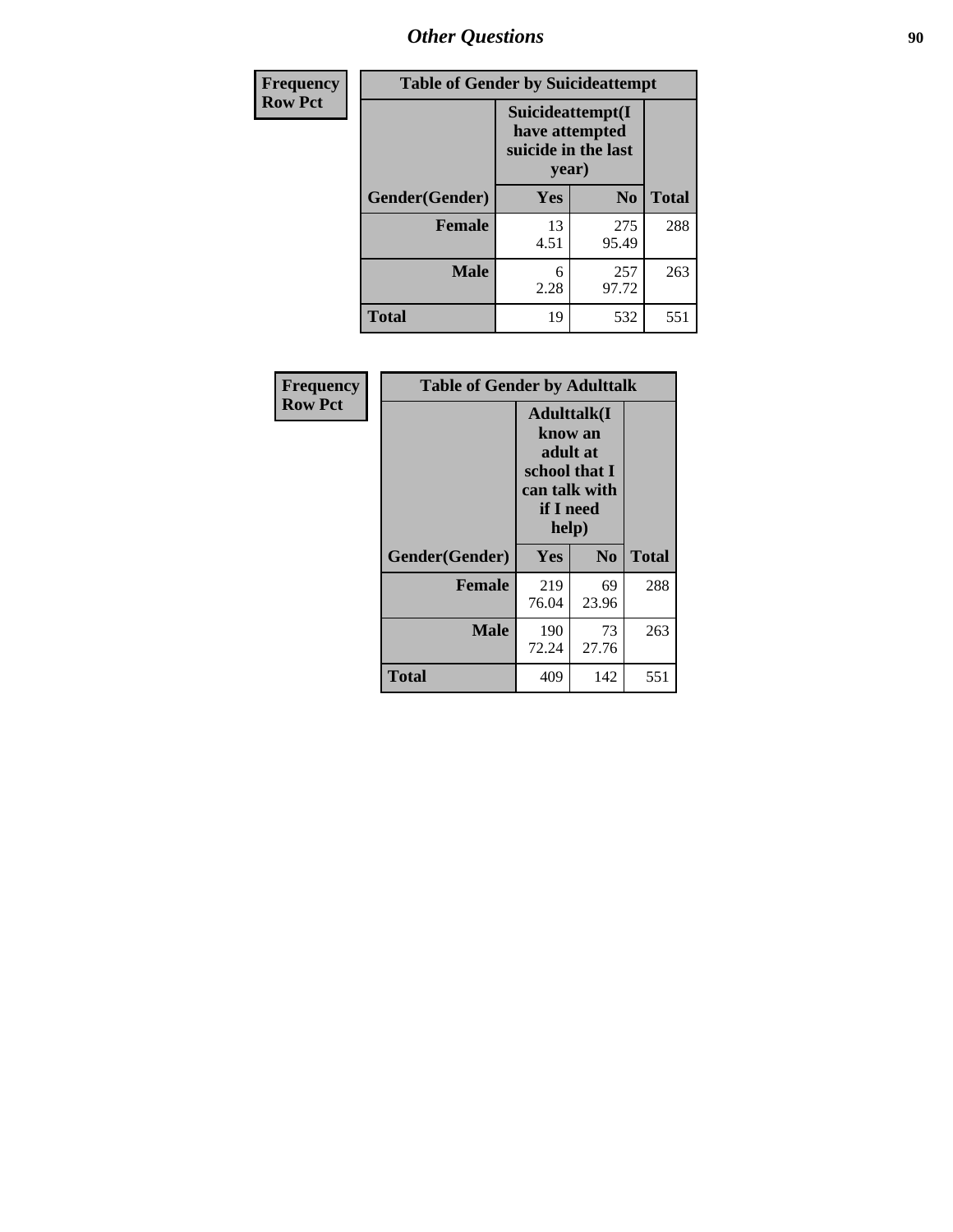# Other Questions

| Frequency<br>Row Pct | Table of Gender by Suicideattempt | | |
|---|---|---|---|
| | Suicideattempt(I have attempted suicide in the last year) | | |
| Gender(Gender) | Yes | No | Total |
| Female | 13<br>4.51 | 275<br>95.49 | 288 |
| Male | 6<br>2.28 | 257<br>97.72 | 263 |
| Total | 19 | 532 | 551 |

| Frequency<br>Row Pct | Table of Gender by Adulttalk | | |
|---|---|---|---|
| | Adulttalk(I know an adult at school that I can talk with if I need help) | | |
| Gender(Gender) | Yes | No | Total |
| Female | 219<br>76.04 | 69<br>23.96 | 288 |
| Male | 190<br>72.24 | 73<br>27.76 | 263 |
| Total | 409 | 142 | 551 |